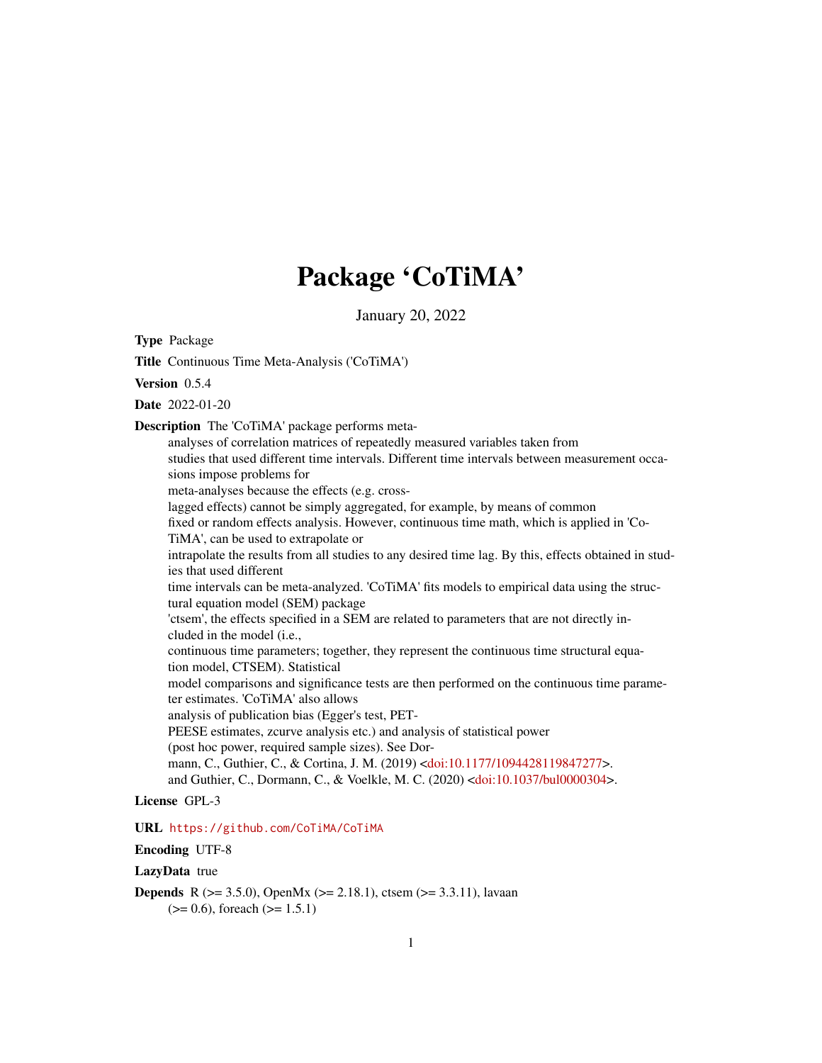# Package 'CoTiMA'

January 20, 2022

**Type** Package

**Title** Continuous Time Meta-Analysis ('CoTiMA')

**Version** 0.5.4

**Date** 2022-01-20

**Description** The 'CoTiMA' package performs meta-analyses of correlation matrices of repeatedly measured variables taken from studies that used different time intervals. Different time intervals between measurement occasions impose problems for meta-analyses because the effects (e.g. cross-lagged effects) cannot be simply aggregated, for example, by means of common fixed or random effects analysis. However, continuous time math, which is applied in 'CoTiMA', can be used to extrapolate or intrapolate the results from all studies to any desired time lag. By this, effects obtained in studies that used different time intervals can be meta-analyzed. 'CoTiMA' fits models to empirical data using the structural equation model (SEM) package 'ctsem', the effects specified in a SEM are related to parameters that are not directly included in the model (i.e., continuous time parameters; together, they represent the continuous time structural equation model, CTSEM). Statistical model comparisons and significance tests are then performed on the continuous time parameter estimates. 'CoTiMA' also allows analysis of publication bias (Egger's test, PET-PEESE estimates, zcurve analysis etc.) and analysis of statistical power (post hoc power, required sample sizes). See Dormann, C., Guthier, C., & Cortina, J. M. (2019) <doi:10.1177/1094428119847277>. and Guthier, C., Dormann, C., & Voelkle, M. C. (2020) <doi:10.1037/bul0000304>.

**License** GPL-3

**URL** https://github.com/CoTiMA/CoTiMA

**Encoding** UTF-8

**LazyData** true

**Depends** R (>= 3.5.0), OpenMx (>= 2.18.1), ctsem (>= 3.3.11), lavaan (>= 0.6), foreach (>= 1.5.1)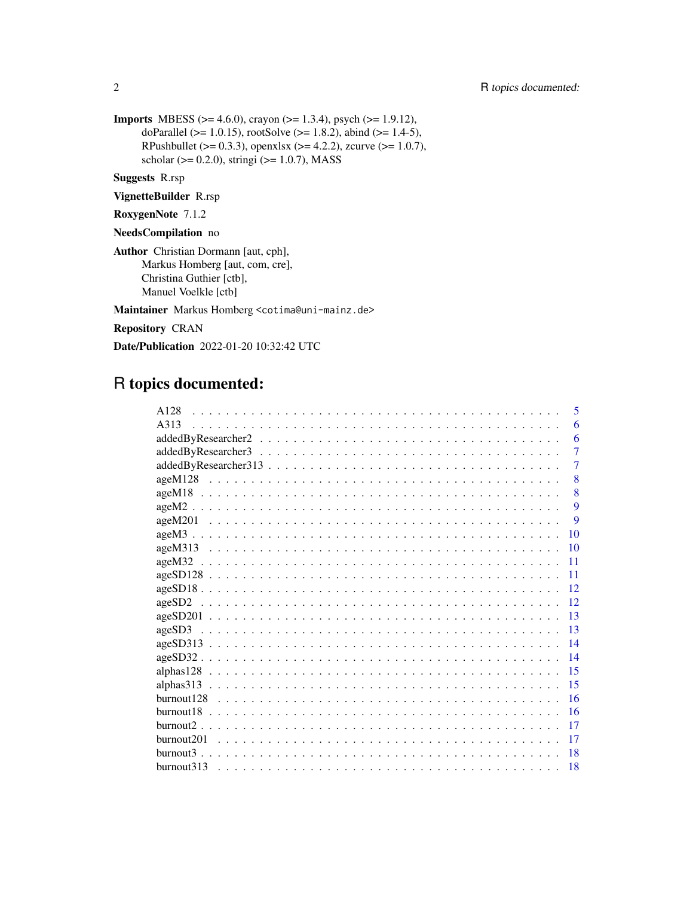**Imports** MBESS (>= 4.6.0), crayon (>= 1.3.4), psych (>= 1.9.12), doParallel (>= 1.0.15), rootSolve (>= 1.8.2), abind (>= 1.4-5), RPushbullet (>= 0.3.3), openxlsx (>= 4.2.2), zcurve (>= 1.0.7), scholar (>= 0.2.0), stringi (>= 1.0.7), MASS

**Suggests** R.rsp

**VignetteBuilder** R.rsp

**RoxygenNote** 7.1.2

**NeedsCompilation** no

**Author** Christian Dormann [aut, cph],
Markus Homberg [aut, com, cre],
Christina Guthier [ctb],
Manuel Voelkle [ctb]

**Maintainer** Markus Homberg <cotima@uni-mainz.de>

**Repository** CRAN

**Date/Publication** 2022-01-20 10:32:42 UTC

# R topics documented:

| | |
|---|---|
| A128 | 5 |
| A313 | 6 |
| addedByResearcher2 | 6 |
| addedByResearcher3 | 7 |
| addedByResearcher313 | 7 |
| ageM128 | 8 |
| ageM18 | 8 |
| ageM2 | 9 |
| ageM201 | 9 |
| ageM3 | 10 |
| ageM313 | 10 |
| ageM32 | 11 |
| ageSD128 | 11 |
| ageSD18 | 12 |
| ageSD2 | 12 |
| ageSD201 | 13 |
| ageSD3 | 13 |
| ageSD313 | 14 |
| ageSD32 | 14 |
| alphas128 | 15 |
| alphas313 | 15 |
| burnout128 | 16 |
| burnout18 | 16 |
| burnout2 | 17 |
| burnout201 | 17 |
| burnout3 | 18 |
| burnout313 | 18 |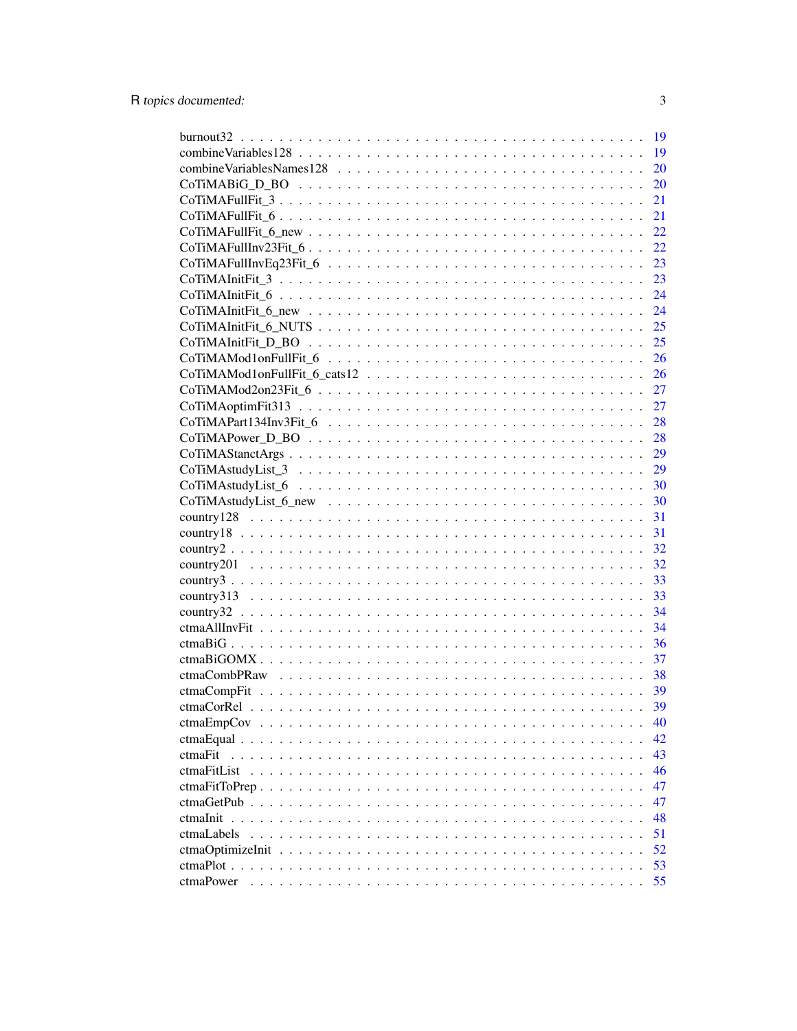burnout32 . . . . . . . . . . . . . . . . . . . . . . . . . . . . . . . . . . . . . . . . . . 19
combineVariables128 . . . . . . . . . . . . . . . . . . . . . . . . . . . . . . . . . . . . . 19
combineVariablesNames128 . . . . . . . . . . . . . . . . . . . . . . . . . . . . . . . . . 20
CoTiMABiG_D_BO . . . . . . . . . . . . . . . . . . . . . . . . . . . . . . . . . . . . . . 20
CoTiMAFullFit_3 . . . . . . . . . . . . . . . . . . . . . . . . . . . . . . . . . . . . . . 21
CoTiMAFullFit_6 . . . . . . . . . . . . . . . . . . . . . . . . . . . . . . . . . . . . . . 21
CoTiMAFullFit_6_new . . . . . . . . . . . . . . . . . . . . . . . . . . . . . . . . . . . 22
CoTiMAFullInv23Fit_6 . . . . . . . . . . . . . . . . . . . . . . . . . . . . . . . . . . . 22
CoTiMAFullInvEq23Fit_6 . . . . . . . . . . . . . . . . . . . . . . . . . . . . . . . . . . 23
CoTiMAInitFit_3 . . . . . . . . . . . . . . . . . . . . . . . . . . . . . . . . . . . . . . 23
CoTiMAInitFit_6 . . . . . . . . . . . . . . . . . . . . . . . . . . . . . . . . . . . . . . 24
CoTiMAInitFit_6_new . . . . . . . . . . . . . . . . . . . . . . . . . . . . . . . . . . . 24
CoTiMAInitFit_6_NUTS . . . . . . . . . . . . . . . . . . . . . . . . . . . . . . . . . . . 25
CoTiMAInitFit_D_BO . . . . . . . . . . . . . . . . . . . . . . . . . . . . . . . . . . . . 25
CoTiMAMod1onFullFit_6 . . . . . . . . . . . . . . . . . . . . . . . . . . . . . . . . . . 26
CoTiMAMod1onFullFit_6_cats12 . . . . . . . . . . . . . . . . . . . . . . . . . . . . . . 26
CoTiMAMod2on23Fit_6 . . . . . . . . . . . . . . . . . . . . . . . . . . . . . . . . . . . 27
CoTiMAoptimFit313 . . . . . . . . . . . . . . . . . . . . . . . . . . . . . . . . . . . . . 27
CoTiMAPart134Inv3Fit_6 . . . . . . . . . . . . . . . . . . . . . . . . . . . . . . . . . . 28
CoTiMAPower_D_BO . . . . . . . . . . . . . . . . . . . . . . . . . . . . . . . . . . . . . 28
CoTiMAStanctArgs . . . . . . . . . . . . . . . . . . . . . . . . . . . . . . . . . . . . . 29
CoTiMAstudyList_3 . . . . . . . . . . . . . . . . . . . . . . . . . . . . . . . . . . . . . 29
CoTiMAstudyList_6 . . . . . . . . . . . . . . . . . . . . . . . . . . . . . . . . . . . . . 30
CoTiMAstudyList_6_new . . . . . . . . . . . . . . . . . . . . . . . . . . . . . . . . . . . 30
country128 . . . . . . . . . . . . . . . . . . . . . . . . . . . . . . . . . . . . . . . . . 31
country18 . . . . . . . . . . . . . . . . . . . . . . . . . . . . . . . . . . . . . . . . . . 31
country2 . . . . . . . . . . . . . . . . . . . . . . . . . . . . . . . . . . . . . . . . . . 32
country201 . . . . . . . . . . . . . . . . . . . . . . . . . . . . . . . . . . . . . . . . . 32
country3 . . . . . . . . . . . . . . . . . . . . . . . . . . . . . . . . . . . . . . . . . . 33
country313 . . . . . . . . . . . . . . . . . . . . . . . . . . . . . . . . . . . . . . . . . 33
country32 . . . . . . . . . . . . . . . . . . . . . . . . . . . . . . . . . . . . . . . . . . 34
ctmaAllInvFit . . . . . . . . . . . . . . . . . . . . . . . . . . . . . . . . . . . . . . . . 34
ctmaBiG . . . . . . . . . . . . . . . . . . . . . . . . . . . . . . . . . . . . . . . . . . . 36
ctmaBiGOMX . . . . . . . . . . . . . . . . . . . . . . . . . . . . . . . . . . . . . . . . . 37
ctmaCombPRaw . . . . . . . . . . . . . . . . . . . . . . . . . . . . . . . . . . . . . . . . 38
ctmaCompFit . . . . . . . . . . . . . . . . . . . . . . . . . . . . . . . . . . . . . . . . . 39
ctmaCorRel . . . . . . . . . . . . . . . . . . . . . . . . . . . . . . . . . . . . . . . . . 39
ctmaEmpCov . . . . . . . . . . . . . . . . . . . . . . . . . . . . . . . . . . . . . . . . . 40
ctmaEqual . . . . . . . . . . . . . . . . . . . . . . . . . . . . . . . . . . . . . . . . . . 42
ctmaFit . . . . . . . . . . . . . . . . . . . . . . . . . . . . . . . . . . . . . . . . . . . 43
ctmaFitList . . . . . . . . . . . . . . . . . . . . . . . . . . . . . . . . . . . . . . . . . 46
ctmaFitToPrep . . . . . . . . . . . . . . . . . . . . . . . . . . . . . . . . . . . . . . . . 47
ctmaGetPub . . . . . . . . . . . . . . . . . . . . . . . . . . . . . . . . . . . . . . . . . 47
ctmaInit . . . . . . . . . . . . . . . . . . . . . . . . . . . . . . . . . . . . . . . . . . . 48
ctmaLabels . . . . . . . . . . . . . . . . . . . . . . . . . . . . . . . . . . . . . . . . . 51
ctmaOptimizeInit . . . . . . . . . . . . . . . . . . . . . . . . . . . . . . . . . . . . . . 52
ctmaPlot . . . . . . . . . . . . . . . . . . . . . . . . . . . . . . . . . . . . . . . . . . . 53
ctmaPower . . . . . . . . . . . . . . . . . . . . . . . . . . . . . . . . . . . . . . . . . . 55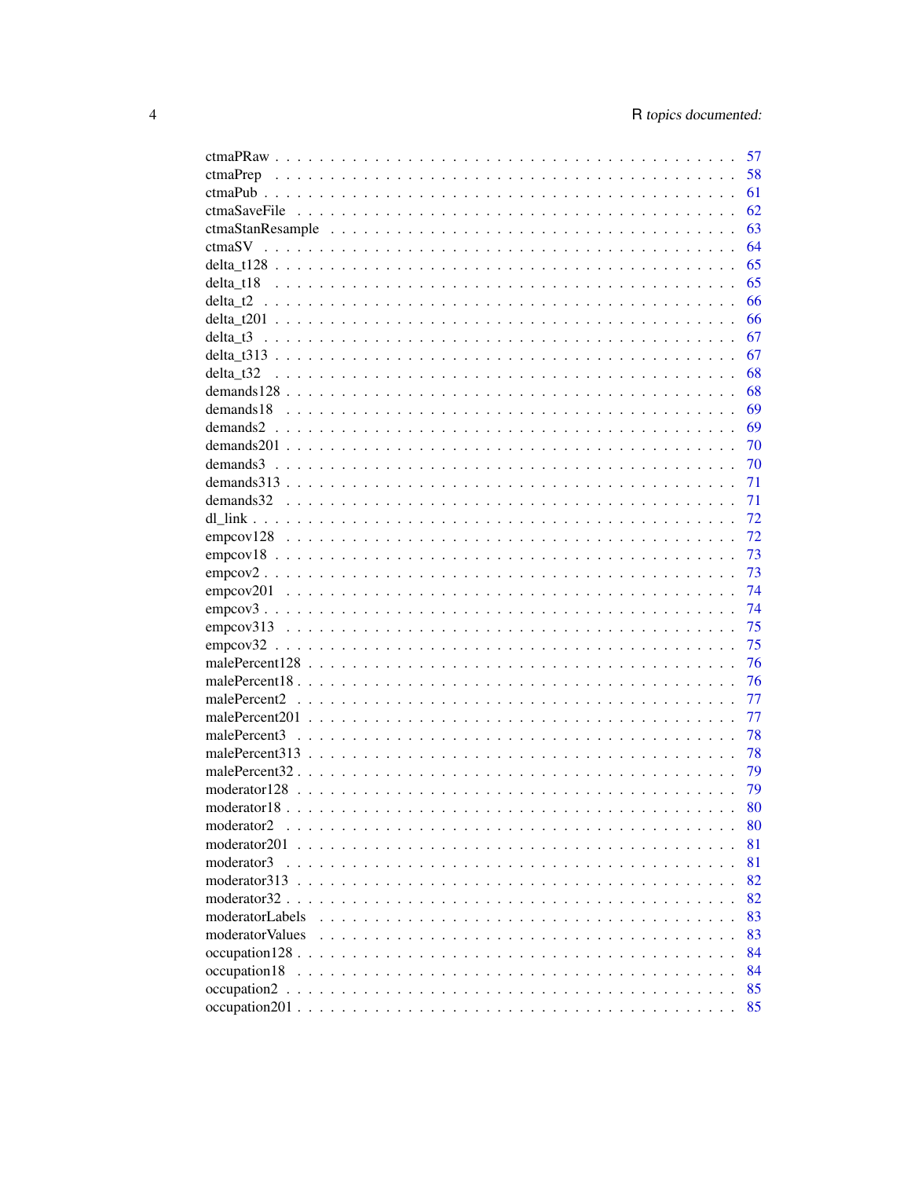ctmaPRaw . . . . . . . . . . . . . . . . . . . . . . . . . . . . . . . . . . . . . . . 57
ctmaPrep . . . . . . . . . . . . . . . . . . . . . . . . . . . . . . . . . . . . . . . 58
ctmaPub . . . . . . . . . . . . . . . . . . . . . . . . . . . . . . . . . . . . . . . 61
ctmaSaveFile . . . . . . . . . . . . . . . . . . . . . . . . . . . . . . . . . . . . . 62
ctmaStanResample . . . . . . . . . . . . . . . . . . . . . . . . . . . . . . . . . . 63
ctmaSV . . . . . . . . . . . . . . . . . . . . . . . . . . . . . . . . . . . . . . . 64
delta_t128 . . . . . . . . . . . . . . . . . . . . . . . . . . . . . . . . . . . . . . 65
delta_t18 . . . . . . . . . . . . . . . . . . . . . . . . . . . . . . . . . . . . . . 65
delta_t2 . . . . . . . . . . . . . . . . . . . . . . . . . . . . . . . . . . . . . . . 66
delta_t201 . . . . . . . . . . . . . . . . . . . . . . . . . . . . . . . . . . . . . . 66
delta_t3 . . . . . . . . . . . . . . . . . . . . . . . . . . . . . . . . . . . . . . . 67
delta_t313 . . . . . . . . . . . . . . . . . . . . . . . . . . . . . . . . . . . . . . 67
delta_t32 . . . . . . . . . . . . . . . . . . . . . . . . . . . . . . . . . . . . . . 68
demands128 . . . . . . . . . . . . . . . . . . . . . . . . . . . . . . . . . . . . . . 68
demands18 . . . . . . . . . . . . . . . . . . . . . . . . . . . . . . . . . . . . . . 69
demands2 . . . . . . . . . . . . . . . . . . . . . . . . . . . . . . . . . . . . . . . 69
demands201 . . . . . . . . . . . . . . . . . . . . . . . . . . . . . . . . . . . . . . 70
demands3 . . . . . . . . . . . . . . . . . . . . . . . . . . . . . . . . . . . . . . . 70
demands313 . . . . . . . . . . . . . . . . . . . . . . . . . . . . . . . . . . . . . . 71
demands32 . . . . . . . . . . . . . . . . . . . . . . . . . . . . . . . . . . . . . . 71
dl_link . . . . . . . . . . . . . . . . . . . . . . . . . . . . . . . . . . . . . . . . 72
empcov128 . . . . . . . . . . . . . . . . . . . . . . . . . . . . . . . . . . . . . . 72
empcov18 . . . . . . . . . . . . . . . . . . . . . . . . . . . . . . . . . . . . . . . 73
empcov2 . . . . . . . . . . . . . . . . . . . . . . . . . . . . . . . . . . . . . . . . 73
empcov201 . . . . . . . . . . . . . . . . . . . . . . . . . . . . . . . . . . . . . . 74
empcov3 . . . . . . . . . . . . . . . . . . . . . . . . . . . . . . . . . . . . . . . . 74
empcov313 . . . . . . . . . . . . . . . . . . . . . . . . . . . . . . . . . . . . . . 75
empcov32 . . . . . . . . . . . . . . . . . . . . . . . . . . . . . . . . . . . . . . . 75
malePercent128 . . . . . . . . . . . . . . . . . . . . . . . . . . . . . . . . . . . . 76
malePercent18 . . . . . . . . . . . . . . . . . . . . . . . . . . . . . . . . . . . . . 76
malePercent2 . . . . . . . . . . . . . . . . . . . . . . . . . . . . . . . . . . . . . 77
malePercent201 . . . . . . . . . . . . . . . . . . . . . . . . . . . . . . . . . . . . 77
malePercent3 . . . . . . . . . . . . . . . . . . . . . . . . . . . . . . . . . . . . . 78
malePercent313 . . . . . . . . . . . . . . . . . . . . . . . . . . . . . . . . . . . . 78
malePercent32 . . . . . . . . . . . . . . . . . . . . . . . . . . . . . . . . . . . . . 79
moderator128 . . . . . . . . . . . . . . . . . . . . . . . . . . . . . . . . . . . . . 79
moderator18 . . . . . . . . . . . . . . . . . . . . . . . . . . . . . . . . . . . . . . 80
moderator2 . . . . . . . . . . . . . . . . . . . . . . . . . . . . . . . . . . . . . . 80
moderator201 . . . . . . . . . . . . . . . . . . . . . . . . . . . . . . . . . . . . . 81
moderator3 . . . . . . . . . . . . . . . . . . . . . . . . . . . . . . . . . . . . . . 81
moderator313 . . . . . . . . . . . . . . . . . . . . . . . . . . . . . . . . . . . . . 82
moderator32 . . . . . . . . . . . . . . . . . . . . . . . . . . . . . . . . . . . . . . 82
moderatorLabels . . . . . . . . . . . . . . . . . . . . . . . . . . . . . . . . . . . 83
moderatorValues . . . . . . . . . . . . . . . . . . . . . . . . . . . . . . . . . . . 83
occupation128 . . . . . . . . . . . . . . . . . . . . . . . . . . . . . . . . . . . . . 84
occupation18 . . . . . . . . . . . . . . . . . . . . . . . . . . . . . . . . . . . . . . 84
occupation2 . . . . . . . . . . . . . . . . . . . . . . . . . . . . . . . . . . . . . . 85
occupation201 . . . . . . . . . . . . . . . . . . . . . . . . . . . . . . . . . . . . . 85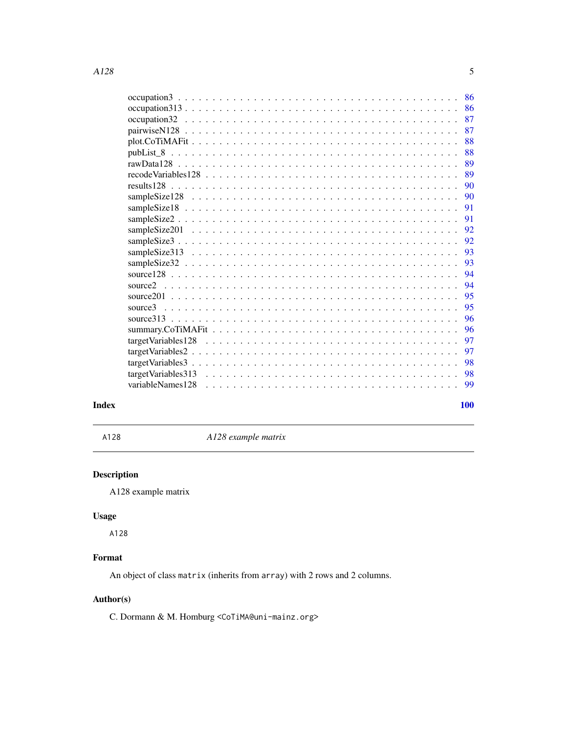occupation3 . . . . . . . . . . . . . . . . . . . . . . . . . . . . . . . . . . . . . . . . . 86
occupation313 . . . . . . . . . . . . . . . . . . . . . . . . . . . . . . . . . . . . . . . . 86
occupation32 . . . . . . . . . . . . . . . . . . . . . . . . . . . . . . . . . . . . . . . . 87
pairwiseN128 . . . . . . . . . . . . . . . . . . . . . . . . . . . . . . . . . . . . . . . . 87
plot.CoTiMAFit . . . . . . . . . . . . . . . . . . . . . . . . . . . . . . . . . . . . . . . 88
pubList_8 . . . . . . . . . . . . . . . . . . . . . . . . . . . . . . . . . . . . . . . . . . 88
rawData128 . . . . . . . . . . . . . . . . . . . . . . . . . . . . . . . . . . . . . . . . . 89
recodeVariables128 . . . . . . . . . . . . . . . . . . . . . . . . . . . . . . . . . . . . . 89
results128 . . . . . . . . . . . . . . . . . . . . . . . . . . . . . . . . . . . . . . . . . 90
sampleSize128 . . . . . . . . . . . . . . . . . . . . . . . . . . . . . . . . . . . . . . . 90
sampleSize18 . . . . . . . . . . . . . . . . . . . . . . . . . . . . . . . . . . . . . . . . 91
sampleSize2 . . . . . . . . . . . . . . . . . . . . . . . . . . . . . . . . . . . . . . . . . 91
sampleSize201 . . . . . . . . . . . . . . . . . . . . . . . . . . . . . . . . . . . . . . . 92
sampleSize3 . . . . . . . . . . . . . . . . . . . . . . . . . . . . . . . . . . . . . . . . . 92
sampleSize313 . . . . . . . . . . . . . . . . . . . . . . . . . . . . . . . . . . . . . . . 93
sampleSize32 . . . . . . . . . . . . . . . . . . . . . . . . . . . . . . . . . . . . . . . . 93
source128 . . . . . . . . . . . . . . . . . . . . . . . . . . . . . . . . . . . . . . . . . . 94
source2 . . . . . . . . . . . . . . . . . . . . . . . . . . . . . . . . . . . . . . . . . . . 94
source201 . . . . . . . . . . . . . . . . . . . . . . . . . . . . . . . . . . . . . . . . . . 95
source3 . . . . . . . . . . . . . . . . . . . . . . . . . . . . . . . . . . . . . . . . . . . 95
source313 . . . . . . . . . . . . . . . . . . . . . . . . . . . . . . . . . . . . . . . . . . 96
summary.CoTiMAFit . . . . . . . . . . . . . . . . . . . . . . . . . . . . . . . . . . . . . 96
targetVariables128 . . . . . . . . . . . . . . . . . . . . . . . . . . . . . . . . . . . . . 97
targetVariables2 . . . . . . . . . . . . . . . . . . . . . . . . . . . . . . . . . . . . . . . 97
targetVariables3 . . . . . . . . . . . . . . . . . . . . . . . . . . . . . . . . . . . . . . . 98
targetVariables313 . . . . . . . . . . . . . . . . . . . . . . . . . . . . . . . . . . . . . 98
variableNames128 . . . . . . . . . . . . . . . . . . . . . . . . . . . . . . . . . . . . . . 99

**Index** **100**

---

`A128` *A128 example matrix*

---

## Description

A128 example matrix

## Usage

```
A128
```

## Format

An object of class `matrix` (inherits from `array`) with 2 rows and 2 columns.

## Author(s)

C. Dormann & M. Homburg <CoTiMA@uni-mainz.org>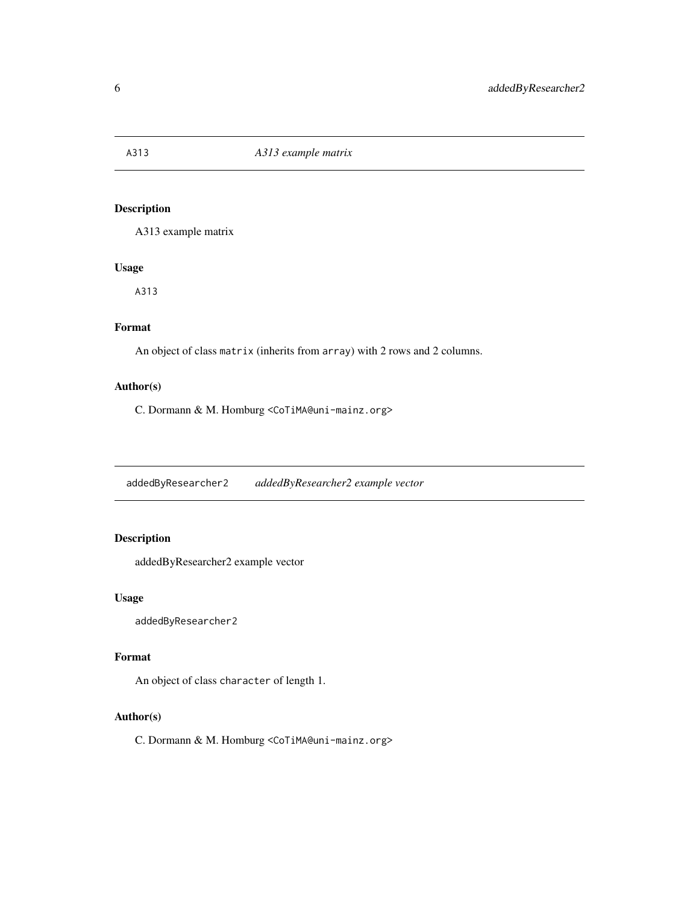## A313 — *A313 example matrix*

### Description

A313 example matrix

### Usage

```
A313
```

### Format

An object of class `matrix` (inherits from `array`) with 2 rows and 2 columns.

### Author(s)

C. Dormann & M. Homburg <CoTiMA@uni-mainz.org>

## addedByResearcher2 — *addedByResearcher2 example vector*

### Description

addedByResearcher2 example vector

### Usage

```
addedByResearcher2
```

### Format

An object of class `character` of length 1.

### Author(s)

C. Dormann & M. Homburg <CoTiMA@uni-mainz.org>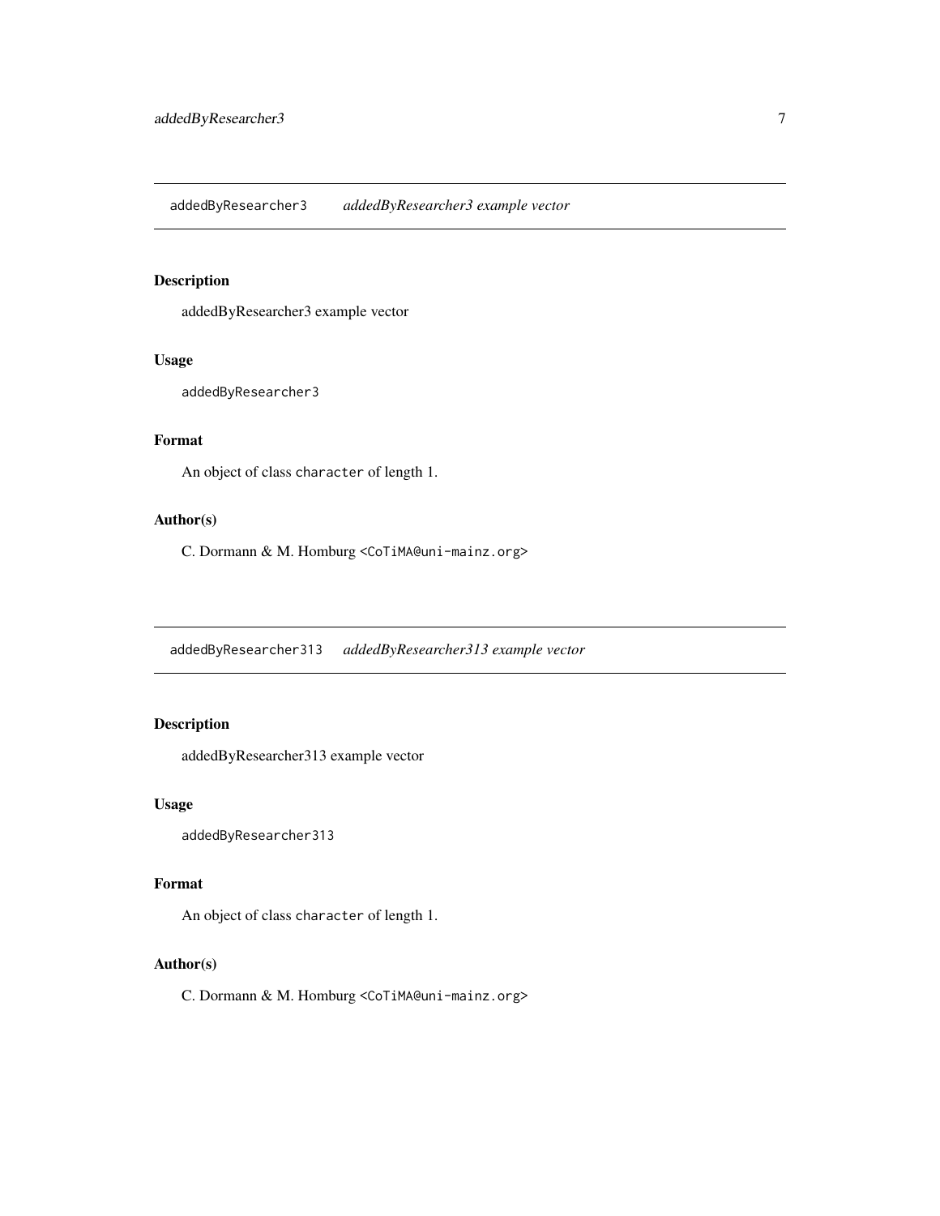## addedByResearcher3 *addedByResearcher3 example vector*

### Description

addedByResearcher3 example vector

### Usage

```
addedByResearcher3
```

### Format

An object of class `character` of length 1.

### Author(s)

C. Dormann & M. Homburg <CoTiMA@uni-mainz.org>

## addedByResearcher313 *addedByResearcher313 example vector*

### Description

addedByResearcher313 example vector

### Usage

```
addedByResearcher313
```

### Format

An object of class `character` of length 1.

### Author(s)

C. Dormann & M. Homburg <CoTiMA@uni-mainz.org>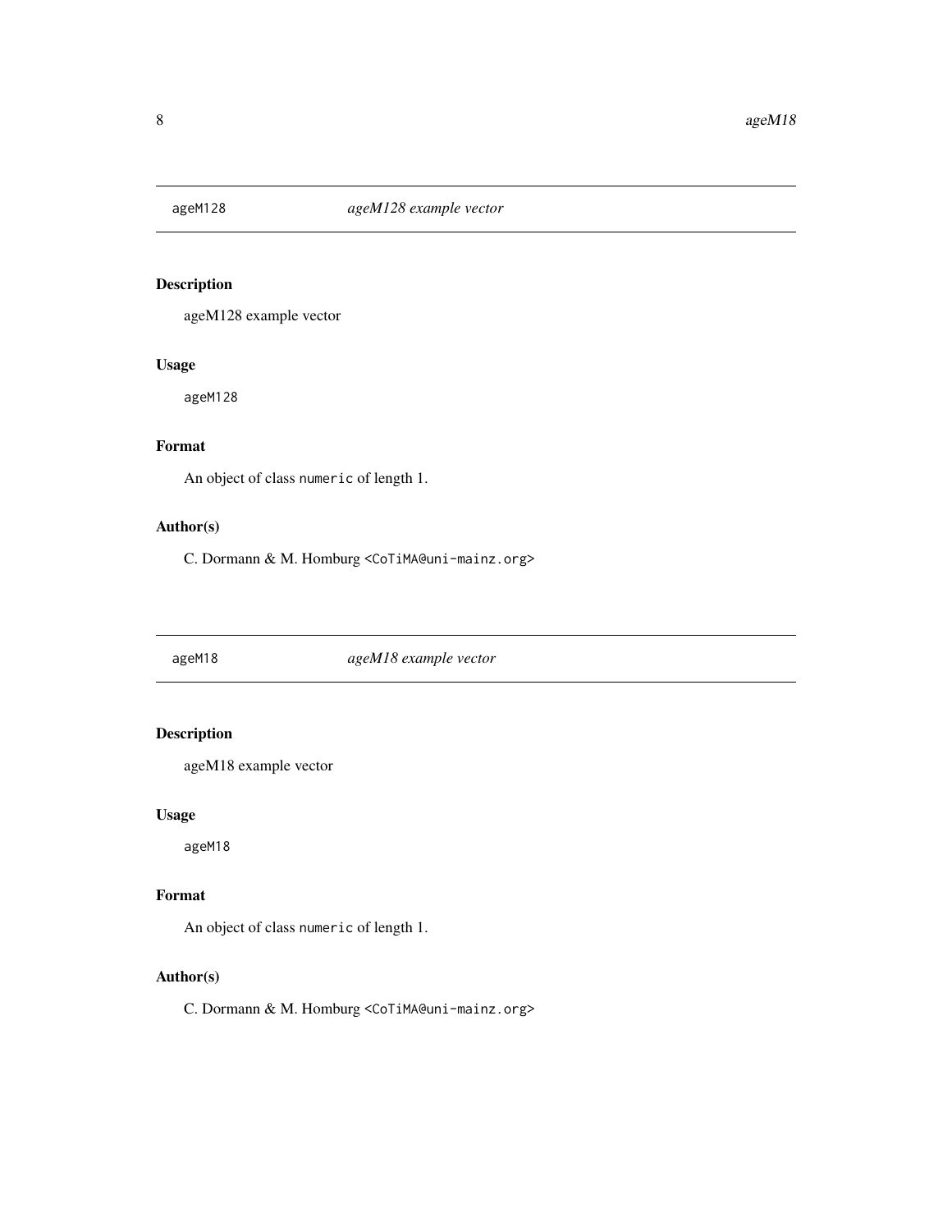## ageM128 — *ageM128 example vector*

### Description

ageM128 example vector

### Usage

```
ageM128
```

### Format

An object of class `numeric` of length 1.

### Author(s)

C. Dormann & M. Homburg <CoTiMA@uni-mainz.org>

## ageM18 — *ageM18 example vector*

### Description

ageM18 example vector

### Usage

```
ageM18
```

### Format

An object of class `numeric` of length 1.

### Author(s)

C. Dormann & M. Homburg <CoTiMA@uni-mainz.org>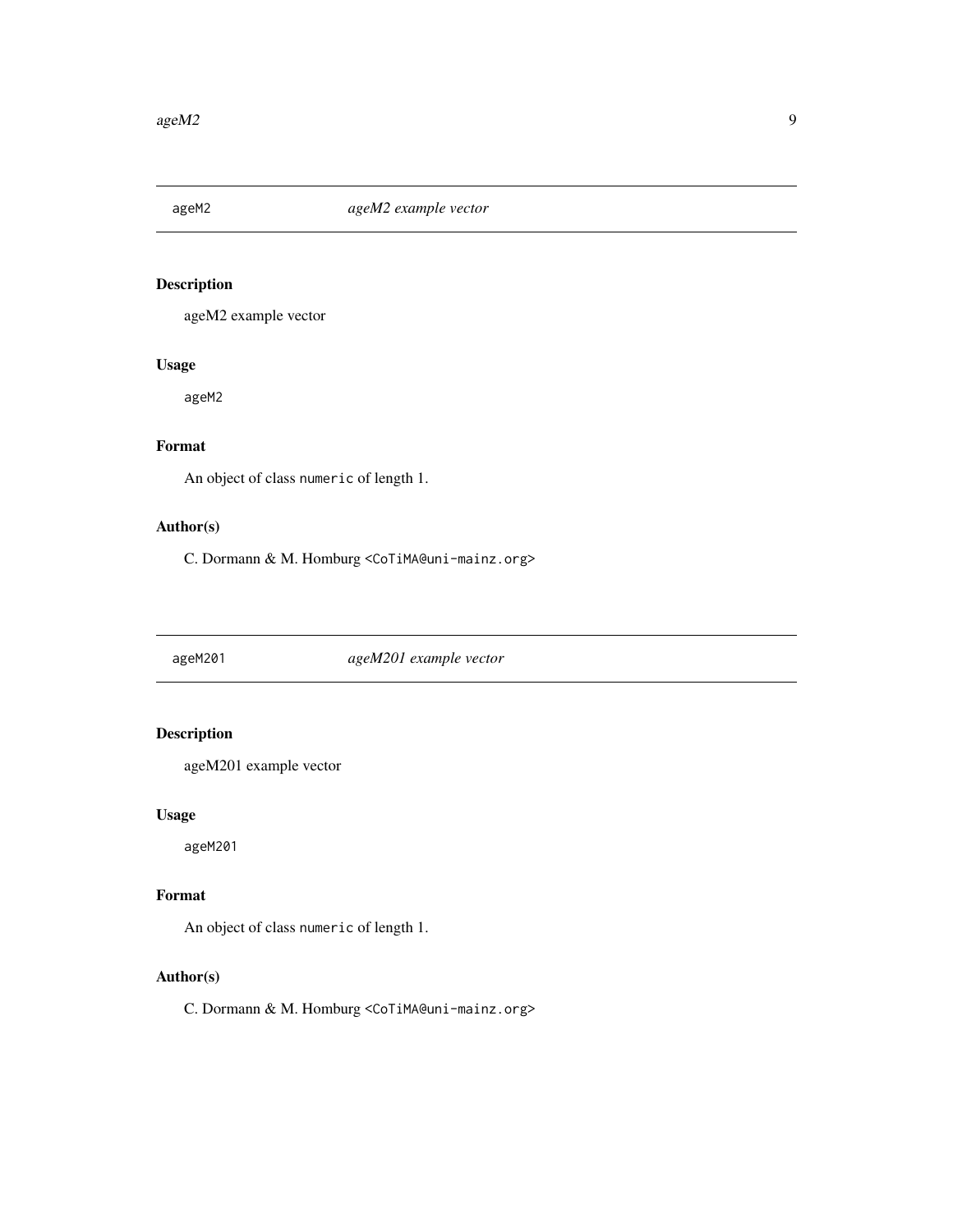## ageM2 — *ageM2 example vector*

### Description

ageM2 example vector

### Usage

```
ageM2
```

### Format

An object of class `numeric` of length 1.

### Author(s)

C. Dormann & M. Homburg <CoTiMA@uni-mainz.org>

## ageM201 — *ageM201 example vector*

### Description

ageM201 example vector

### Usage

```
ageM201
```

### Format

An object of class `numeric` of length 1.

### Author(s)

C. Dormann & M. Homburg <CoTiMA@uni-mainz.org>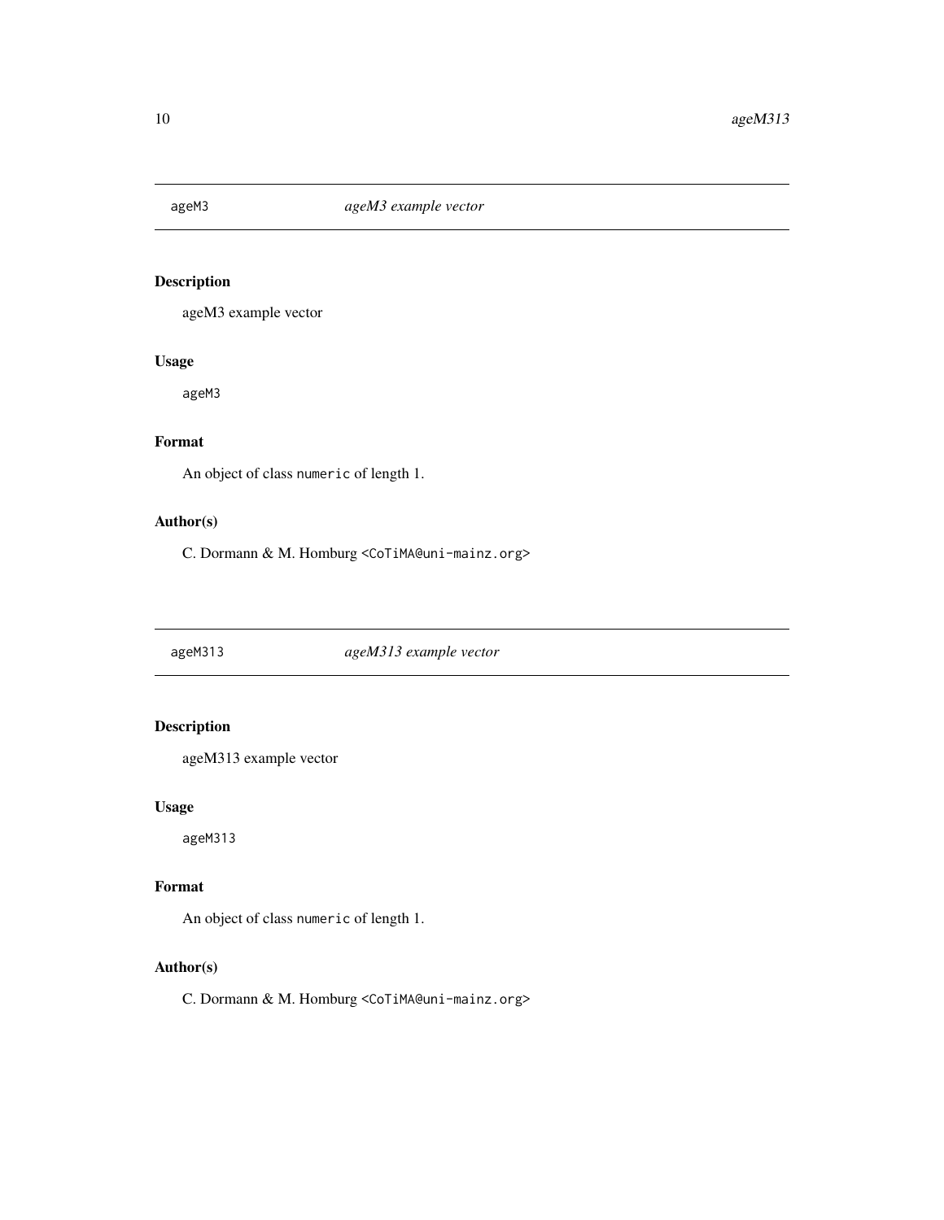## ageM3 — *ageM3 example vector*

### Description

ageM3 example vector

### Usage

```
ageM3
```

### Format

An object of class `numeric` of length 1.

### Author(s)

C. Dormann & M. Homburg <CoTiMA@uni-mainz.org>

## ageM313 — *ageM313 example vector*

### Description

ageM313 example vector

### Usage

```
ageM313
```

### Format

An object of class `numeric` of length 1.

### Author(s)

C. Dormann & M. Homburg <CoTiMA@uni-mainz.org>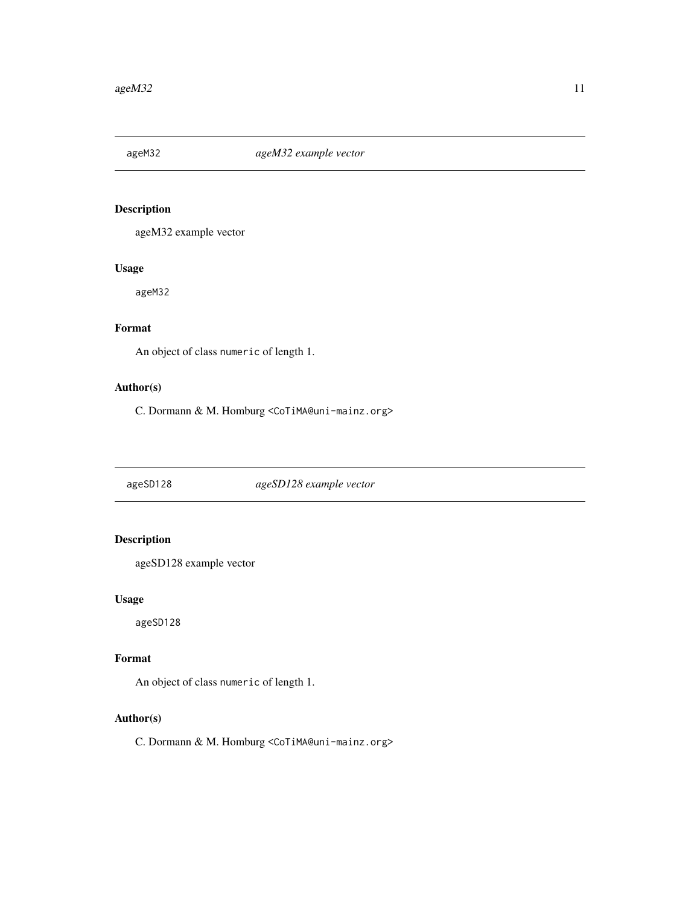## ageM32 — *ageM32 example vector*

### Description

ageM32 example vector

### Usage

```
ageM32
```

### Format

An object of class `numeric` of length 1.

### Author(s)

C. Dormann & M. Homburg <CoTiMA@uni-mainz.org>

## ageSD128 — *ageSD128 example vector*

### Description

ageSD128 example vector

### Usage

```
ageSD128
```

### Format

An object of class `numeric` of length 1.

### Author(s)

C. Dormann & M. Homburg <CoTiMA@uni-mainz.org>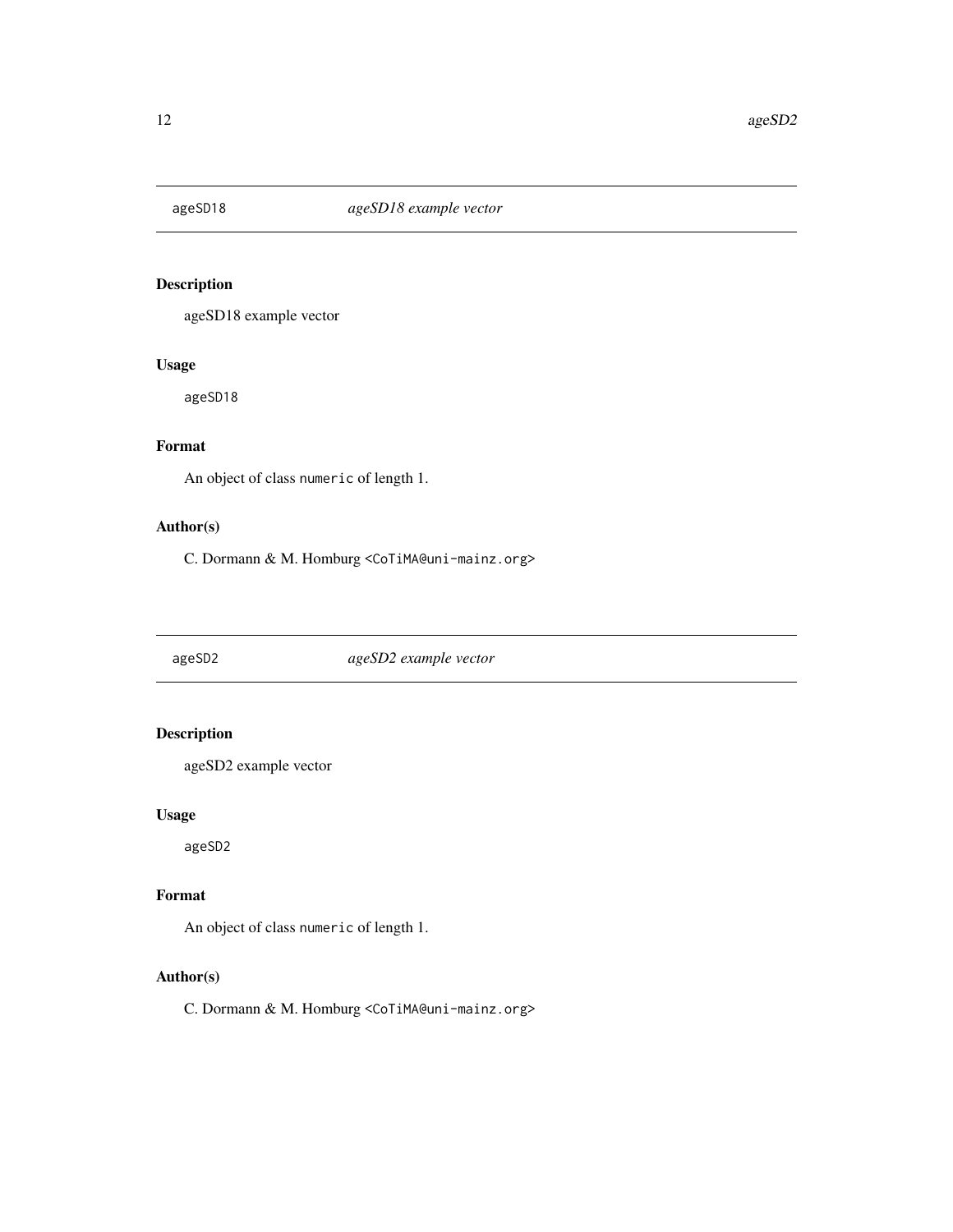## ageSD18 — *ageSD18 example vector*

### Description

ageSD18 example vector

### Usage

```
ageSD18
```

### Format

An object of class `numeric` of length 1.

### Author(s)

C. Dormann & M. Homburg <CoTiMA@uni-mainz.org>

## ageSD2 — *ageSD2 example vector*

### Description

ageSD2 example vector

### Usage

```
ageSD2
```

### Format

An object of class `numeric` of length 1.

### Author(s)

C. Dormann & M. Homburg <CoTiMA@uni-mainz.org>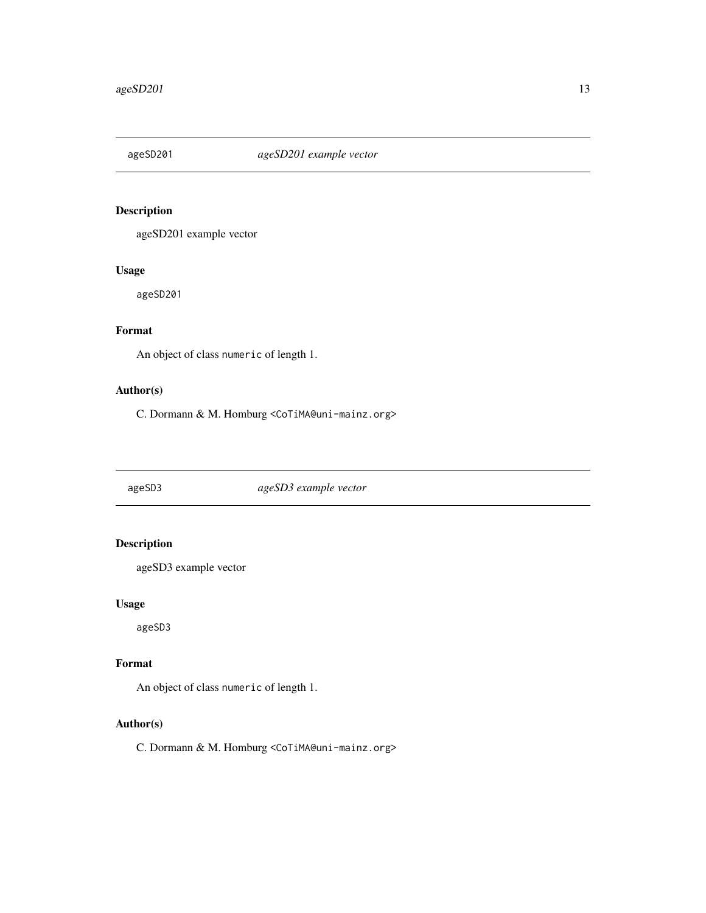## ageSD201 — *ageSD201 example vector*

### Description

ageSD201 example vector

### Usage

```
ageSD201
```

### Format

An object of class `numeric` of length 1.

### Author(s)

C. Dormann & M. Homburg <CoTiMA@uni-mainz.org>

## ageSD3 — *ageSD3 example vector*

### Description

ageSD3 example vector

### Usage

```
ageSD3
```

### Format

An object of class `numeric` of length 1.

### Author(s)

C. Dormann & M. Homburg <CoTiMA@uni-mainz.org>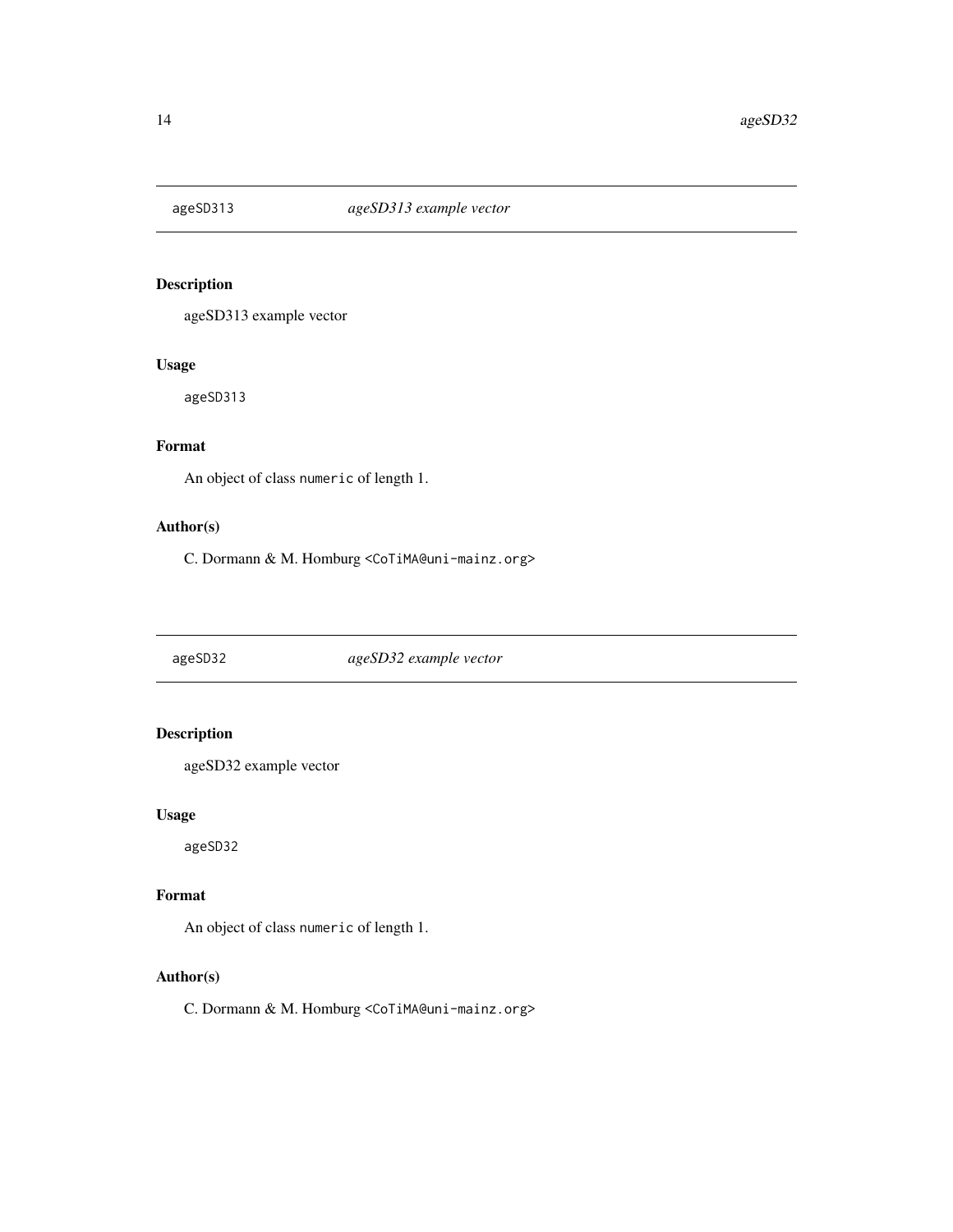## ageSD313 *ageSD313 example vector*

### Description

ageSD313 example vector

### Usage

```
ageSD313
```

### Format

An object of class `numeric` of length 1.

### Author(s)

C. Dormann & M. Homburg <CoTiMA@uni-mainz.org>

## ageSD32 *ageSD32 example vector*

### Description

ageSD32 example vector

### Usage

```
ageSD32
```

### Format

An object of class `numeric` of length 1.

### Author(s)

C. Dormann & M. Homburg <CoTiMA@uni-mainz.org>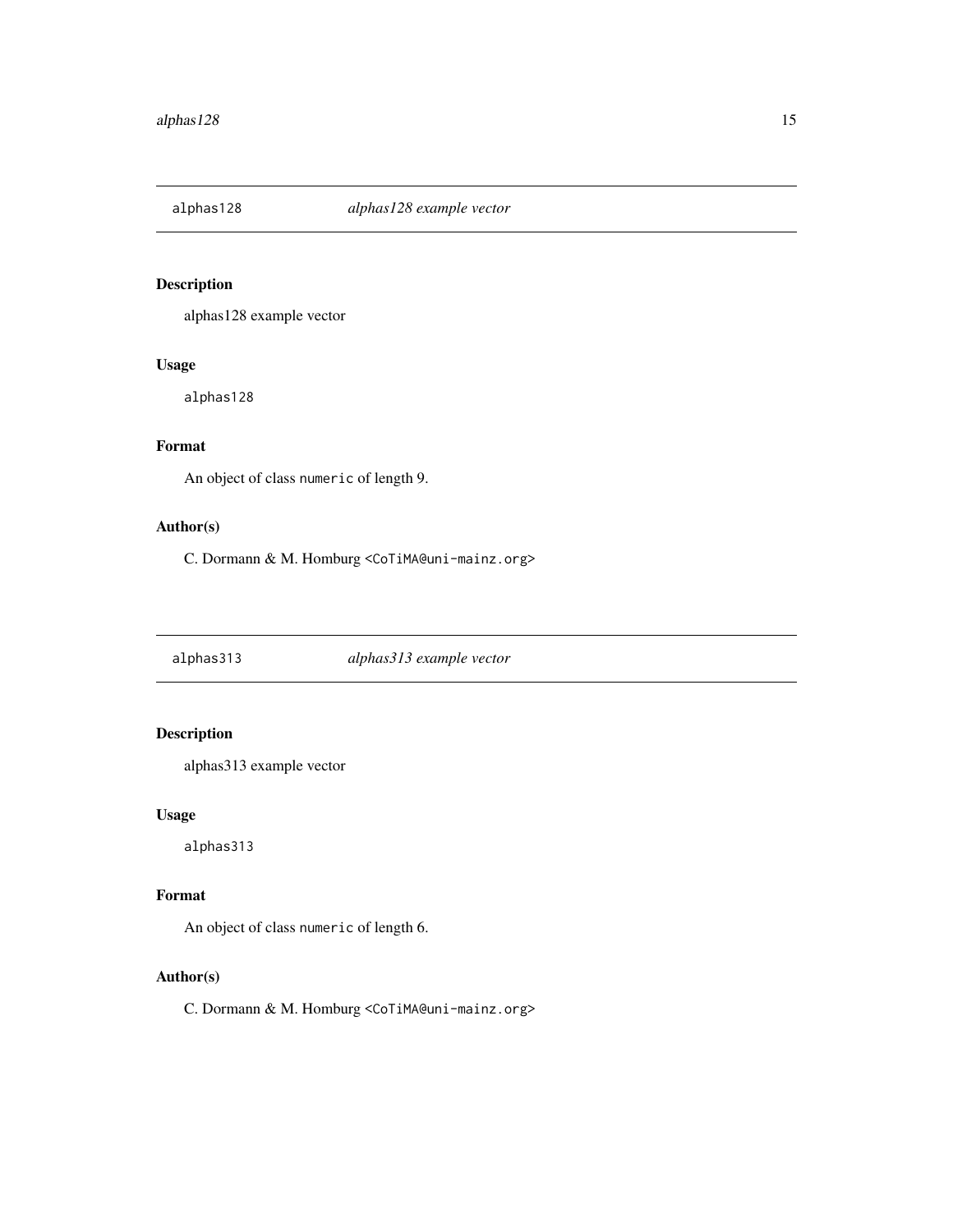## alphas128 *alphas128 example vector*

### Description

alphas128 example vector

### Usage

```
alphas128
```

### Format

An object of class `numeric` of length 9.

### Author(s)

C. Dormann & M. Homburg <CoTiMA@uni-mainz.org>

## alphas313 *alphas313 example vector*

### Description

alphas313 example vector

### Usage

```
alphas313
```

### Format

An object of class `numeric` of length 6.

### Author(s)

C. Dormann & M. Homburg <CoTiMA@uni-mainz.org>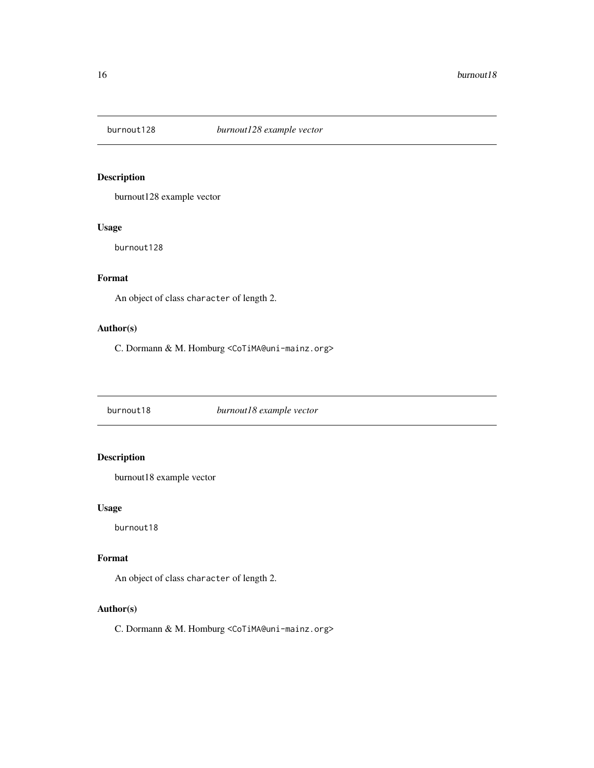## burnout128 *burnout128 example vector*

### Description

burnout128 example vector

### Usage

```
burnout128
```

### Format

An object of class `character` of length 2.

### Author(s)

C. Dormann & M. Homburg `<CoTiMA@uni-mainz.org>`

## burnout18 *burnout18 example vector*

### Description

burnout18 example vector

### Usage

```
burnout18
```

### Format

An object of class `character` of length 2.

### Author(s)

C. Dormann & M. Homburg `<CoTiMA@uni-mainz.org>`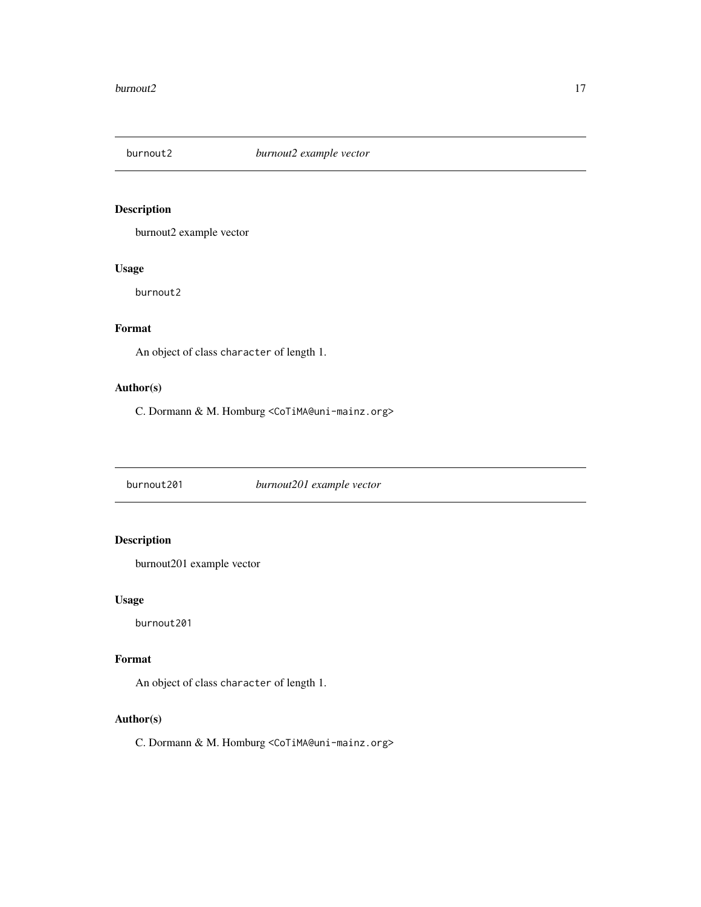## `burnout2` *burnout2 example vector*

### Description

burnout2 example vector

### Usage

```
burnout2
```

### Format

An object of class `character` of length 1.

### Author(s)

C. Dormann & M. Homburg `<CoTiMA@uni-mainz.org>`

## `burnout201` *burnout201 example vector*

### Description

burnout201 example vector

### Usage

```
burnout201
```

### Format

An object of class `character` of length 1.

### Author(s)

C. Dormann & M. Homburg `<CoTiMA@uni-mainz.org>`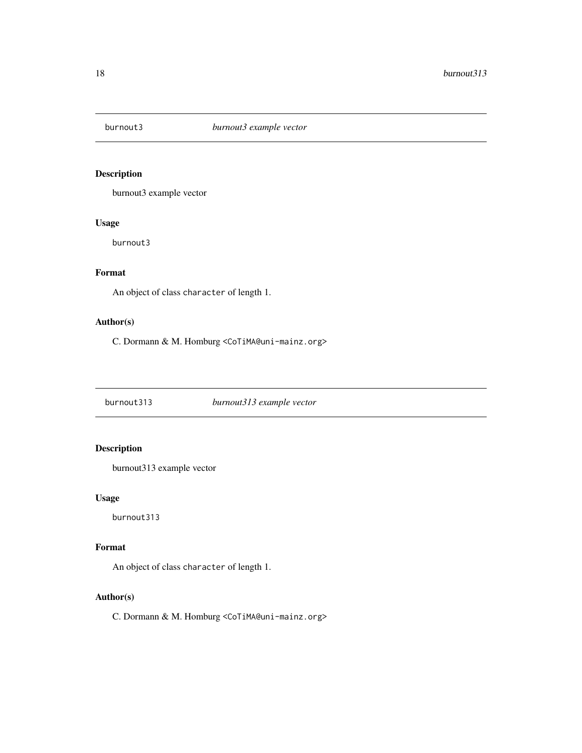## burnout3 *burnout3 example vector*

### Description

burnout3 example vector

### Usage

```
burnout3
```

### Format

An object of class `character` of length 1.

### Author(s)

C. Dormann & M. Homburg <CoTiMA@uni-mainz.org>

## burnout313 *burnout313 example vector*

### Description

burnout313 example vector

### Usage

```
burnout313
```

### Format

An object of class `character` of length 1.

### Author(s)

C. Dormann & M. Homburg <CoTiMA@uni-mainz.org>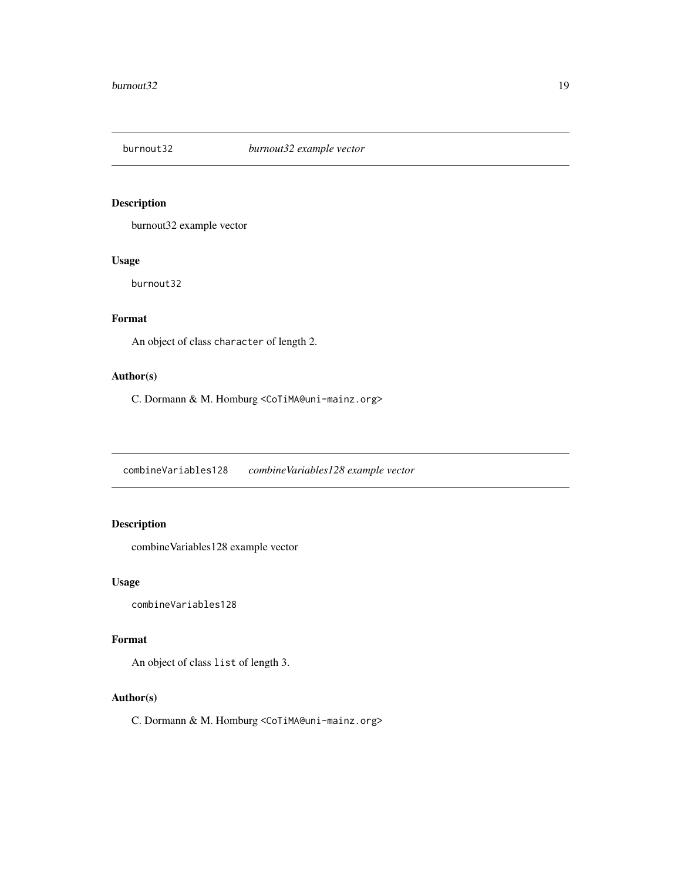## burnout32 — *burnout32 example vector*

### Description

burnout32 example vector

### Usage

```
burnout32
```

### Format

An object of class `character` of length 2.

### Author(s)

C. Dormann & M. Homburg <CoTiMA@uni-mainz.org>

## combineVariables128 — *combineVariables128 example vector*

### Description

combineVariables128 example vector

### Usage

```
combineVariables128
```

### Format

An object of class `list` of length 3.

### Author(s)

C. Dormann & M. Homburg <CoTiMA@uni-mainz.org>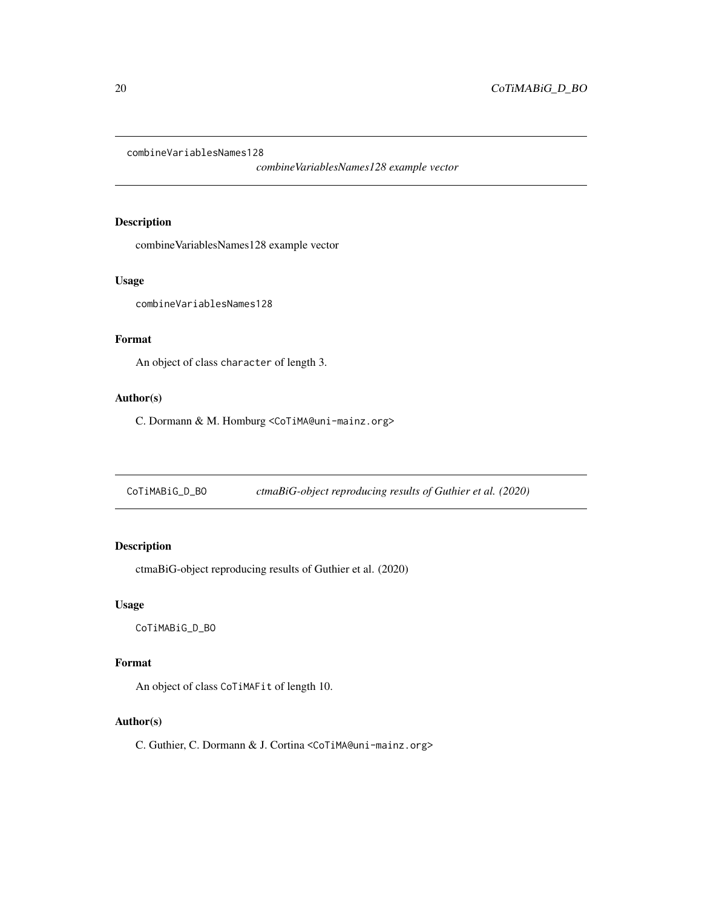## combineVariablesNames128 — *combineVariablesNames128 example vector*

### Description

combineVariablesNames128 example vector

### Usage

```
combineVariablesNames128
```

### Format

An object of class `character` of length 3.

### Author(s)

C. Dormann & M. Homburg <CoTiMA@uni-mainz.org>

## CoTiMABiG_D_BO — *ctmaBiG-object reproducing results of Guthier et al. (2020)*

### Description

ctmaBiG-object reproducing results of Guthier et al. (2020)

### Usage

```
CoTiMABiG_D_BO
```

### Format

An object of class `CoTiMAFit` of length 10.

### Author(s)

C. Guthier, C. Dormann & J. Cortina <CoTiMA@uni-mainz.org>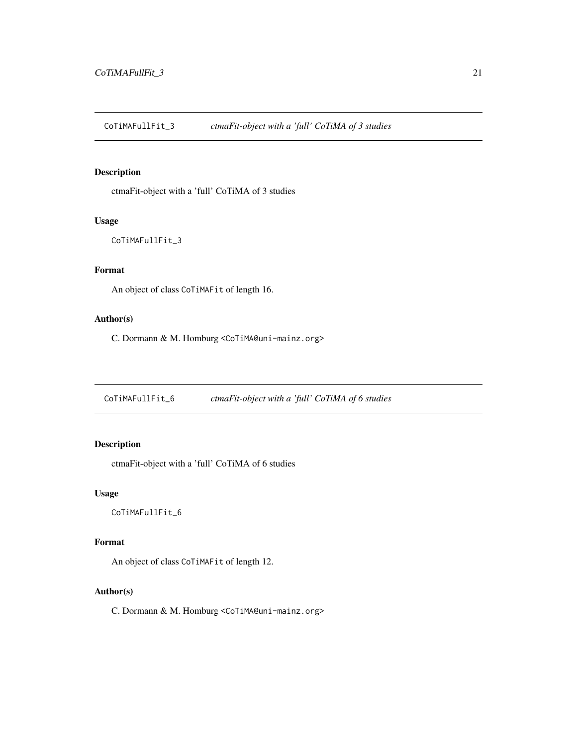## `CoTiMAFullFit_3` *ctmaFit-object with a 'full' CoTiMA of 3 studies*

### Description

ctmaFit-object with a 'full' CoTiMA of 3 studies

### Usage

```
CoTiMAFullFit_3
```

### Format

An object of class `CoTiMAFit` of length 16.

### Author(s)

C. Dormann & M. Homburg <CoTiMA@uni-mainz.org>

## `CoTiMAFullFit_6` *ctmaFit-object with a 'full' CoTiMA of 6 studies*

### Description

ctmaFit-object with a 'full' CoTiMA of 6 studies

### Usage

```
CoTiMAFullFit_6
```

### Format

An object of class `CoTiMAFit` of length 12.

### Author(s)

C. Dormann & M. Homburg <CoTiMA@uni-mainz.org>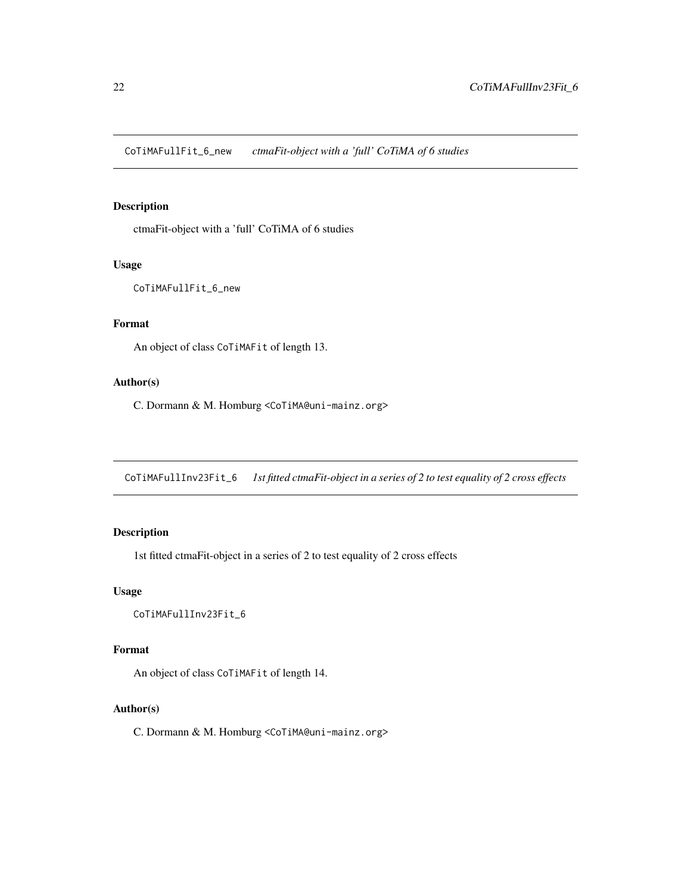## CoTiMAFullFit_6_new — *ctmaFit-object with a 'full' CoTiMA of 6 studies*

### Description

ctmaFit-object with a 'full' CoTiMA of 6 studies

### Usage

```
CoTiMAFullFit_6_new
```

### Format

An object of class CoTiMAFit of length 13.

### Author(s)

C. Dormann & M. Homburg <CoTiMA@uni-mainz.org>

## CoTiMAFullInv23Fit_6 — *1st fitted ctmaFit-object in a series of 2 to test equality of 2 cross effects*

### Description

1st fitted ctmaFit-object in a series of 2 to test equality of 2 cross effects

### Usage

```
CoTiMAFullInv23Fit_6
```

### Format

An object of class CoTiMAFit of length 14.

### Author(s)

C. Dormann & M. Homburg <CoTiMA@uni-mainz.org>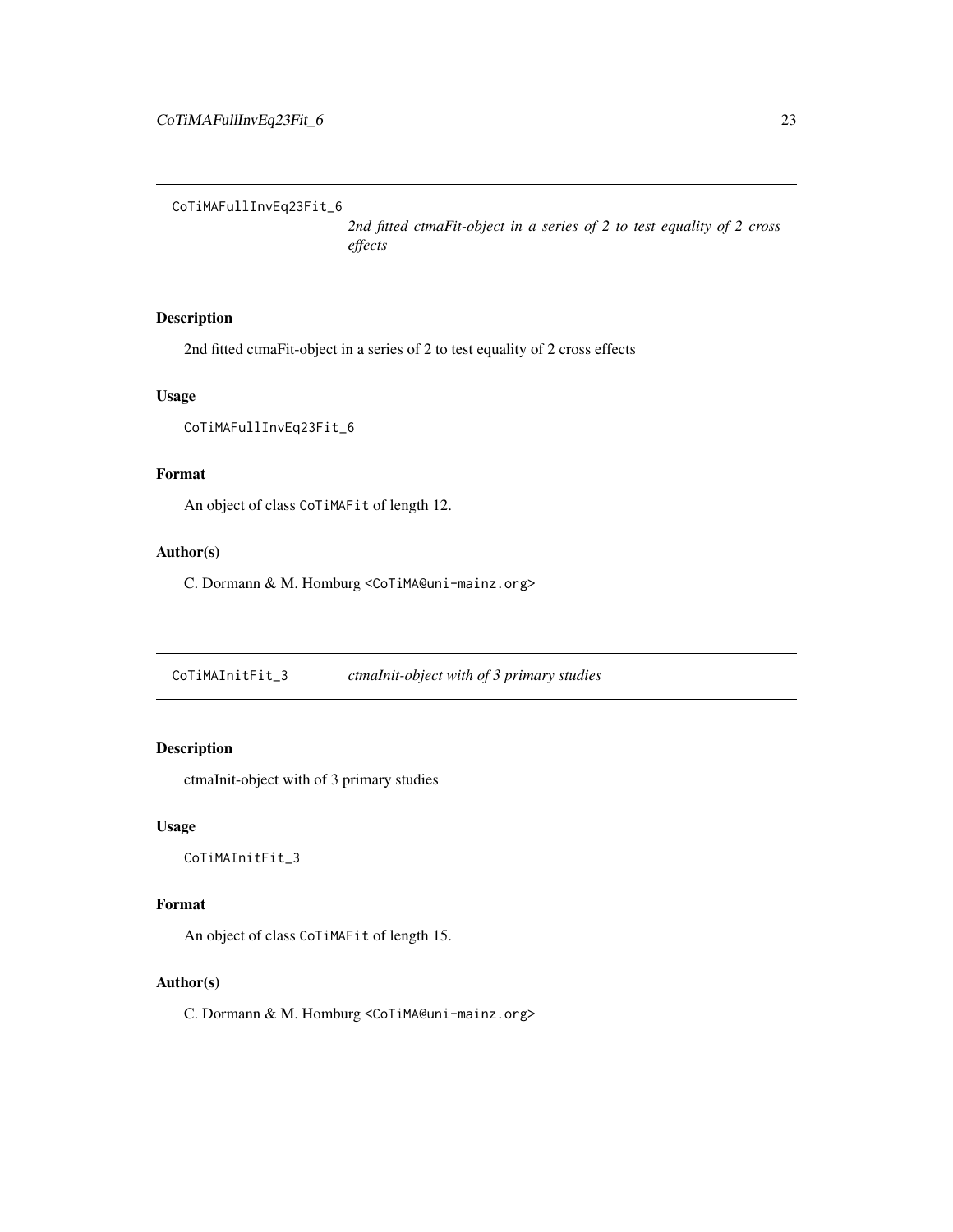## CoTiMAFullInvEq23Fit_6

*2nd fitted ctmaFit-object in a series of 2 to test equality of 2 cross effects*

### Description

2nd fitted ctmaFit-object in a series of 2 to test equality of 2 cross effects

### Usage

```
CoTiMAFullInvEq23Fit_6
```

### Format

An object of class `CoTiMAFit` of length 12.

### Author(s)

C. Dormann & M. Homburg <CoTiMA@uni-mainz.org>

## CoTiMAInitFit_3

*ctmaInit-object with of 3 primary studies*

### Description

ctmaInit-object with of 3 primary studies

### Usage

```
CoTiMAInitFit_3
```

### Format

An object of class `CoTiMAFit` of length 15.

### Author(s)

C. Dormann & M. Homburg <CoTiMA@uni-mainz.org>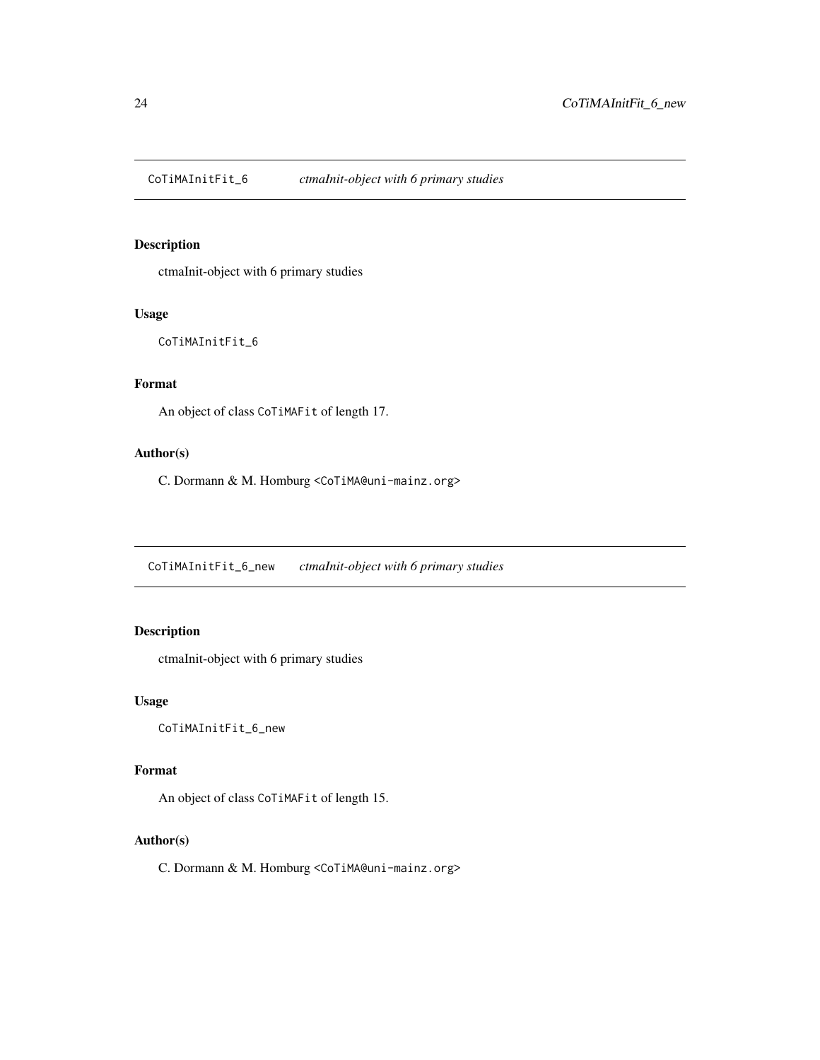## CoTiMAInitFit_6 *ctmaInit-object with 6 primary studies*

### Description

ctmaInit-object with 6 primary studies

### Usage

```
CoTiMAInitFit_6
```

### Format

An object of class `CoTiMAFit` of length 17.

### Author(s)

C. Dormann & M. Homburg <CoTiMA@uni-mainz.org>

## CoTiMAInitFit_6_new *ctmaInit-object with 6 primary studies*

### Description

ctmaInit-object with 6 primary studies

### Usage

```
CoTiMAInitFit_6_new
```

### Format

An object of class `CoTiMAFit` of length 15.

### Author(s)

C. Dormann & M. Homburg <CoTiMA@uni-mainz.org>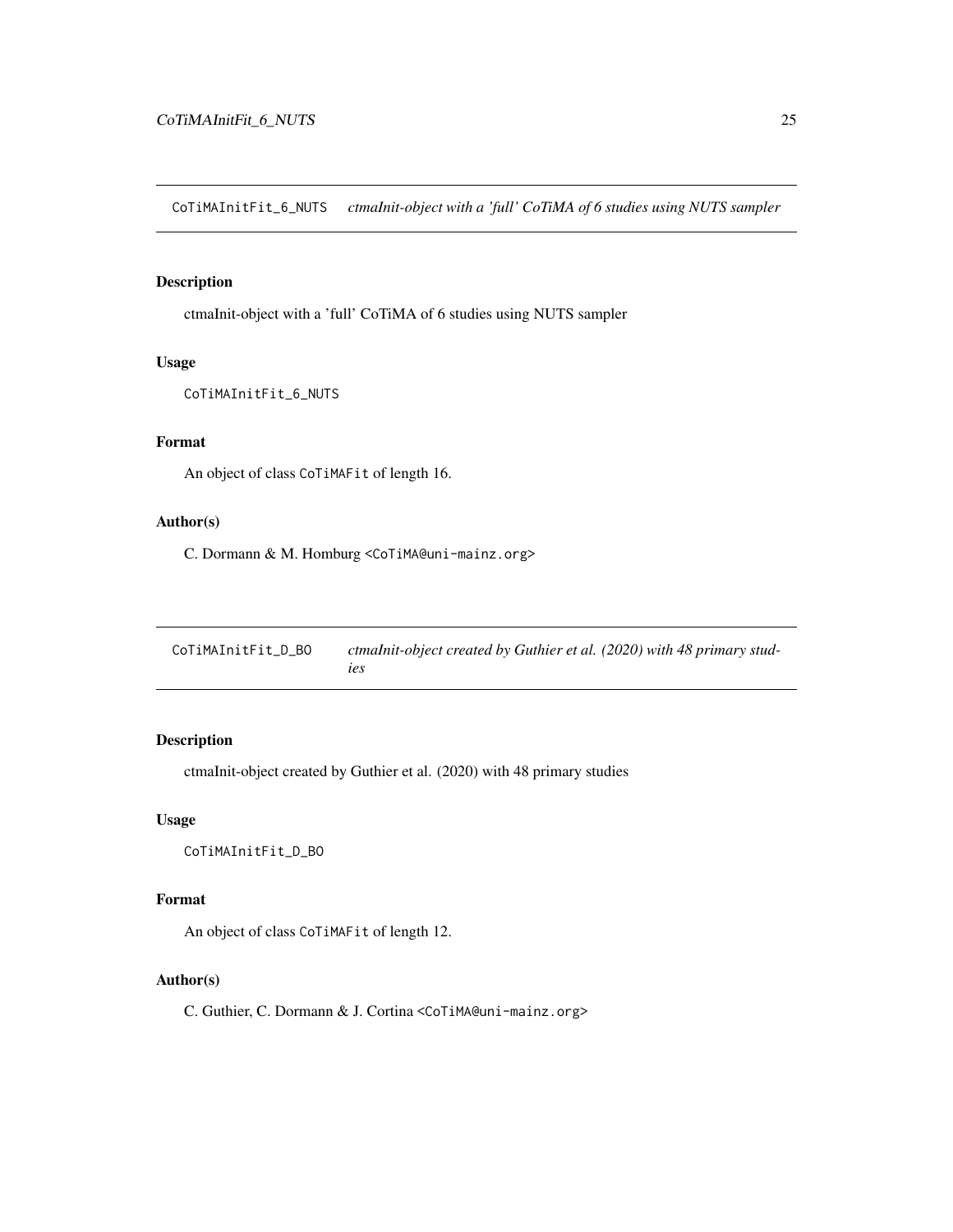## CoTiMAInitFit_6_NUTS — *ctmaInit-object with a 'full' CoTiMA of 6 studies using NUTS sampler*

### Description

ctmaInit-object with a 'full' CoTiMA of 6 studies using NUTS sampler

### Usage

```
CoTiMAInitFit_6_NUTS
```

### Format

An object of class CoTiMAFit of length 16.

### Author(s)

C. Dormann & M. Homburg <CoTiMA@uni-mainz.org>

## CoTiMAInitFit_D_BO — *ctmaInit-object created by Guthier et al. (2020) with 48 primary studies*

### Description

ctmaInit-object created by Guthier et al. (2020) with 48 primary studies

### Usage

```
CoTiMAInitFit_D_BO
```

### Format

An object of class CoTiMAFit of length 12.

### Author(s)

C. Guthier, C. Dormann & J. Cortina <CoTiMA@uni-mainz.org>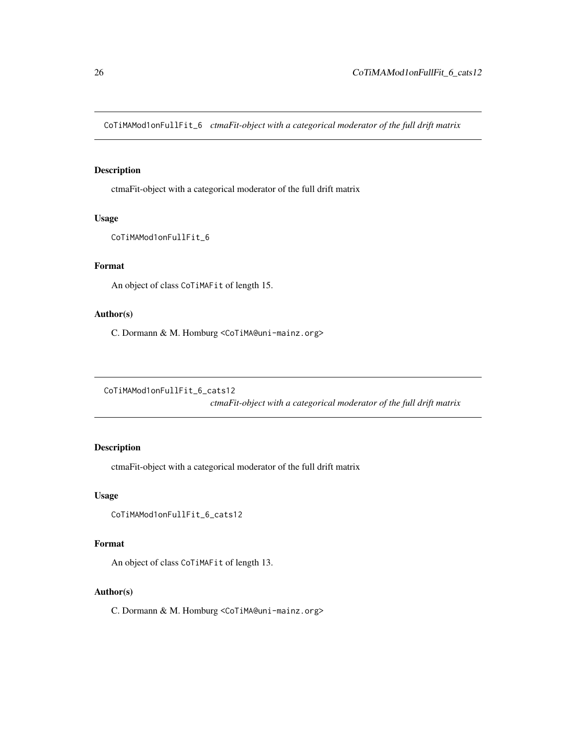## CoTiMAMod1onFullFit_6 *ctmaFit-object with a categorical moderator of the full drift matrix*

### Description

ctmaFit-object with a categorical moderator of the full drift matrix

### Usage

```
CoTiMAMod1onFullFit_6
```

### Format

An object of class CoTiMAFit of length 15.

### Author(s)

C. Dormann & M. Homburg <CoTiMA@uni-mainz.org>

## CoTiMAMod1onFullFit_6_cats12 *ctmaFit-object with a categorical moderator of the full drift matrix*

### Description

ctmaFit-object with a categorical moderator of the full drift matrix

### Usage

```
CoTiMAMod1onFullFit_6_cats12
```

### Format

An object of class CoTiMAFit of length 13.

### Author(s)

C. Dormann & M. Homburg <CoTiMA@uni-mainz.org>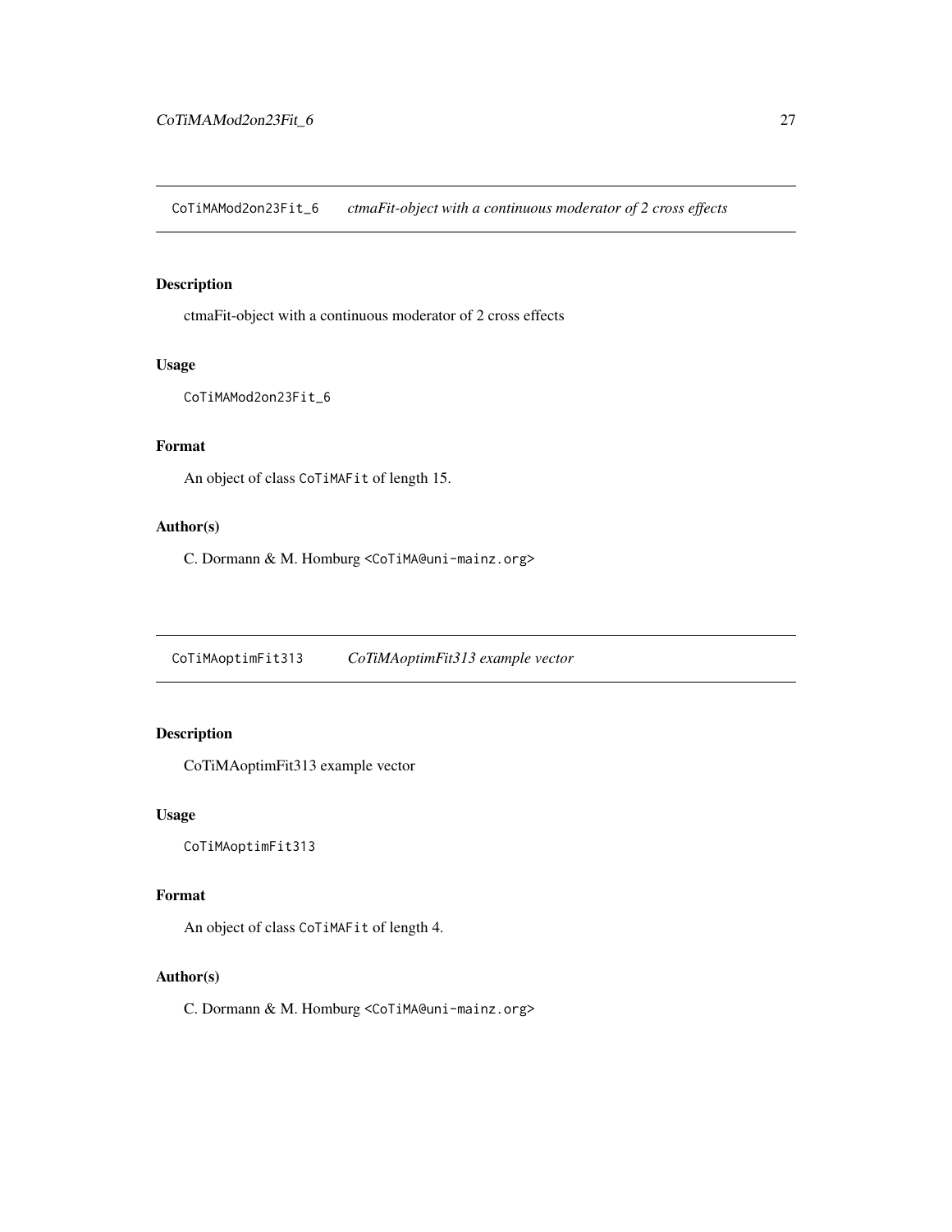## CoTiMAMod2on23Fit_6 — *ctmaFit-object with a continuous moderator of 2 cross effects*

### Description

ctmaFit-object with a continuous moderator of 2 cross effects

### Usage

```
CoTiMAMod2on23Fit_6
```

### Format

An object of class `CoTiMAFit` of length 15.

### Author(s)

C. Dormann & M. Homburg <CoTiMA@uni-mainz.org>

## CoTiMAoptimFit313 — *CoTiMAoptimFit313 example vector*

### Description

CoTiMAoptimFit313 example vector

### Usage

```
CoTiMAoptimFit313
```

### Format

An object of class `CoTiMAFit` of length 4.

### Author(s)

C. Dormann & M. Homburg <CoTiMA@uni-mainz.org>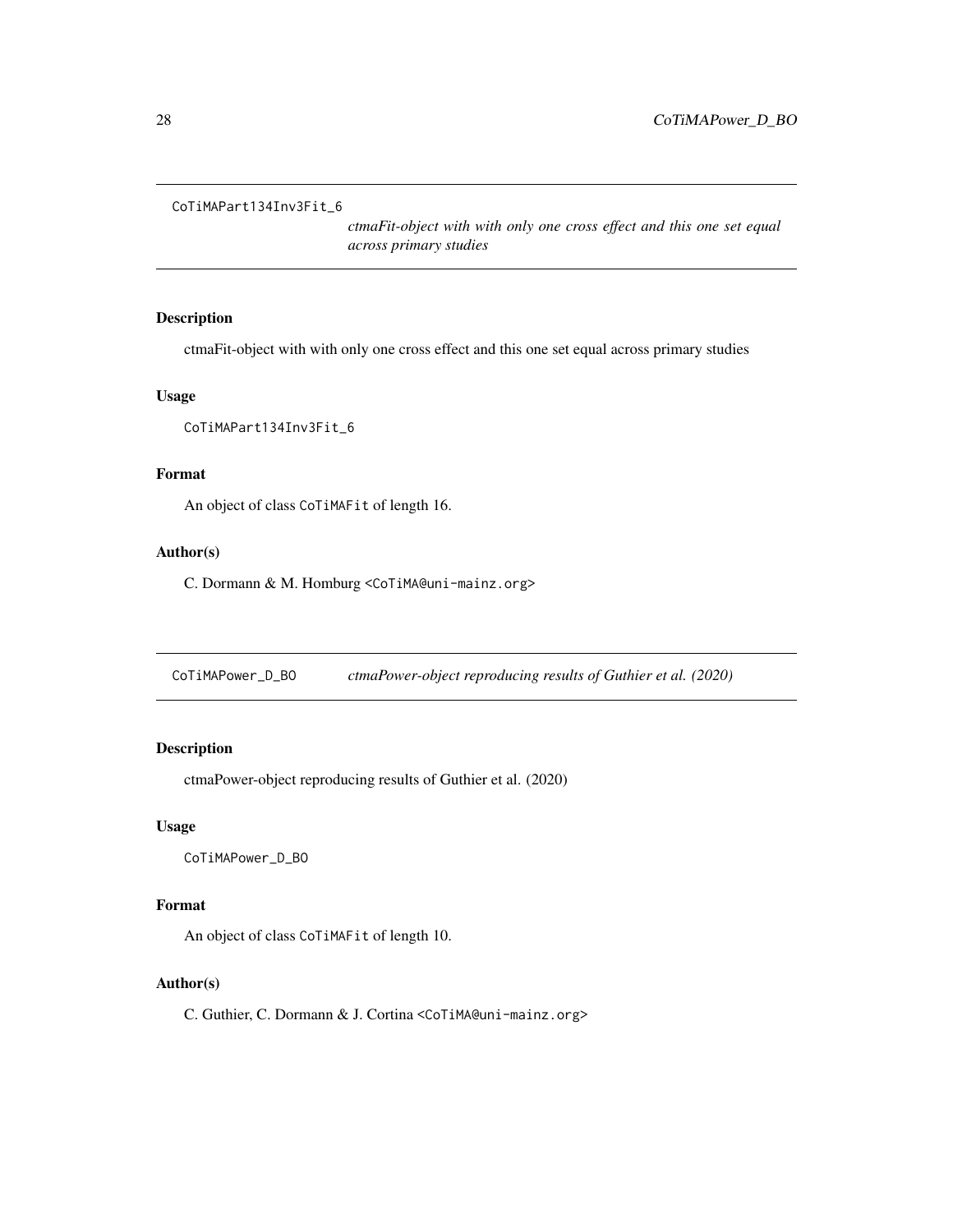## CoTiMAPart134Inv3Fit_6 — *ctmaFit-object with with only one cross effect and this one set equal across primary studies*

### Description

ctmaFit-object with with only one cross effect and this one set equal across primary studies

### Usage

```
CoTiMAPart134Inv3Fit_6
```

### Format

An object of class `CoTiMAFit` of length 16.

### Author(s)

C. Dormann & M. Homburg <CoTiMA@uni-mainz.org>

## CoTiMAPower_D_BO — *ctmaPower-object reproducing results of Guthier et al. (2020)*

### Description

ctmaPower-object reproducing results of Guthier et al. (2020)

### Usage

```
CoTiMAPower_D_BO
```

### Format

An object of class `CoTiMAFit` of length 10.

### Author(s)

C. Guthier, C. Dormann & J. Cortina <CoTiMA@uni-mainz.org>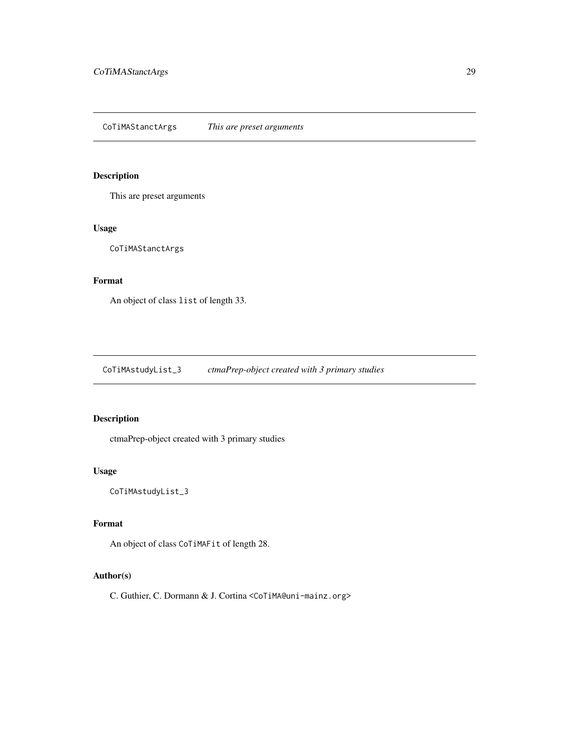## CoTiMAStanctArgs *This are preset arguments*

### Description

This are preset arguments

### Usage

```
CoTiMAStanctArgs
```

### Format

An object of class `list` of length 33.

## CoTiMAstudyList_3 *ctmaPrep-object created with 3 primary studies*

### Description

ctmaPrep-object created with 3 primary studies

### Usage

```
CoTiMAstudyList_3
```

### Format

An object of class `CoTiMAFit` of length 28.

### Author(s)

C. Guthier, C. Dormann & J. Cortina <CoTiMA@uni-mainz.org>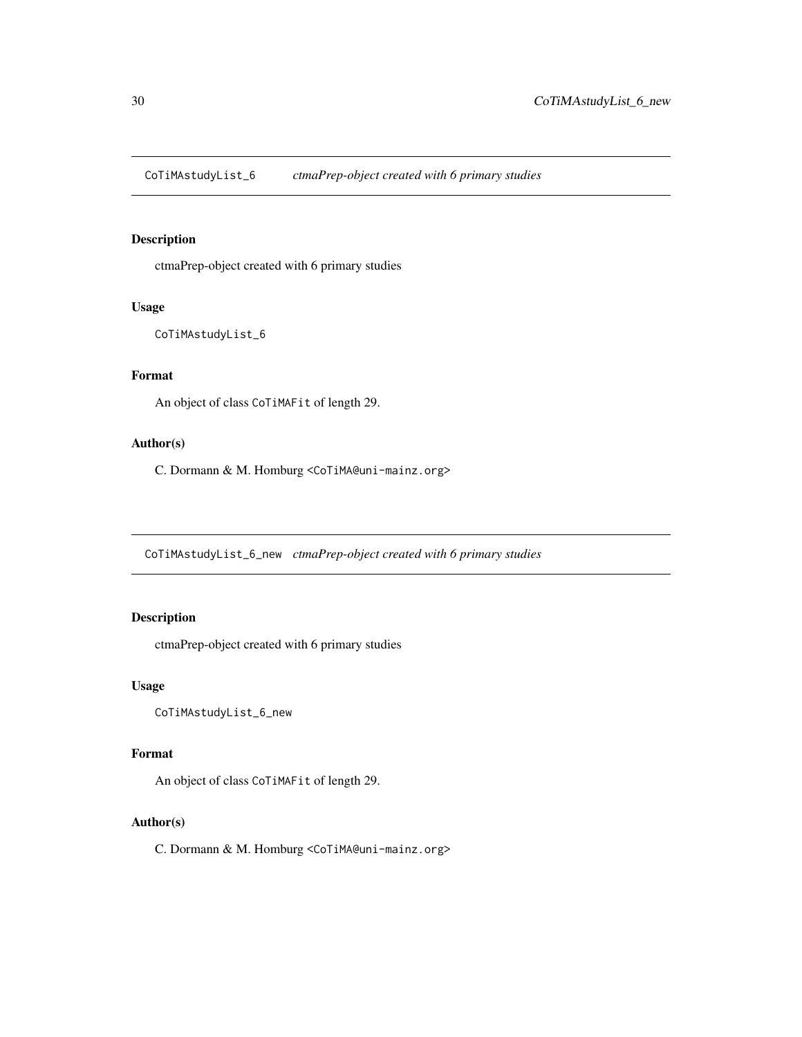## CoTiMAstudyList_6 — *ctmaPrep-object created with 6 primary studies*

### Description

ctmaPrep-object created with 6 primary studies

### Usage

```
CoTiMAstudyList_6
```

### Format

An object of class `CoTiMAFit` of length 29.

### Author(s)

C. Dormann & M. Homburg <CoTiMA@uni-mainz.org>

## CoTiMAstudyList_6_new — *ctmaPrep-object created with 6 primary studies*

### Description

ctmaPrep-object created with 6 primary studies

### Usage

```
CoTiMAstudyList_6_new
```

### Format

An object of class `CoTiMAFit` of length 29.

### Author(s)

C. Dormann & M. Homburg <CoTiMA@uni-mainz.org>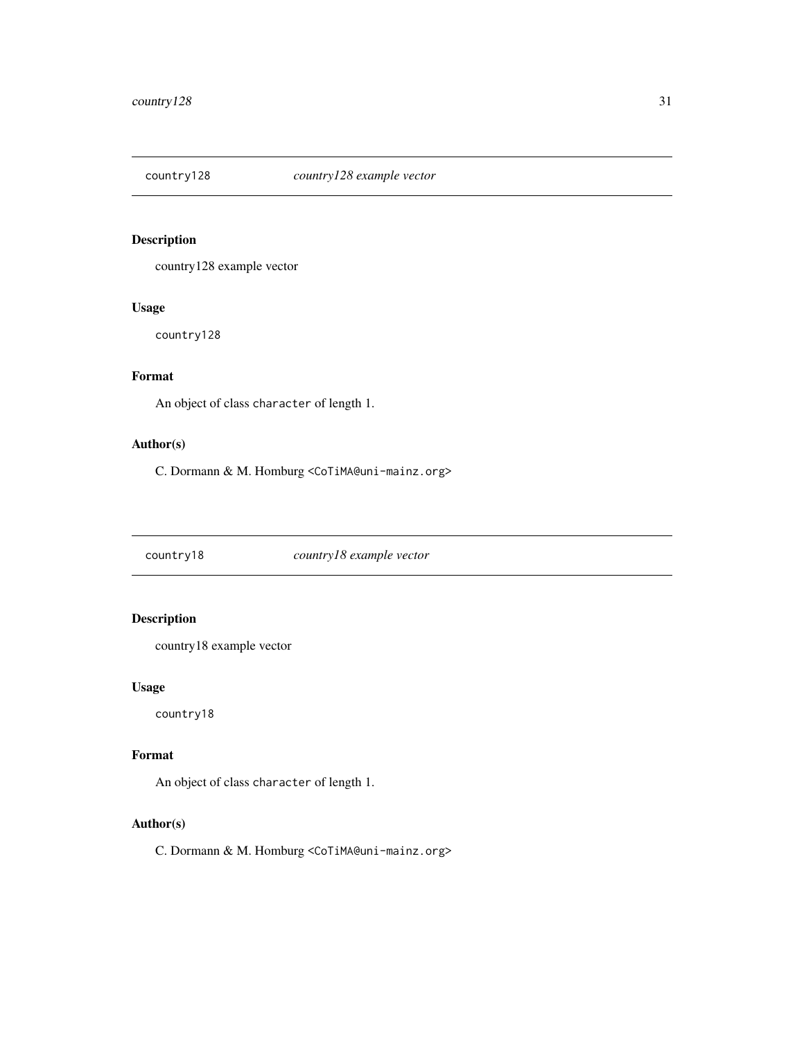## country128 — *country128 example vector*

### Description

country128 example vector

### Usage

```
country128
```

### Format

An object of class `character` of length 1.

### Author(s)

C. Dormann & M. Homburg <CoTiMA@uni-mainz.org>

## country18 — *country18 example vector*

### Description

country18 example vector

### Usage

```
country18
```

### Format

An object of class `character` of length 1.

### Author(s)

C. Dormann & M. Homburg <CoTiMA@uni-mainz.org>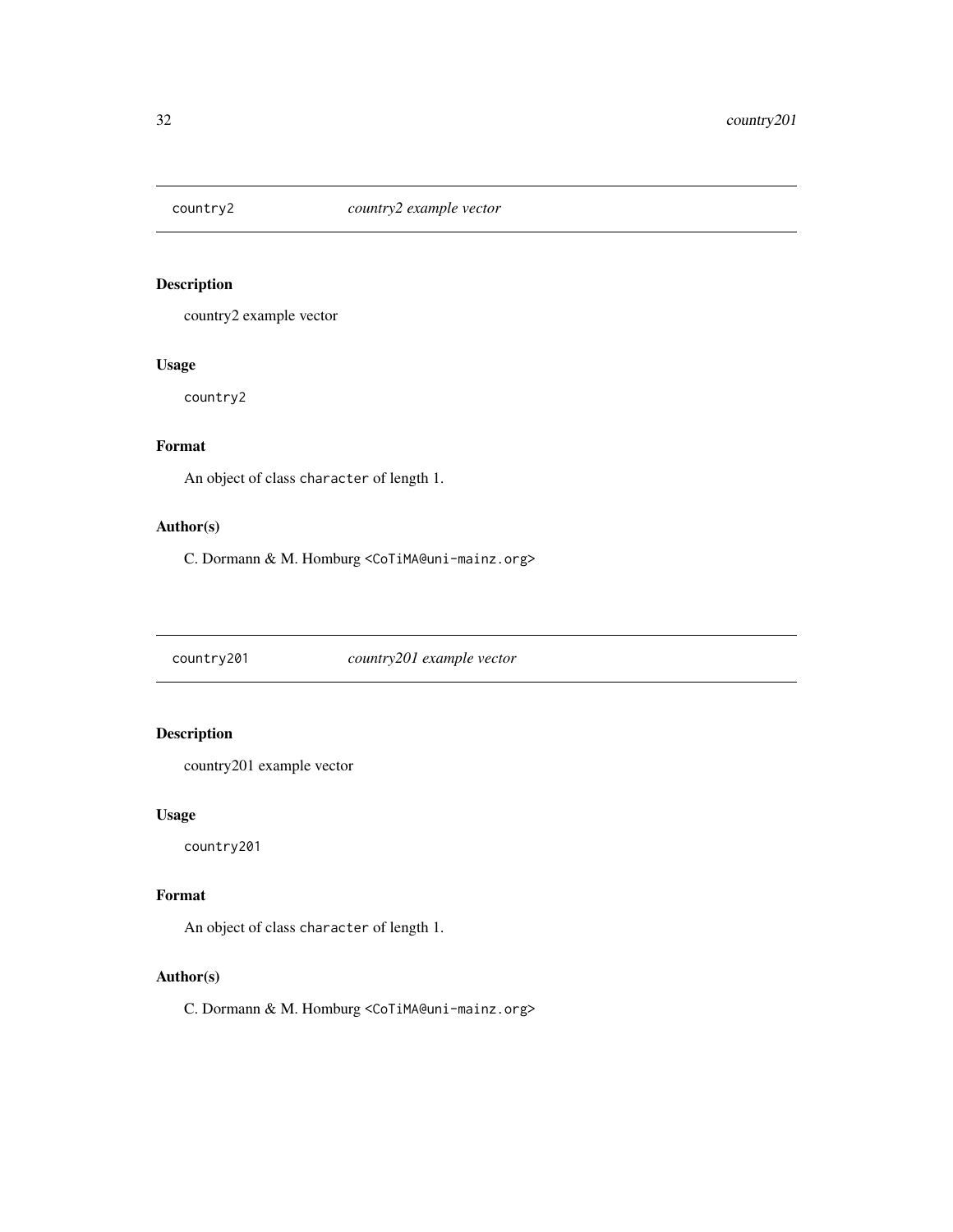## country2 — *country2 example vector*

### Description

country2 example vector

### Usage

```
country2
```

### Format

An object of class `character` of length 1.

### Author(s)

C. Dormann & M. Homburg <CoTiMA@uni-mainz.org>

## country201 — *country201 example vector*

### Description

country201 example vector

### Usage

```
country201
```

### Format

An object of class `character` of length 1.

### Author(s)

C. Dormann & M. Homburg <CoTiMA@uni-mainz.org>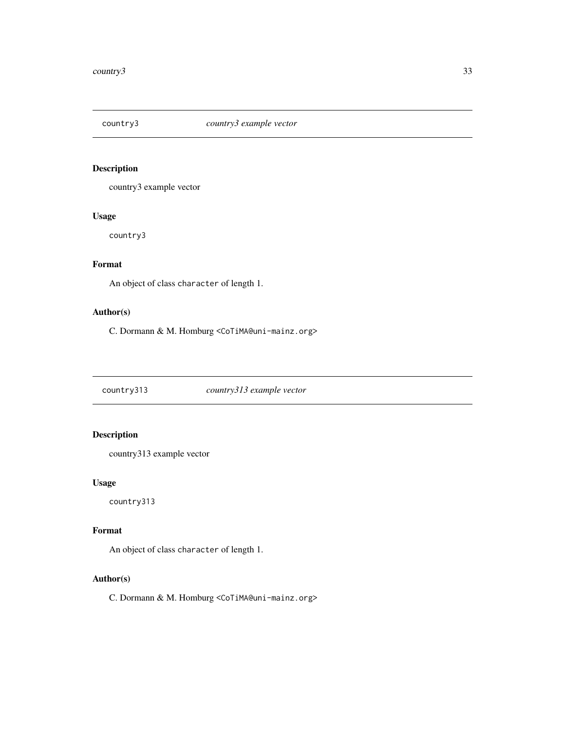## country3 — *country3 example vector*

### Description

country3 example vector

### Usage

```
country3
```

### Format

An object of class `character` of length 1.

### Author(s)

C. Dormann & M. Homburg <CoTiMA@uni-mainz.org>

## country313 — *country313 example vector*

### Description

country313 example vector

### Usage

```
country313
```

### Format

An object of class `character` of length 1.

### Author(s)

C. Dormann & M. Homburg <CoTiMA@uni-mainz.org>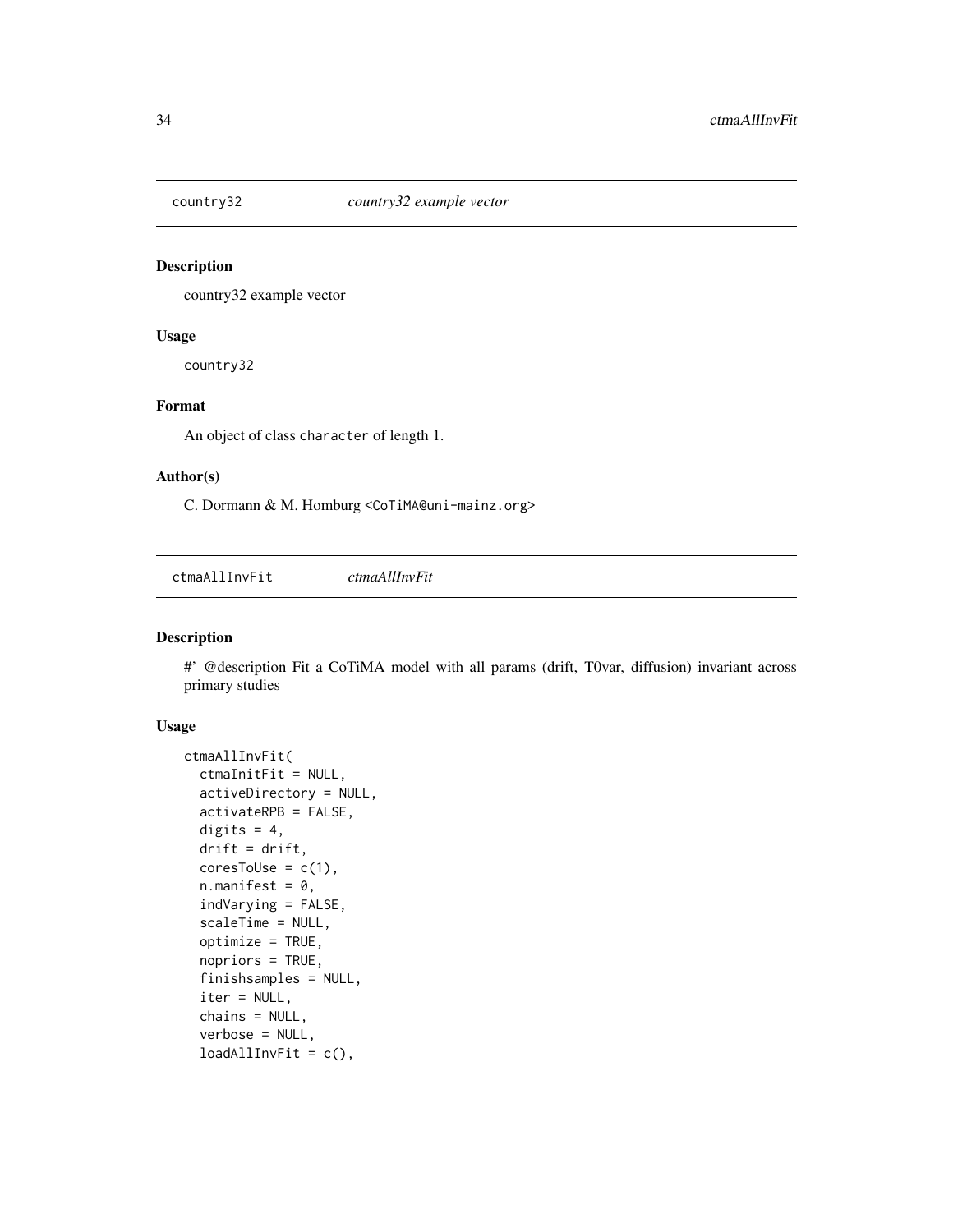## country32 — *country32 example vector*

### Description

country32 example vector

### Usage

```
country32
```

### Format

An object of class `character` of length 1.

### Author(s)

C. Dormann & M. Homburg <CoTiMA@uni-mainz.org>

## ctmaAllInvFit — *ctmaAllInvFit*

### Description

#' @description Fit a CoTiMA model with all params (drift, T0var, diffusion) invariant across primary studies

### Usage

```
ctmaAllInvFit(
  ctmaInitFit = NULL,
  activeDirectory = NULL,
  activateRPB = FALSE,
  digits = 4,
  drift = drift,
  coresToUse = c(1),
  n.manifest = 0,
  indVarying = FALSE,
  scaleTime = NULL,
  optimize = TRUE,
  nopriors = TRUE,
  finishsamples = NULL,
  iter = NULL,
  chains = NULL,
  verbose = NULL,
  loadAllInvFit = c(),
```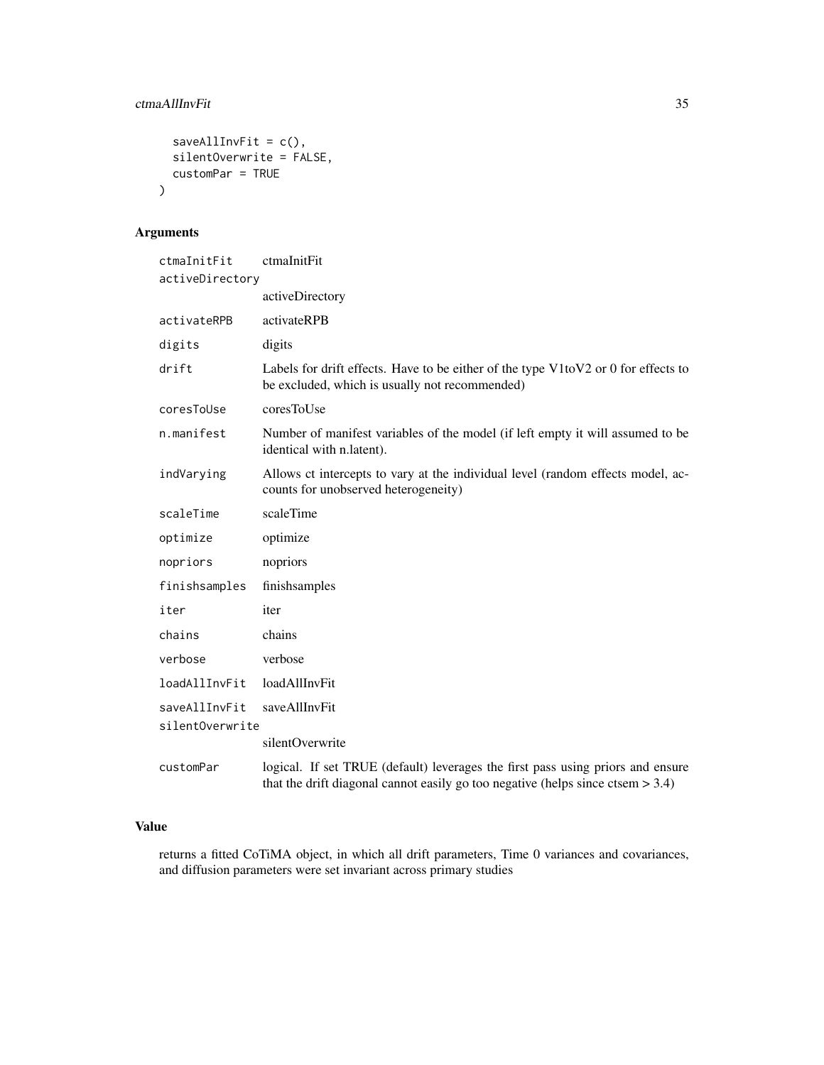```
  saveAllInvFit = c(),
  silentOverwrite = FALSE,
  customPar = TRUE
)
```

## Arguments

| | |
|---|---|
| ctmaInitFit | ctmaInitFit |
| activeDirectory | activeDirectory |
| activateRPB | activateRPB |
| digits | digits |
| drift | Labels for drift effects. Have to be either of the type V1toV2 or 0 for effects to be excluded, which is usually not recommended) |
| coresToUse | coresToUse |
| n.manifest | Number of manifest variables of the model (if left empty it will assumed to be identical with n.latent). |
| indVarying | Allows ct intercepts to vary at the individual level (random effects model, accounts for unobserved heterogeneity) |
| scaleTime | scaleTime |
| optimize | optimize |
| nopriors | nopriors |
| finishsamples | finishsamples |
| iter | iter |
| chains | chains |
| verbose | verbose |
| loadAllInvFit | loadAllInvFit |
| saveAllInvFit | saveAllInvFit |
| silentOverwrite | silentOverwrite |
| customPar | logical. If set TRUE (default) leverages the first pass using priors and ensure that the drift diagonal cannot easily go too negative (helps since ctsem > 3.4) |

## Value

returns a fitted CoTiMA object, in which all drift parameters, Time 0 variances and covariances, and diffusion parameters were set invariant across primary studies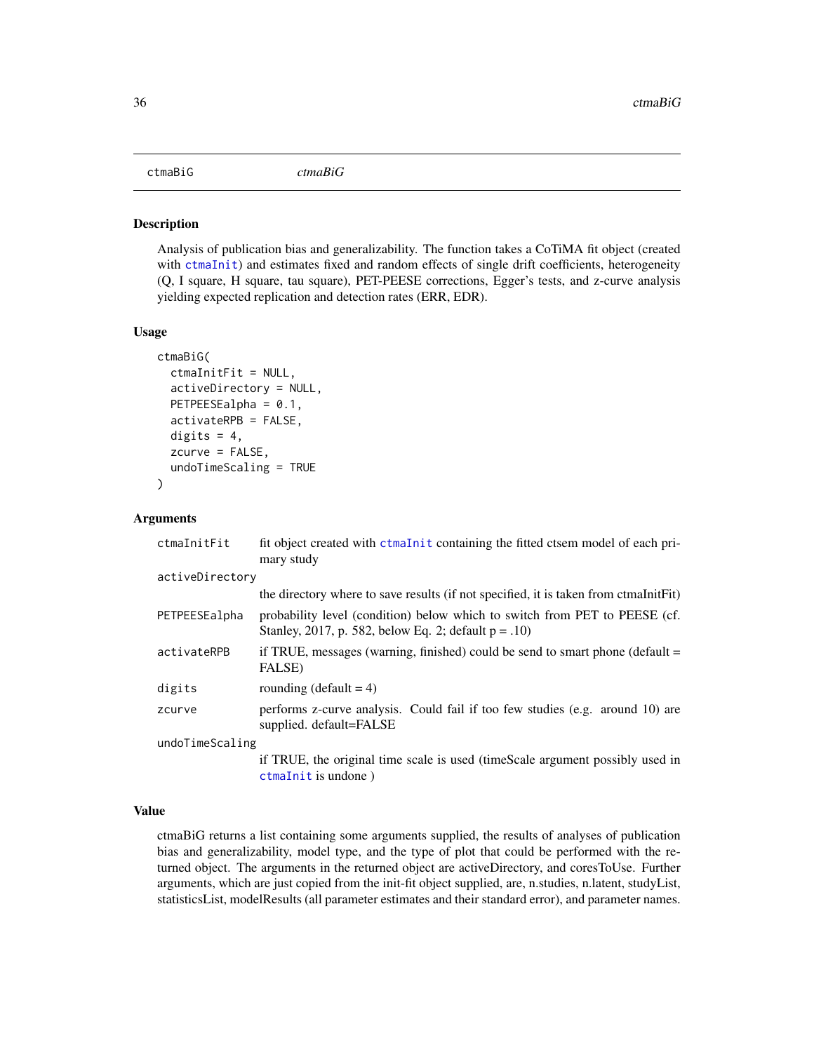## ctmaBiG

*ctmaBiG*

### Description

Analysis of publication bias and generalizability. The function takes a CoTiMA fit object (created with `ctmaInit`) and estimates fixed and random effects of single drift coefficients, heterogeneity (Q, I square, H square, tau square), PET-PEESE corrections, Egger's tests, and z-curve analysis yielding expected replication and detection rates (ERR, EDR).

### Usage

```
ctmaBiG(
  ctmaInitFit = NULL,
  activeDirectory = NULL,
  PETPEESEalpha = 0.1,
  activateRPB = FALSE,
  digits = 4,
  zcurve = FALSE,
  undoTimeScaling = TRUE
)
```

### Arguments

| Argument | Description |
|---|---|
| `ctmaInitFit` | fit object created with `ctmaInit` containing the fitted ctsem model of each primary study |
| `activeDirectory` | the directory where to save results (if not specified, it is taken from ctmaInitFit) |
| `PETPEESEalpha` | probability level (condition) below which to switch from PET to PEESE (cf. Stanley, 2017, p. 582, below Eq. 2; default p = .10) |
| `activateRPB` | if TRUE, messages (warning, finished) could be send to smart phone (default = FALSE) |
| `digits` | rounding (default = 4) |
| `zcurve` | performs z-curve analysis. Could fail if too few studies (e.g. around 10) are supplied. default=FALSE |
| `undoTimeScaling` | if TRUE, the original time scale is used (timeScale argument possibly used in `ctmaInit` is undone ) |

### Value

ctmaBiG returns a list containing some arguments supplied, the results of analyses of publication bias and generalizability, model type, and the type of plot that could be performed with the returned object. The arguments in the returned object are activeDirectory, and coresToUse. Further arguments, which are just copied from the init-fit object supplied, are, n.studies, n.latent, studyList, statisticsList, modelResults (all parameter estimates and their standard error), and parameter names.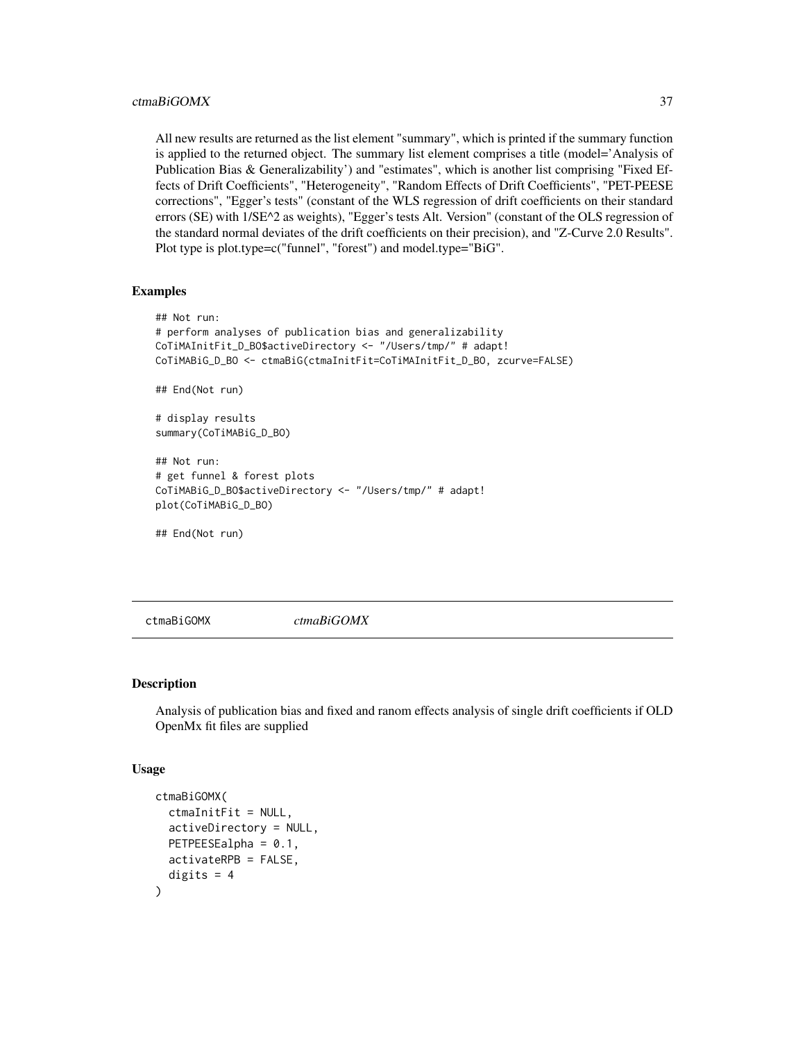All new results are returned as the list element "summary", which is printed if the summary function is applied to the returned object. The summary list element comprises a title (model='Analysis of Publication Bias & Generalizability') and "estimates", which is another list comprising "Fixed Effects of Drift Coefficients", "Heterogeneity", "Random Effects of Drift Coefficients", "PET-PEESE corrections", "Egger's tests" (constant of the WLS regression of drift coefficients on their standard errors (SE) with 1/SE^2 as weights), "Egger's tests Alt. Version" (constant of the OLS regression of the standard normal deviates of the drift coefficients on their precision), and "Z-Curve 2.0 Results". Plot type is plot.type=c("funnel", "forest") and model.type="BiG".

### Examples

```
## Not run:
# perform analyses of publication bias and generalizability
CoTiMAInitFit_D_BO$activeDirectory <- "/Users/tmp/" # adapt!
CoTiMABiG_D_BO <- ctmaBiG(ctmaInitFit=CoTiMAInitFit_D_BO, zcurve=FALSE)

## End(Not run)

# display results
summary(CoTiMABiG_D_BO)

## Not run:
# get funnel & forest plots
CoTiMABiG_D_BO$activeDirectory <- "/Users/tmp/" # adapt!
plot(CoTiMABiG_D_BO)

## End(Not run)
```

---

## ctmaBiGOMX &nbsp;&nbsp;&nbsp; *ctmaBiGOMX*

### Description

Analysis of publication bias and fixed and ranom effects analysis of single drift coefficients if OLD OpenMx fit files are supplied

### Usage

```
ctmaBiGOMX(
  ctmaInitFit = NULL,
  activeDirectory = NULL,
  PETPEESEalpha = 0.1,
  activateRPB = FALSE,
  digits = 4
)
```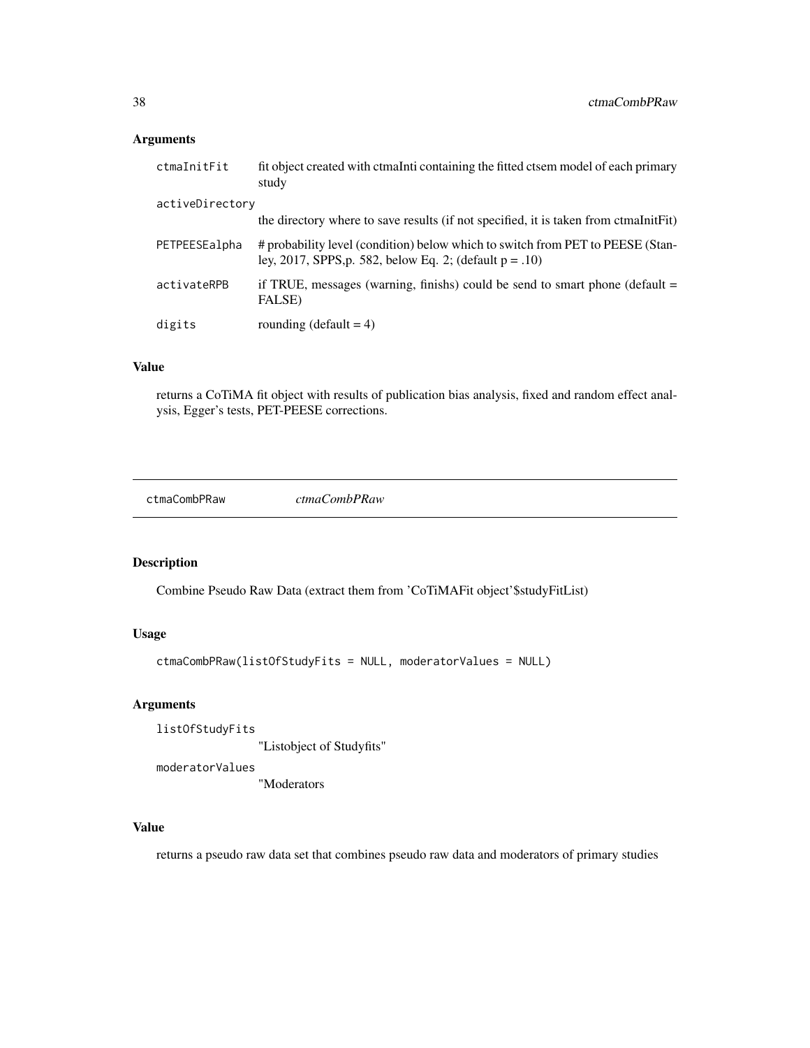## Arguments

| | |
|---|---|
| ctmaInitFit | fit object created with ctmaInti containing the fitted ctsem model of each primary study |
| activeDirectory | the directory where to save results (if not specified, it is taken from ctmaInitFit) |
| PETPEESEalpha | # probability level (condition) below which to switch from PET to PEESE (Stanley, 2017, SPPS,p. 582, below Eq. 2; (default p = .10) |
| activateRPB | if TRUE, messages (warning, finishs) could be send to smart phone (default = FALSE) |
| digits | rounding (default = 4) |

## Value

returns a CoTiMA fit object with results of publication bias analysis, fixed and random effect analysis, Egger's tests, PET-PEESE corrections.

---

# ctmaCombPRaw *ctmaCombPRaw*

## Description

Combine Pseudo Raw Data (extract them from 'CoTiMAFit object'$studyFitList)

## Usage

```
ctmaCombPRaw(listOfStudyFits = NULL, moderatorValues = NULL)
```

## Arguments

| | |
|---|---|
| listOfStudyFits | "Listobject of Studyfits" |
| moderatorValues | "Moderators |

## Value

returns a pseudo raw data set that combines pseudo raw data and moderators of primary studies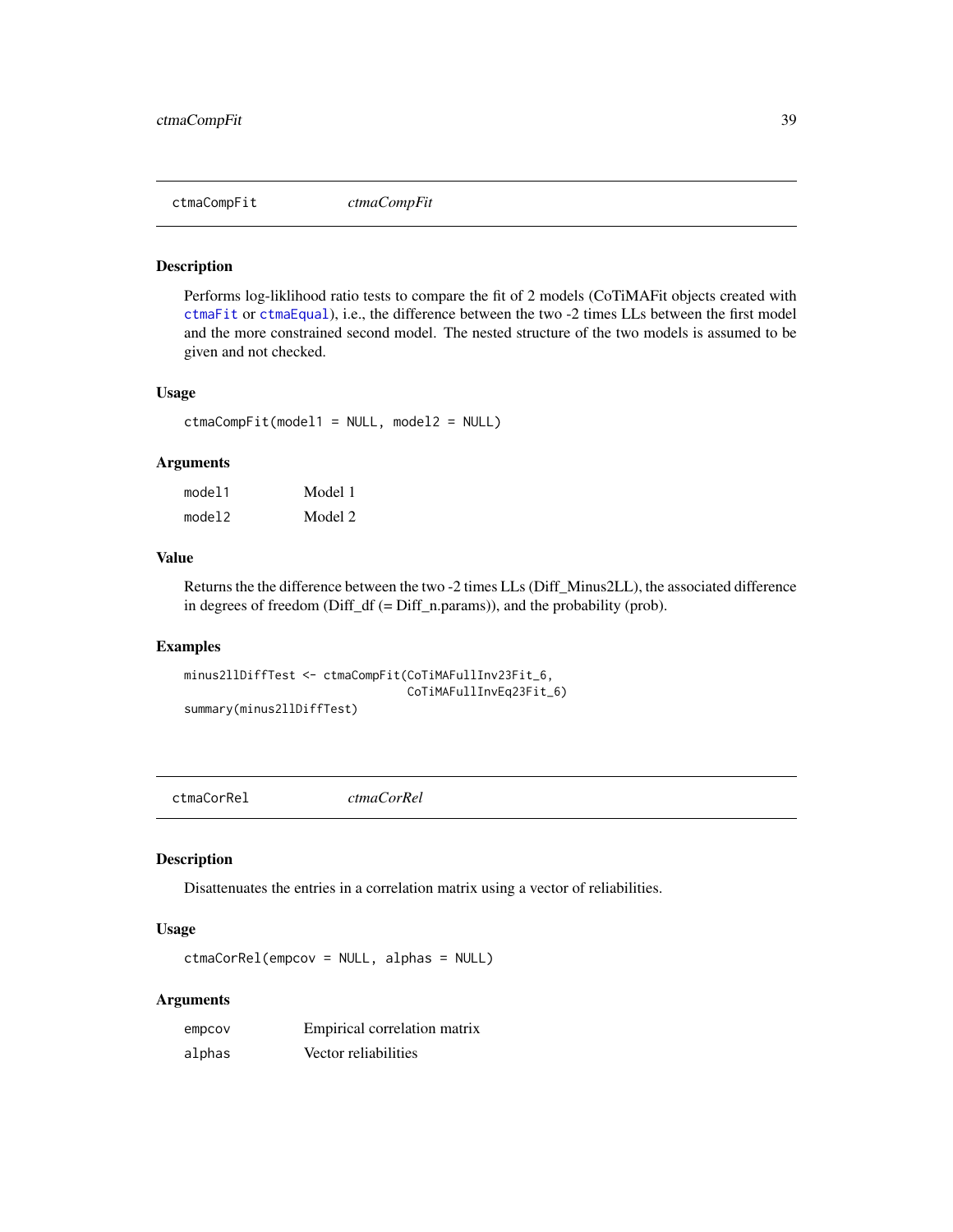## ctmaCompFit *ctmaCompFit*

### Description

Performs log-liklihood ratio tests to compare the fit of 2 models (CoTiMAFit objects created with ctmaFit or ctmaEqual), i.e., the difference between the two -2 times LLs between the first model and the more constrained second model. The nested structure of the two models is assumed to be given and not checked.

### Usage

```
ctmaCompFit(model1 = NULL, model2 = NULL)
```

### Arguments

| | |
|---|---|
| model1 | Model 1 |
| model2 | Model 2 |

### Value

Returns the the difference between the two -2 times LLs (Diff_Minus2LL), the associated difference in degrees of freedom (Diff_df (= Diff_n.params)), and the probability (prob).

### Examples

```
minus2llDiffTest <- ctmaCompFit(CoTiMAFullInv23Fit_6,
                                CoTiMAFullInvEq23Fit_6)
summary(minus2llDiffTest)
```

## ctmaCorRel *ctmaCorRel*

### Description

Disattenuates the entries in a correlation matrix using a vector of reliabilities.

### Usage

```
ctmaCorRel(empcov = NULL, alphas = NULL)
```

### Arguments

| | |
|---|---|
| empcov | Empirical correlation matrix |
| alphas | Vector reliabilities |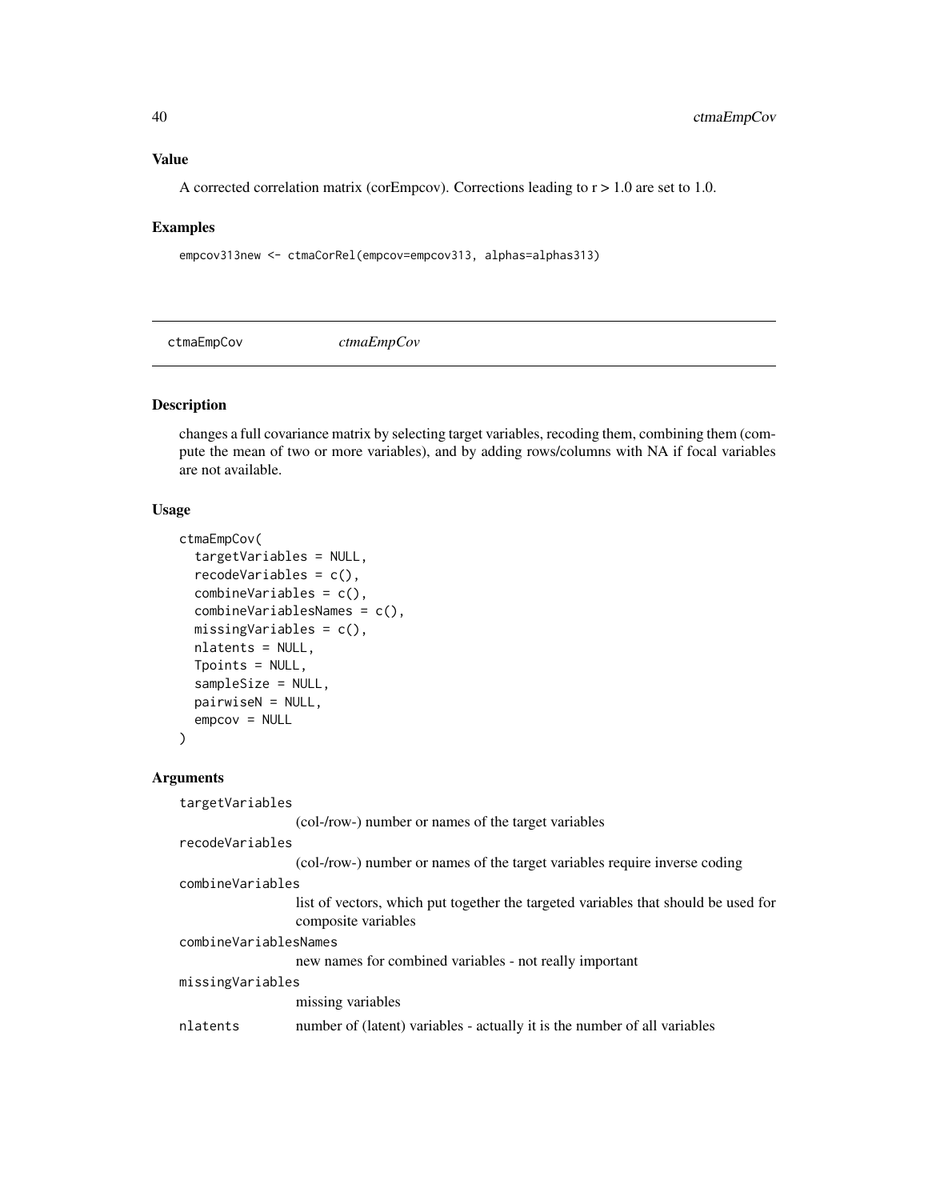## Value

A corrected correlation matrix (corEmpcov). Corrections leading to r > 1.0 are set to 1.0.

## Examples

```
empcov313new <- ctmaCorRel(empcov=empcov313, alphas=alphas313)
```

---

# ctmaEmpCov *ctmaEmpCov*

## Description

changes a full covariance matrix by selecting target variables, recoding them, combining them (compute the mean of two or more variables), and by adding rows/columns with NA if focal variables are not available.

## Usage

```
ctmaEmpCov(
  targetVariables = NULL,
  recodeVariables = c(),
  combineVariables = c(),
  combineVariablesNames = c(),
  missingVariables = c(),
  nlatents = NULL,
  Tpoints = NULL,
  sampleSize = NULL,
  pairwiseN = NULL,
  empcov = NULL
)
```

## Arguments

`targetVariables`
: (col-/row-) number or names of the target variables

`recodeVariables`
: (col-/row-) number or names of the target variables require inverse coding

`combineVariables`
: list of vectors, which put together the targeted variables that should be used for composite variables

`combineVariablesNames`
: new names for combined variables - not really important

`missingVariables`
: missing variables

`nlatents`
: number of (latent) variables - actually it is the number of all variables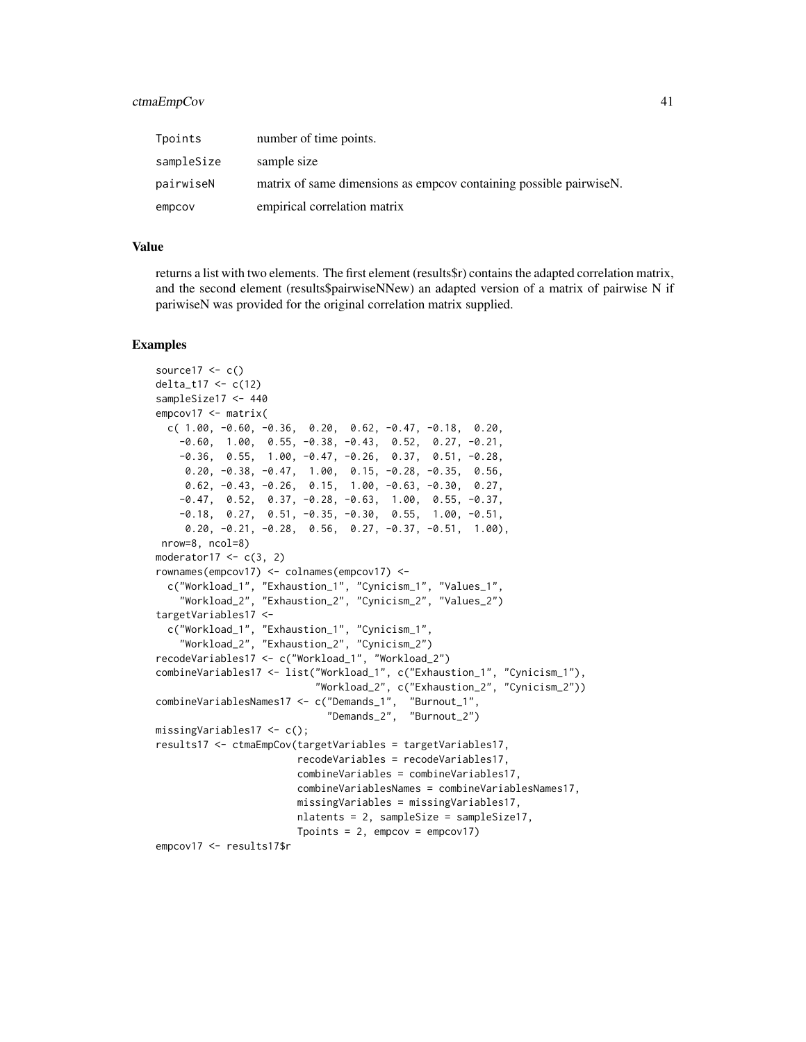| | |
|---|---|
| Tpoints | number of time points. |
| sampleSize | sample size |
| pairwiseN | matrix of same dimensions as empcov containing possible pairwiseN. |
| empcov | empirical correlation matrix |

## Value

returns a list with two elements. The first element (results$r) contains the adapted correlation matrix, and the second element (results$pairwiseNNew) an adapted version of a matrix of pairwise N if pariwiseN was provided for the original correlation matrix supplied.

## Examples

```
source17 <- c()
delta_t17 <- c(12)
sampleSize17 <- 440
empcov17 <- matrix(
  c( 1.00, -0.60, -0.36,  0.20,  0.62, -0.47, -0.18,  0.20,
    -0.60,  1.00,  0.55, -0.38, -0.43,  0.52,  0.27, -0.21,
    -0.36,  0.55,  1.00, -0.47, -0.26,  0.37,  0.51, -0.28,
     0.20, -0.38, -0.47,  1.00,  0.15, -0.28, -0.35,  0.56,
     0.62, -0.43, -0.26,  0.15,  1.00, -0.63, -0.30,  0.27,
    -0.47,  0.52,  0.37, -0.28, -0.63,  1.00,  0.55, -0.37,
    -0.18,  0.27,  0.51, -0.35, -0.30,  0.55,  1.00, -0.51,
     0.20, -0.21, -0.28,  0.56,  0.27, -0.37, -0.51,  1.00),
 nrow=8, ncol=8)
moderator17 <- c(3, 2)
rownames(empcov17) <- colnames(empcov17) <-
  c("Workload_1", "Exhaustion_1", "Cynicism_1", "Values_1",
    "Workload_2", "Exhaustion_2", "Cynicism_2", "Values_2")
targetVariables17 <-
  c("Workload_1", "Exhaustion_1", "Cynicism_1",
    "Workload_2", "Exhaustion_2", "Cynicism_2")
recodeVariables17 <- c("Workload_1", "Workload_2")
combineVariables17 <- list("Workload_1", c("Exhaustion_1", "Cynicism_1"),
                          "Workload_2", c("Exhaustion_2", "Cynicism_2"))
combineVariablesNames17 <- c("Demands_1",  "Burnout_1",
                             "Demands_2",  "Burnout_2")
missingVariables17 <- c();
results17 <- ctmaEmpCov(targetVariables = targetVariables17,
                        recodeVariables = recodeVariables17,
                        combineVariables = combineVariables17,
                        combineVariablesNames = combineVariablesNames17,
                        missingVariables = missingVariables17,
                        nlatents = 2, sampleSize = sampleSize17,
                        Tpoints = 2, empcov = empcov17)
empcov17 <- results17$r
```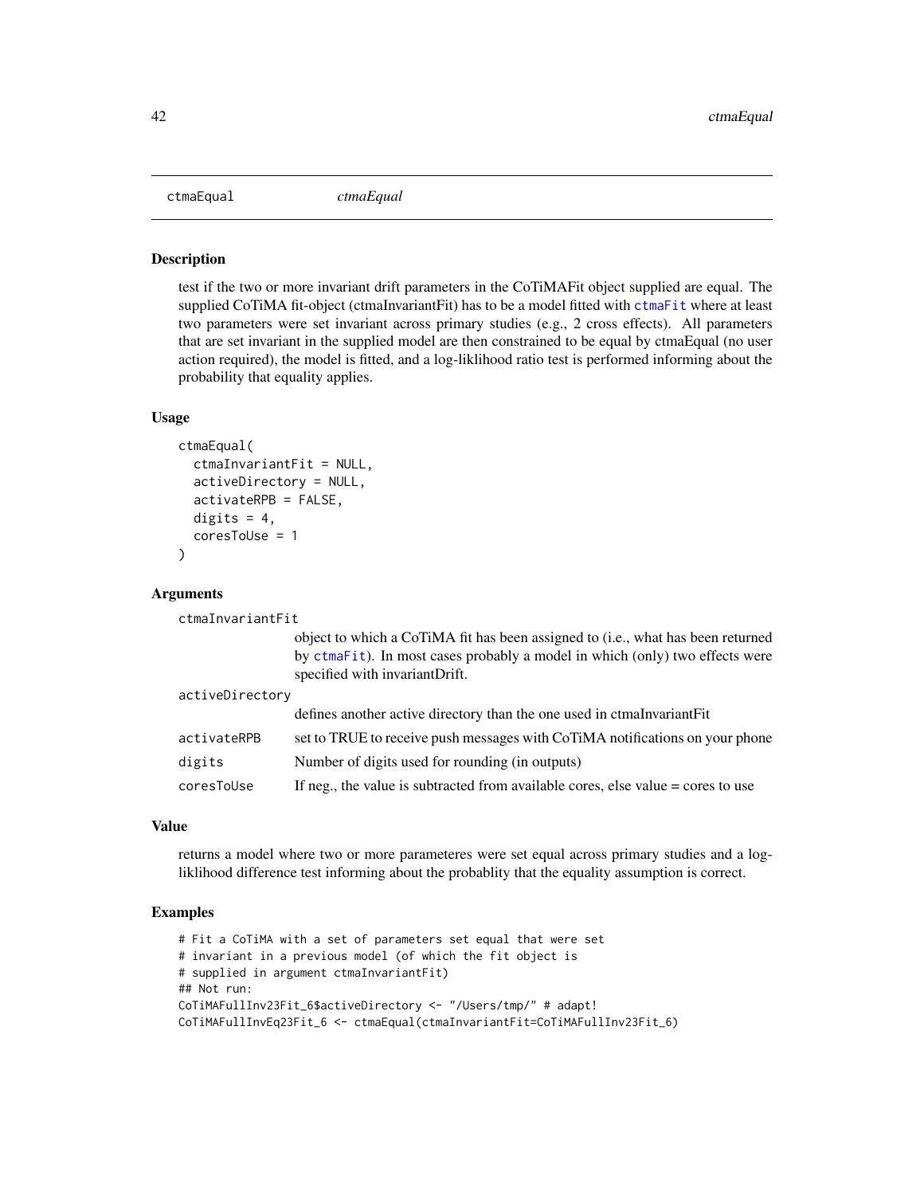# ctmaEqual

*ctmaEqual*

## Description

test if the two or more invariant drift parameters in the CoTiMAFit object supplied are equal. The supplied CoTiMA fit-object (ctmaInvariantFit) has to be a model fitted with ctmaFit where at least two parameters were set invariant across primary studies (e.g., 2 cross effects). All parameters that are set invariant in the supplied model are then constrained to be equal by ctmaEqual (no user action required), the model is fitted, and a log-liklihood ratio test is performed informing about the probability that equality applies.

## Usage

```
ctmaEqual(
  ctmaInvariantFit = NULL,
  activeDirectory = NULL,
  activateRPB = FALSE,
  digits = 4,
  coresToUse = 1
)
```

## Arguments

| Argument | Description |
|---|---|
| ctmaInvariantFit | object to which a CoTiMA fit has been assigned to (i.e., what has been returned by ctmaFit). In most cases probably a model in which (only) two effects were specified with invariantDrift. |
| activeDirectory | defines another active directory than the one used in ctmaInvariantFit |
| activateRPB | set to TRUE to receive push messages with CoTiMA notifications on your phone |
| digits | Number of digits used for rounding (in outputs) |
| coresToUse | If neg., the value is subtracted from available cores, else value = cores to use |

## Value

returns a model where two or more parameteres were set equal across primary studies and a log-liklihood difference test informing about the probablity that the equality assumption is correct.

## Examples

```
# Fit a CoTiMA with a set of parameters set equal that were set
# invariant in a previous model (of which the fit object is
# supplied in argument ctmaInvariantFit)
## Not run:
CoTiMAFullInv23Fit_6$activeDirectory <- "/Users/tmp/" # adapt!
CoTiMAFullInvEq23Fit_6 <- ctmaEqual(ctmaInvariantFit=CoTiMAFullInv23Fit_6)
```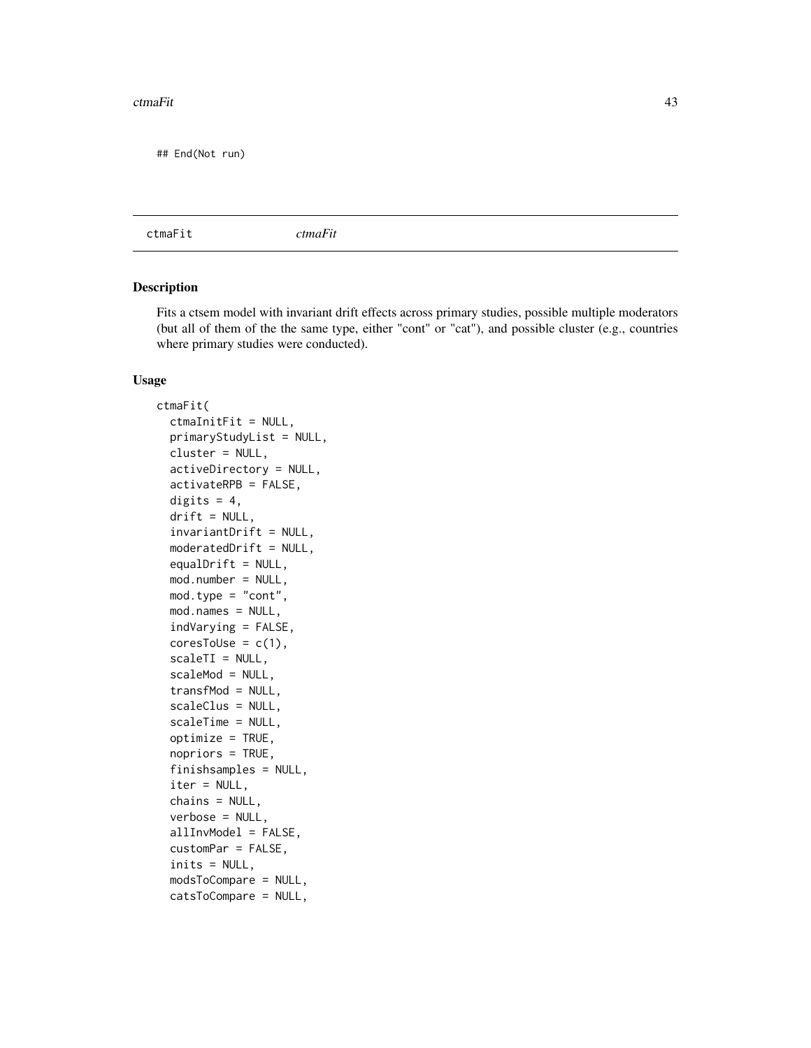```
## End(Not run)
```

---

ctmaFit *ctmaFit*

---

## Description

Fits a ctsem model with invariant drift effects across primary studies, possible multiple moderators (but all of them of the the same type, either "cont" or "cat"), and possible cluster (e.g., countries where primary studies were conducted).

## Usage

```
ctmaFit(
  ctmaInitFit = NULL,
  primaryStudyList = NULL,
  cluster = NULL,
  activeDirectory = NULL,
  activateRPB = FALSE,
  digits = 4,
  drift = NULL,
  invariantDrift = NULL,
  moderatedDrift = NULL,
  equalDrift = NULL,
  mod.number = NULL,
  mod.type = "cont",
  mod.names = NULL,
  indVarying = FALSE,
  coresToUse = c(1),
  scaleTI = NULL,
  scaleMod = NULL,
  transfMod = NULL,
  scaleClus = NULL,
  scaleTime = NULL,
  optimize = TRUE,
  nopriors = TRUE,
  finishsamples = NULL,
  iter = NULL,
  chains = NULL,
  verbose = NULL,
  allInvModel = FALSE,
  customPar = FALSE,
  inits = NULL,
  modsToCompare = NULL,
  catsToCompare = NULL,
```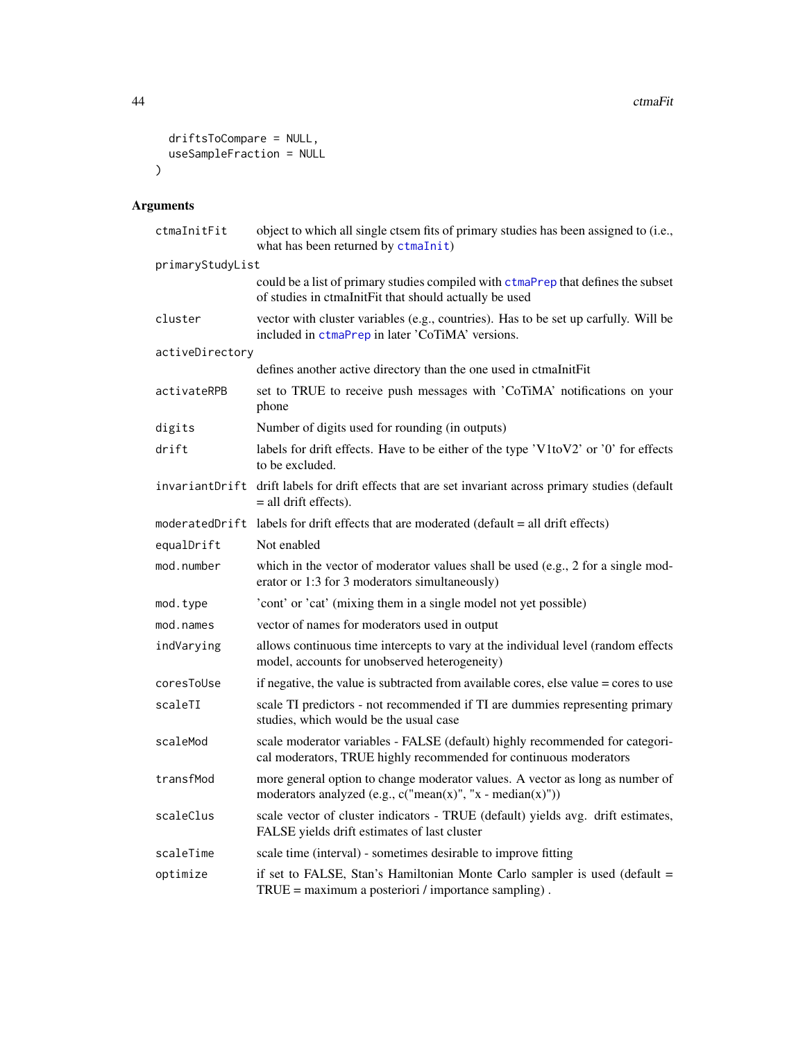```
  driftsToCompare = NULL,
  useSampleFraction = NULL
)
```

## Arguments

| Argument | Description |
|---|---|
| ctmaInitFit | object to which all single ctsem fits of primary studies has been assigned to (i.e., what has been returned by ctmaInit) |
| primaryStudyList | could be a list of primary studies compiled with ctmaPrep that defines the subset of studies in ctmaInitFit that should actually be used |
| cluster | vector with cluster variables (e.g., countries). Has to be set up carfully. Will be included in ctmaPrep in later 'CoTiMA' versions. |
| activeDirectory | defines another active directory than the one used in ctmaInitFit |
| activateRPB | set to TRUE to receive push messages with 'CoTiMA' notifications on your phone |
| digits | Number of digits used for rounding (in outputs) |
| drift | labels for drift effects. Have to be either of the type 'V1toV2' or '0' for effects to be excluded. |
| invariantDrift | drift labels for drift effects that are set invariant across primary studies (default = all drift effects). |
| moderatedDrift | labels for drift effects that are moderated (default = all drift effects) |
| equalDrift | Not enabled |
| mod.number | which in the vector of moderator values shall be used (e.g., 2 for a single moderator or 1:3 for 3 moderators simultaneously) |
| mod.type | 'cont' or 'cat' (mixing them in a single model not yet possible) |
| mod.names | vector of names for moderators used in output |
| indVarying | allows continuous time intercepts to vary at the individual level (random effects model, accounts for unobserved heterogeneity) |
| coresToUse | if negative, the value is subtracted from available cores, else value = cores to use |
| scaleTI | scale TI predictors - not recommended if TI are dummies representing primary studies, which would be the usual case |
| scaleMod | scale moderator variables - FALSE (default) highly recommended for categorical moderators, TRUE highly recommended for continuous moderators |
| transfMod | more general option to change moderator values. A vector as long as number of moderators analyzed (e.g., c("mean(x)", "x - median(x)")) |
| scaleClus | scale vector of cluster indicators - TRUE (default) yields avg. drift estimates, FALSE yields drift estimates of last cluster |
| scaleTime | scale time (interval) - sometimes desirable to improve fitting |
| optimize | if set to FALSE, Stan's Hamiltonian Monte Carlo sampler is used (default = TRUE = maximum a posteriori / importance sampling) . |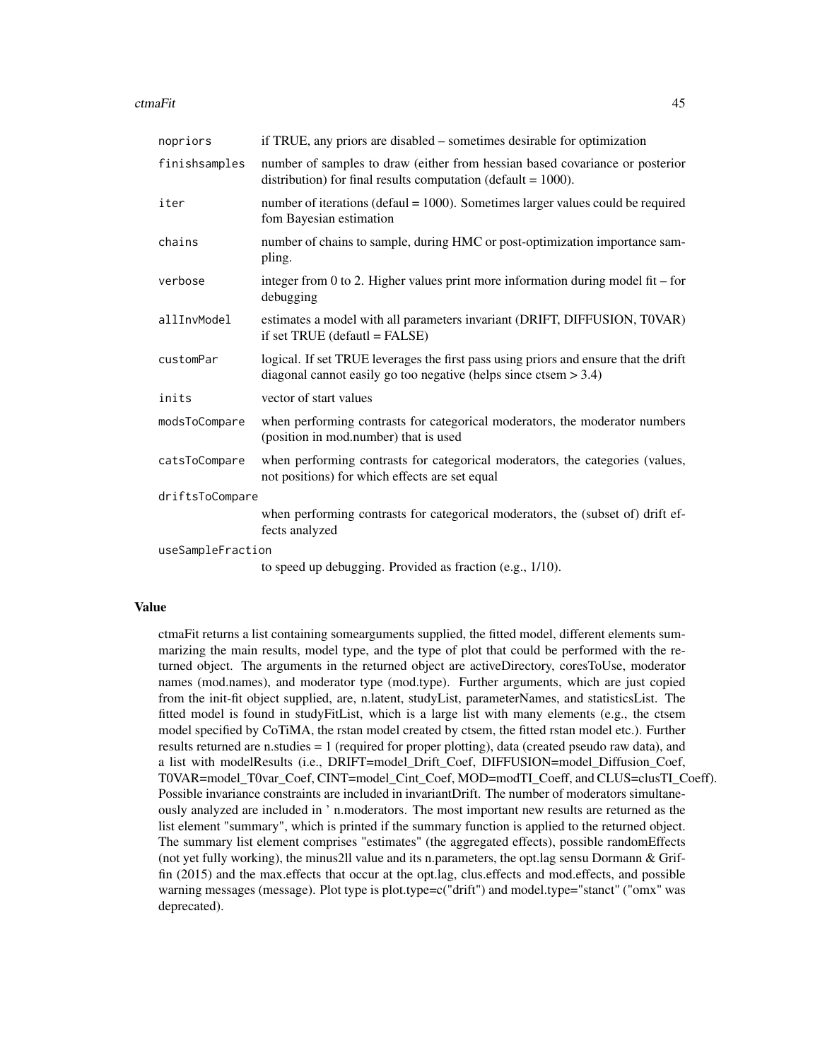| | |
|---|---|
| `nopriors` | if TRUE, any priors are disabled – sometimes desirable for optimization |
| `finishsamples` | number of samples to draw (either from hessian based covariance or posterior distribution) for final results computation (default = 1000). |
| `iter` | number of iterations (defaul = 1000). Sometimes larger values could be required fom Bayesian estimation |
| `chains` | number of chains to sample, during HMC or post-optimization importance sampling. |
| `verbose` | integer from 0 to 2. Higher values print more information during model fit – for debugging |
| `allInvModel` | estimates a model with all parameters invariant (DRIFT, DIFFUSION, T0VAR) if set TRUE (defautl = FALSE) |
| `customPar` | logical. If set TRUE leverages the first pass using priors and ensure that the drift diagonal cannot easily go too negative (helps since ctsem > 3.4) |
| `inits` | vector of start values |
| `modsToCompare` | when performing contrasts for categorical moderators, the moderator numbers (position in mod.number) that is used |
| `catsToCompare` | when performing contrasts for categorical moderators, the categories (values, not positions) for which effects are set equal |
| `driftsToCompare` | when performing contrasts for categorical moderators, the (subset of) drift effects analyzed |
| `useSampleFraction` | to speed up debugging. Provided as fraction (e.g., 1/10). |

### Value

ctmaFit returns a list containing somearguments supplied, the fitted model, different elements summarizing the main results, model type, and the type of plot that could be performed with the returned object. The arguments in the returned object are activeDirectory, coresToUse, moderator names (mod.names), and moderator type (mod.type). Further arguments, which are just copied from the init-fit object supplied, are, n.latent, studyList, parameterNames, and statisticsList. The fitted model is found in studyFitList, which is a large list with many elements (e.g., the ctsem model specified by CoTiMA, the rstan model created by ctsem, the fitted rstan model etc.). Further results returned are n.studies = 1 (required for proper plotting), data (created pseudo raw data), and a list with modelResults (i.e., DRIFT=model_Drift_Coef, DIFFUSION=model_Diffusion_Coef, T0VAR=model_T0var_Coef, CINT=model_Cint_Coef, MOD=modTI_Coeff, and CLUS=clusTI_Coeff). Possible invariance constraints are included in invariantDrift. The number of moderators simultaneously analyzed are included in ' n.moderators. The most important new results are returned as the list element "summary", which is printed if the summary function is applied to the returned object. The summary list element comprises "estimates" (the aggregated effects), possible randomEffects (not yet fully working), the minus2ll value and its n.parameters, the opt.lag sensu Dormann & Griffin (2015) and the max.effects that occur at the opt.lag, clus.effects and mod.effects, and possible warning messages (message). Plot type is plot.type=c("drift") and model.type="stanct" ("omx" was deprecated).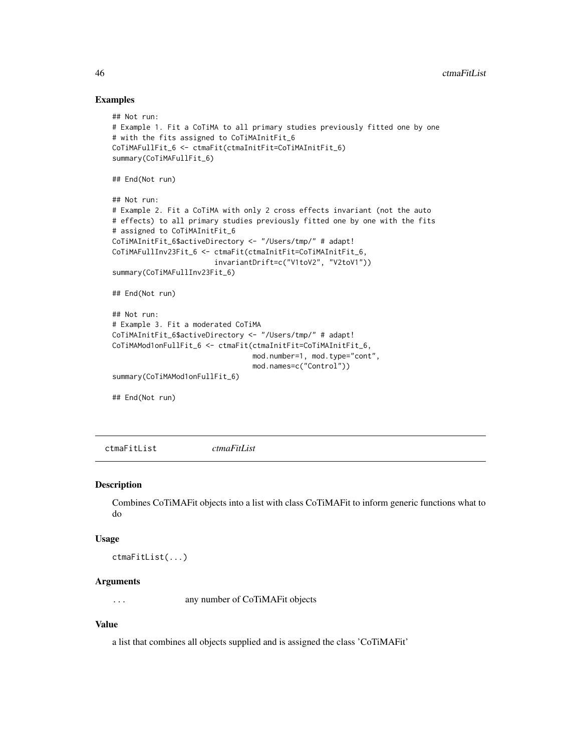### Examples

```
## Not run:
# Example 1. Fit a CoTiMA to all primary studies previously fitted one by one
# with the fits assigned to CoTiMAInitFit_6
CoTiMAFullFit_6 <- ctmaFit(ctmaInitFit=CoTiMAInitFit_6)
summary(CoTiMAFullFit_6)

## End(Not run)

## Not run:
# Example 2. Fit a CoTiMA with only 2 cross effects invariant (not the auto
# effects) to all primary studies previously fitted one by one with the fits
# assigned to CoTiMAInitFit_6
CoTiMAInitFit_6$activeDirectory <- "/Users/tmp/" # adapt!
CoTiMAFullInv23Fit_6 <- ctmaFit(ctmaInitFit=CoTiMAInitFit_6,
                        invariantDrift=c("V1toV2", "V2toV1"))
summary(CoTiMAFullInv23Fit_6)

## End(Not run)

## Not run:
# Example 3. Fit a moderated CoTiMA
CoTiMAInitFit_6$activeDirectory <- "/Users/tmp/" # adapt!
CoTiMAMod1onFullFit_6 <- ctmaFit(ctmaInitFit=CoTiMAInitFit_6,
                                 mod.number=1, mod.type="cont",
                                 mod.names=c("Control"))
summary(CoTiMAMod1onFullFit_6)

## End(Not run)
```

---

## ctmaFitList *ctmaFitList*

### Description

Combines CoTiMAFit objects into a list with class CoTiMAFit to inform generic functions what to do

### Usage

```
ctmaFitList(...)
```

### Arguments

| | |
|---|---|
| ... | any number of CoTiMAFit objects |

### Value

a list that combines all objects supplied and is assigned the class 'CoTiMAFit'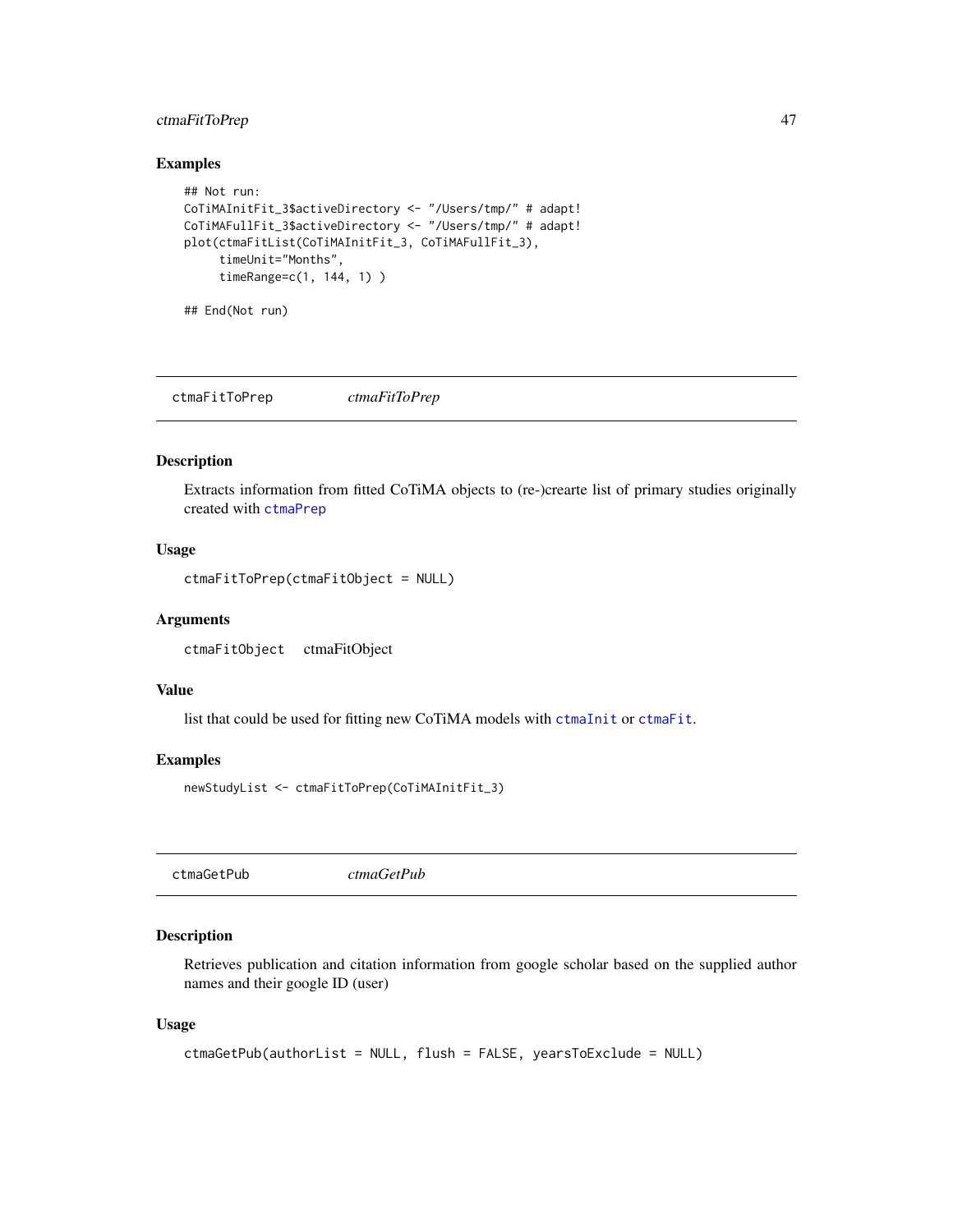### Examples

```
## Not run:
CoTiMAInitFit_3$activeDirectory <- "/Users/tmp/" # adapt!
CoTiMAFullFit_3$activeDirectory <- "/Users/tmp/" # adapt!
plot(ctmaFitList(CoTiMAInitFit_3, CoTiMAFullFit_3),
     timeUnit="Months",
     timeRange=c(1, 144, 1) )

## End(Not run)
```

---

## ctmaFitToPrep *ctmaFitToPrep*

---

### Description

Extracts information from fitted CoTiMA objects to (re-)crearte list of primary studies originally created with `ctmaPrep`

### Usage

```
ctmaFitToPrep(ctmaFitObject = NULL)
```

### Arguments

`ctmaFitObject` ctmaFitObject

### Value

list that could be used for fitting new CoTiMA models with `ctmaInit` or `ctmaFit`.

### Examples

```
newStudyList <- ctmaFitToPrep(CoTiMAInitFit_3)
```

---

## ctmaGetPub *ctmaGetPub*

---

### Description

Retrieves publication and citation information from google scholar based on the supplied author names and their google ID (user)

### Usage

```
ctmaGetPub(authorList = NULL, flush = FALSE, yearsToExclude = NULL)
```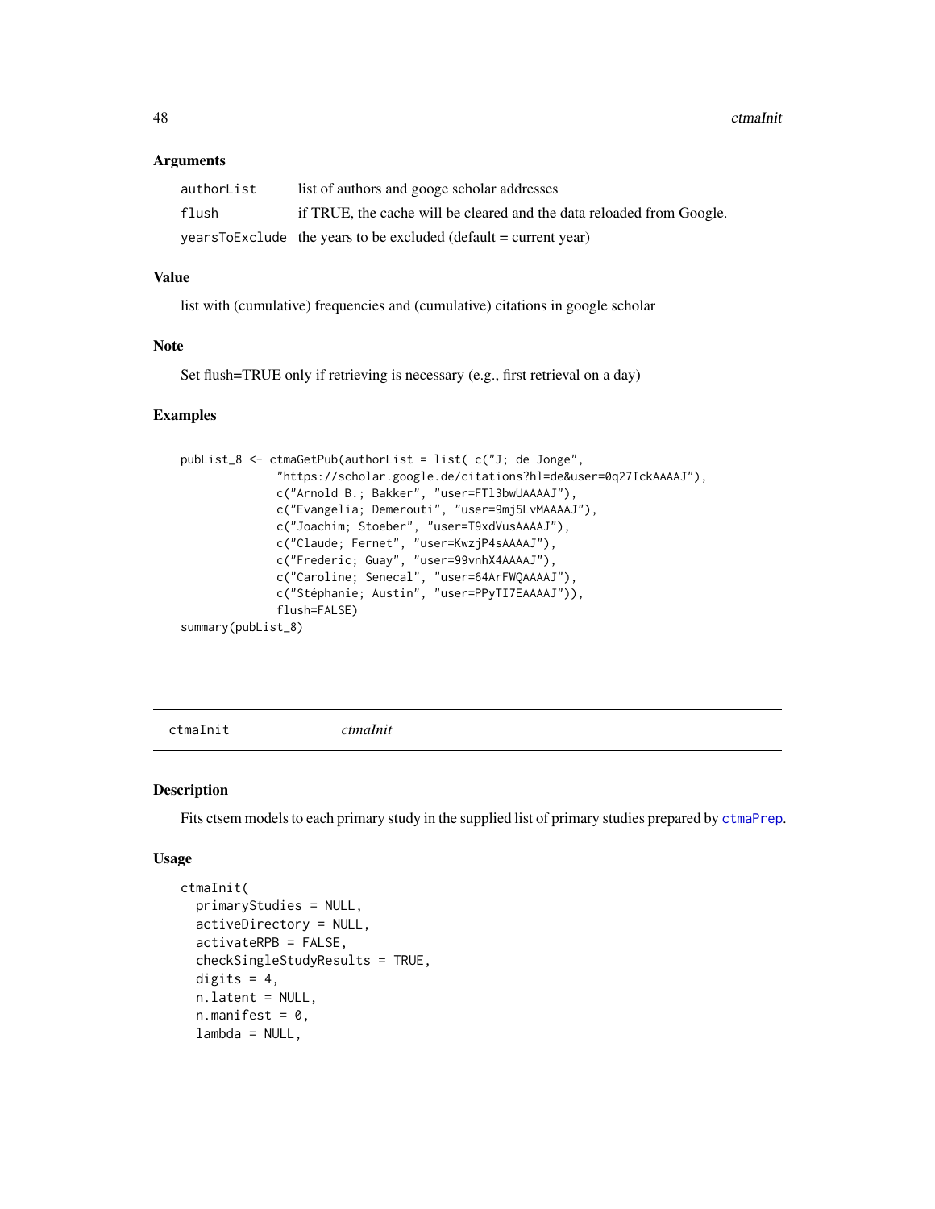### Arguments

| | |
|---|---|
| authorList | list of authors and googe scholar addresses |
| flush | if TRUE, the cache will be cleared and the data reloaded from Google. |
| yearsToExclude | the years to be excluded (default = current year) |

### Value

list with (cumulative) frequencies and (cumulative) citations in google scholar

### Note

Set flush=TRUE only if retrieving is necessary (e.g., first retrieval on a day)

### Examples

```
pubList_8 <- ctmaGetPub(authorList = list( c("J; de Jonge",
             "https://scholar.google.de/citations?hl=de&user=0q27IckAAAAJ"),
             c("Arnold B.; Bakker", "user=FTl3bwUAAAAJ"),
             c("Evangelia; Demerouti", "user=9mj5LvMAAAAJ"),
             c("Joachim; Stoeber", "user=T9xdVusAAAAJ"),
             c("Claude; Fernet", "user=KwzjP4sAAAAJ"),
             c("Frederic; Guay", "user=99vnhX4AAAAJ"),
             c("Caroline; Senecal", "user=64ArFWQAAAAJ"),
             c("Stéphanie; Austin", "user=PPyTI7EAAAAJ")),
             flush=FALSE)
summary(pubList_8)
```

---

## ctmaInit *ctmaInit*

### Description

Fits ctsem models to each primary study in the supplied list of primary studies prepared by ctmaPrep.

### Usage

```
ctmaInit(
  primaryStudies = NULL,
  activeDirectory = NULL,
  activateRPB = FALSE,
  checkSingleStudyResults = TRUE,
  digits = 4,
  n.latent = NULL,
  n.manifest = 0,
  lambda = NULL,
```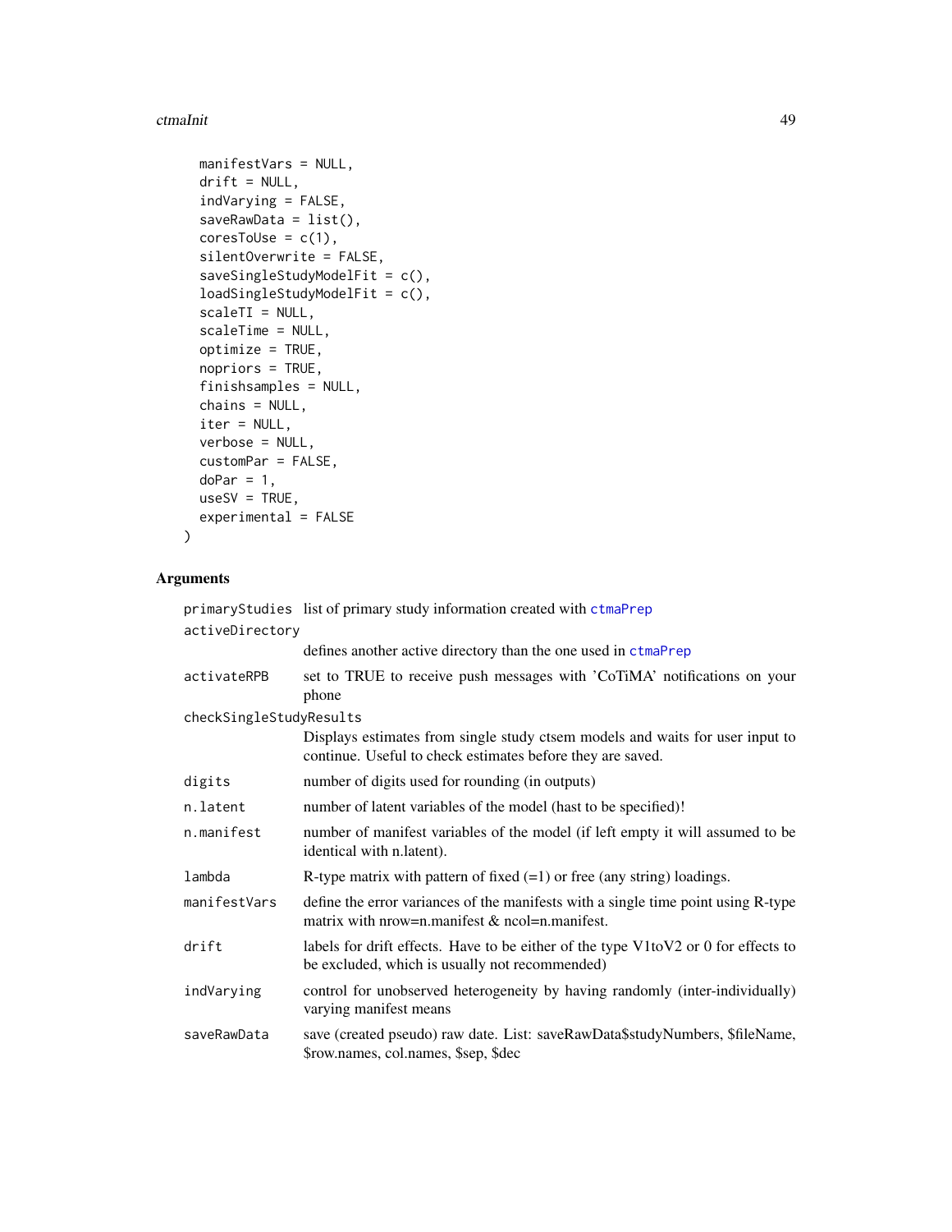```
  manifestVars = NULL,
  drift = NULL,
  indVarying = FALSE,
  saveRawData = list(),
  coresToUse = c(1),
  silentOverwrite = FALSE,
  saveSingleStudyModelFit = c(),
  loadSingleStudyModelFit = c(),
  scaleTI = NULL,
  scaleTime = NULL,
  optimize = TRUE,
  nopriors = TRUE,
  finishsamples = NULL,
  chains = NULL,
  iter = NULL,
  verbose = NULL,
  customPar = FALSE,
  doPar = 1,
  useSV = TRUE,
  experimental = FALSE
)
```

## Arguments

| Argument | Description |
|---|---|
| `primaryStudies` | list of primary study information created with `ctmaPrep` |
| `activeDirectory` | defines another active directory than the one used in `ctmaPrep` |
| `activateRPB` | set to TRUE to receive push messages with 'CoTiMA' notifications on your phone |
| `checkSingleStudyResults` | Displays estimates from single study ctsem models and waits for user input to continue. Useful to check estimates before they are saved. |
| `digits` | number of digits used for rounding (in outputs) |
| `n.latent` | number of latent variables of the model (hast to be specified)! |
| `n.manifest` | number of manifest variables of the model (if left empty it will assumed to be identical with n.latent). |
| `lambda` | R-type matrix with pattern of fixed (=1) or free (any string) loadings. |
| `manifestVars` | define the error variances of the manifests with a single time point using R-type matrix with nrow=n.manifest & ncol=n.manifest. |
| `drift` | labels for drift effects. Have to be either of the type V1toV2 or 0 for effects to be excluded, which is usually not recommended) |
| `indVarying` | control for unobserved heterogeneity by having randomly (inter-individually) varying manifest means |
| `saveRawData` | save (created pseudo) raw date. List: saveRawData$studyNumbers, $fileName, $row.names, col.names, $sep, $dec |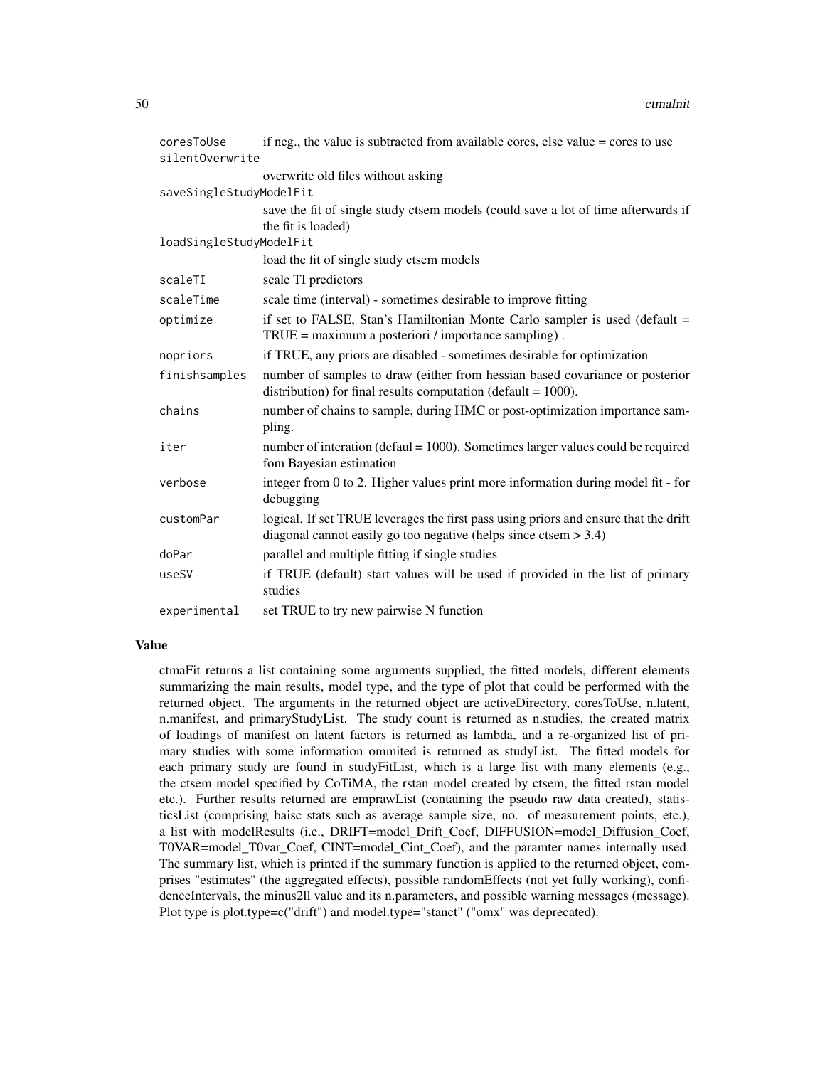| | |
|---|---|
| coresToUse | if neg., the value is subtracted from available cores, else value = cores to use |
| silentOverwrite | overwrite old files without asking |
| saveSingleStudyModelFit | save the fit of single study ctsem models (could save a lot of time afterwards if the fit is loaded) |
| loadSingleStudyModelFit | load the fit of single study ctsem models |
| scaleTI | scale TI predictors |
| scaleTime | scale time (interval) - sometimes desirable to improve fitting |
| optimize | if set to FALSE, Stan's Hamiltonian Monte Carlo sampler is used (default = TRUE = maximum a posteriori / importance sampling) . |
| nopriors | if TRUE, any priors are disabled - sometimes desirable for optimization |
| finishsamples | number of samples to draw (either from hessian based covariance or posterior distribution) for final results computation (default = 1000). |
| chains | number of chains to sample, during HMC or post-optimization importance sampling. |
| iter | number of interation (defaul = 1000). Sometimes larger values could be required fom Bayesian estimation |
| verbose | integer from 0 to 2. Higher values print more information during model fit - for debugging |
| customPar | logical. If set TRUE leverages the first pass using priors and ensure that the drift diagonal cannot easily go too negative (helps since ctsem > 3.4) |
| doPar | parallel and multiple fitting if single studies |
| useSV | if TRUE (default) start values will be used if provided in the list of primary studies |
| experimental | set TRUE to try new pairwise N function |

## Value

ctmaFit returns a list containing some arguments supplied, the fitted models, different elements summarizing the main results, model type, and the type of plot that could be performed with the returned object. The arguments in the returned object are activeDirectory, coresToUse, n.latent, n.manifest, and primaryStudyList. The study count is returned as n.studies, the created matrix of loadings of manifest on latent factors is returned as lambda, and a re-organized list of primary studies with some information ommited is returned as studyList. The fitted models for each primary study are found in studyFitList, which is a large list with many elements (e.g., the ctsem model specified by CoTiMA, the rstan model created by ctsem, the fitted rstan model etc.). Further results returned are emprawList (containing the pseudo raw data created), statisticsList (comprising baisc stats such as average sample size, no. of measurement points, etc.), a list with modelResults (i.e., DRIFT=model_Drift_Coef, DIFFUSION=model_Diffusion_Coef, T0VAR=model_T0var_Coef, CINT=model_Cint_Coef), and the paramter names internally used. The summary list, which is printed if the summary function is applied to the returned object, comprises "estimates" (the aggregated effects), possible randomEffects (not yet fully working), confidenceIntervals, the minus2ll value and its n.parameters, and possible warning messages (message). Plot type is plot.type=c("drift") and model.type="stanct" ("omx" was deprecated).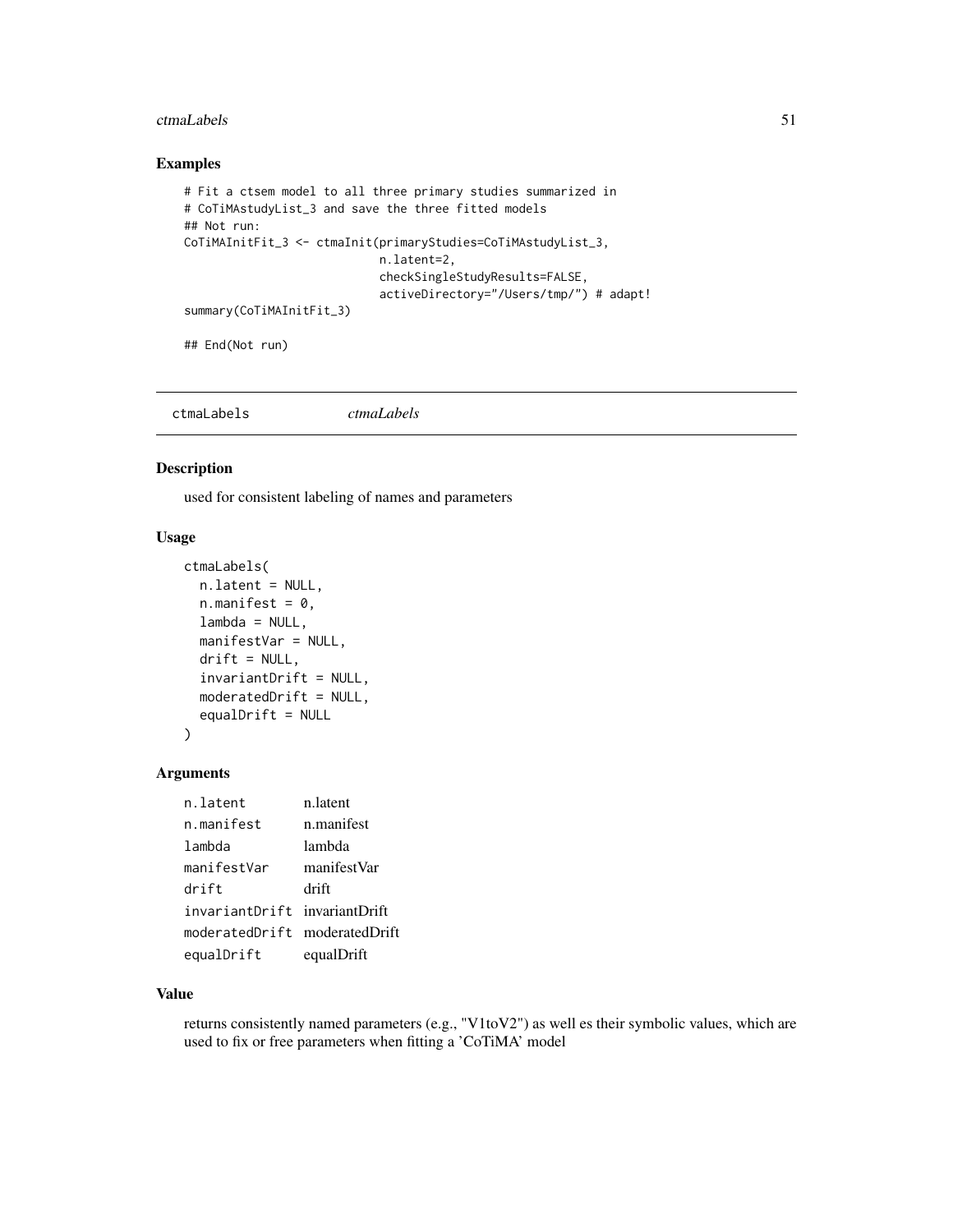## Examples

```
# Fit a ctsem model to all three primary studies summarized in
# CoTiMAstudyList_3 and save the three fitted models
## Not run:
CoTiMAInitFit_3 <- ctmaInit(primaryStudies=CoTiMAstudyList_3,
                            n.latent=2,
                            checkSingleStudyResults=FALSE,
                            activeDirectory="/Users/tmp/") # adapt!
summary(CoTiMAInitFit_3)

## End(Not run)
```

---

# ctmaLabels *ctmaLabels*

## Description

used for consistent labeling of names and parameters

## Usage

```
ctmaLabels(
  n.latent = NULL,
  n.manifest = 0,
  lambda = NULL,
  manifestVar = NULL,
  drift = NULL,
  invariantDrift = NULL,
  moderatedDrift = NULL,
  equalDrift = NULL
)
```

## Arguments

| | |
|---|---|
| n.latent | n.latent |
| n.manifest | n.manifest |
| lambda | lambda |
| manifestVar | manifestVar |
| drift | drift |
| invariantDrift | invariantDrift |
| moderatedDrift | moderatedDrift |
| equalDrift | equalDrift |

## Value

returns consistently named parameters (e.g., "V1toV2") as well es their symbolic values, which are used to fix or free parameters when fitting a 'CoTiMA' model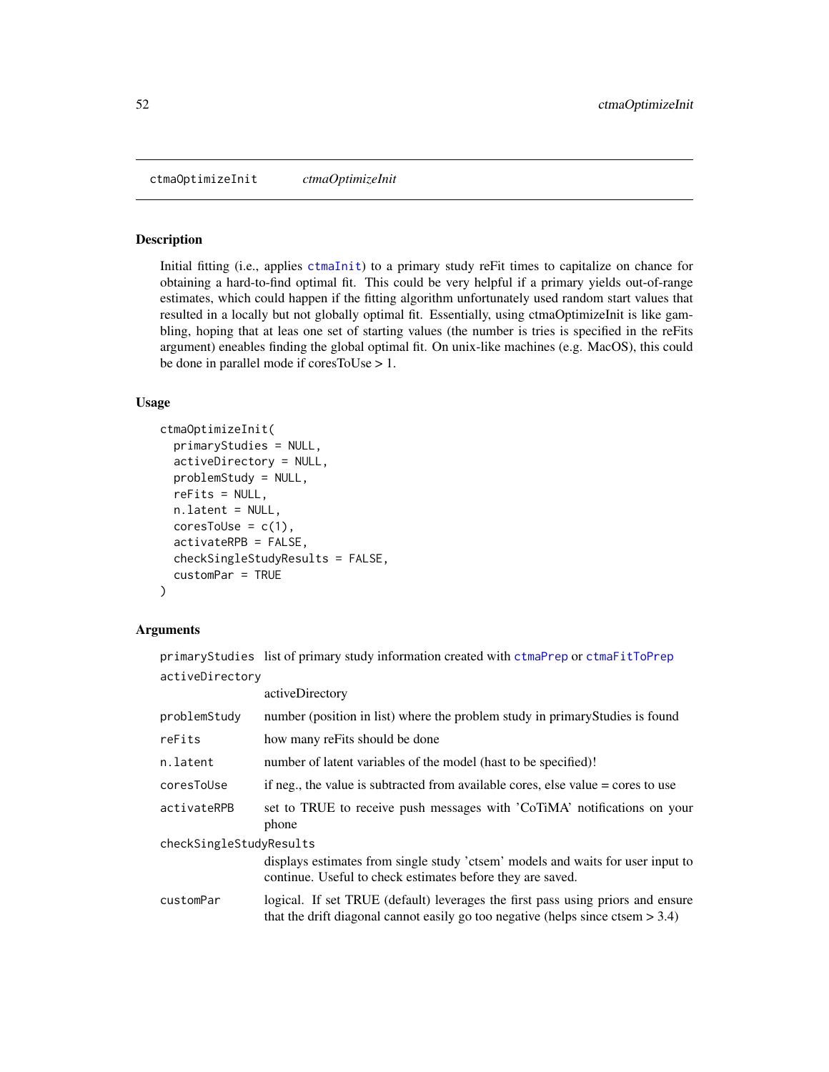## ctmaOptimizeInit *ctmaOptimizeInit*

### Description

Initial fitting (i.e., applies ctmaInit) to a primary study reFit times to capitalize on chance for obtaining a hard-to-find optimal fit. This could be very helpful if a primary yields out-of-range estimates, which could happen if the fitting algorithm unfortunately used random start values that resulted in a locally but not globally optimal fit. Essentially, using ctmaOptimizeInit is like gambling, hoping that at leas one set of starting values (the number is tries is specified in the reFits argument) eneables finding the global optimal fit. On unix-like machines (e.g. MacOS), this could be done in parallel mode if coresToUse > 1.

### Usage

```
ctmaOptimizeInit(
  primaryStudies = NULL,
  activeDirectory = NULL,
  problemStudy = NULL,
  reFits = NULL,
  n.latent = NULL,
  coresToUse = c(1),
  activateRPB = FALSE,
  checkSingleStudyResults = FALSE,
  customPar = TRUE
)
```

### Arguments

| Argument | Description |
|---|---|
| `primaryStudies` | list of primary study information created with ctmaPrep or ctmaFitToPrep |
| `activeDirectory` | activeDirectory |
| `problemStudy` | number (position in list) where the problem study in primaryStudies is found |
| `reFits` | how many reFits should be done |
| `n.latent` | number of latent variables of the model (hast to be specified)! |
| `coresToUse` | if neg., the value is subtracted from available cores, else value = cores to use |
| `activateRPB` | set to TRUE to receive push messages with 'CoTiMA' notifications on your phone |
| `checkSingleStudyResults` | displays estimates from single study 'ctsem' models and waits for user input to continue. Useful to check estimates before they are saved. |
| `customPar` | logical. If set TRUE (default) leverages the first pass using priors and ensure that the drift diagonal cannot easily go too negative (helps since ctsem > 3.4) |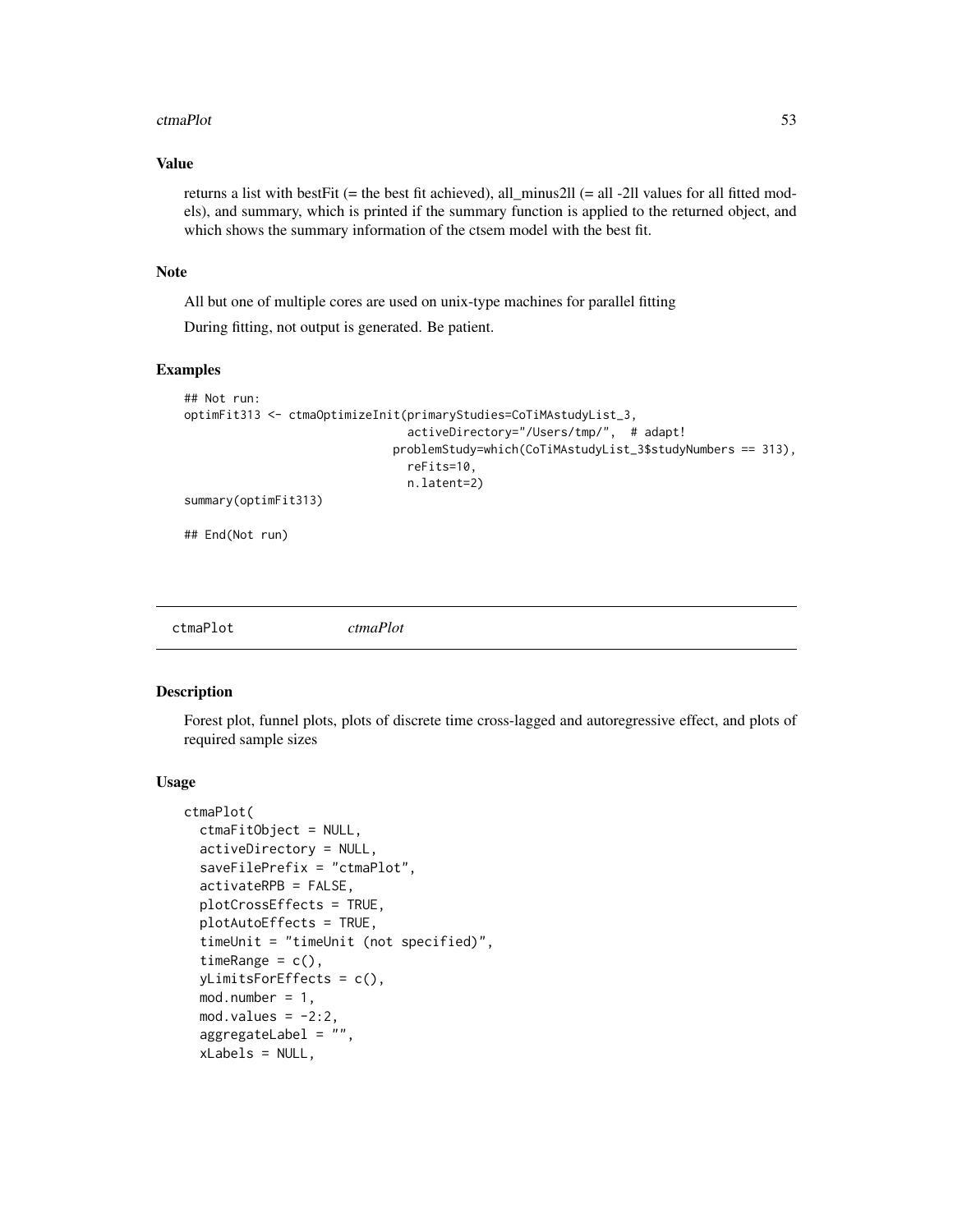### Value

returns a list with bestFit (= the best fit achieved), all_minus2ll (= all -2ll values for all fitted models), and summary, which is printed if the summary function is applied to the returned object, and which shows the summary information of the ctsem model with the best fit.

### Note

All but one of multiple cores are used on unix-type machines for parallel fitting

During fitting, not output is generated. Be patient.

### Examples

```
## Not run:
optimFit313 <- ctmaOptimizeInit(primaryStudies=CoTiMAstudyList_3,
                                activeDirectory="/Users/tmp/",  # adapt!
                              problemStudy=which(CoTiMAstudyList_3$studyNumbers == 313),
                                reFits=10,
                                n.latent=2)
summary(optimFit313)

## End(Not run)
```

---

## ctmaPlot *ctmaPlot*

---

### Description

Forest plot, funnel plots, plots of discrete time cross-lagged and autoregressive effect, and plots of required sample sizes

### Usage

```
ctmaPlot(
  ctmaFitObject = NULL,
  activeDirectory = NULL,
  saveFilePrefix = "ctmaPlot",
  activateRPB = FALSE,
  plotCrossEffects = TRUE,
  plotAutoEffects = TRUE,
  timeUnit = "timeUnit (not specified)",
  timeRange = c(),
  yLimitsForEffects = c(),
  mod.number = 1,
  mod.values = -2:2,
  aggregateLabel = "",
  xLabels = NULL,
```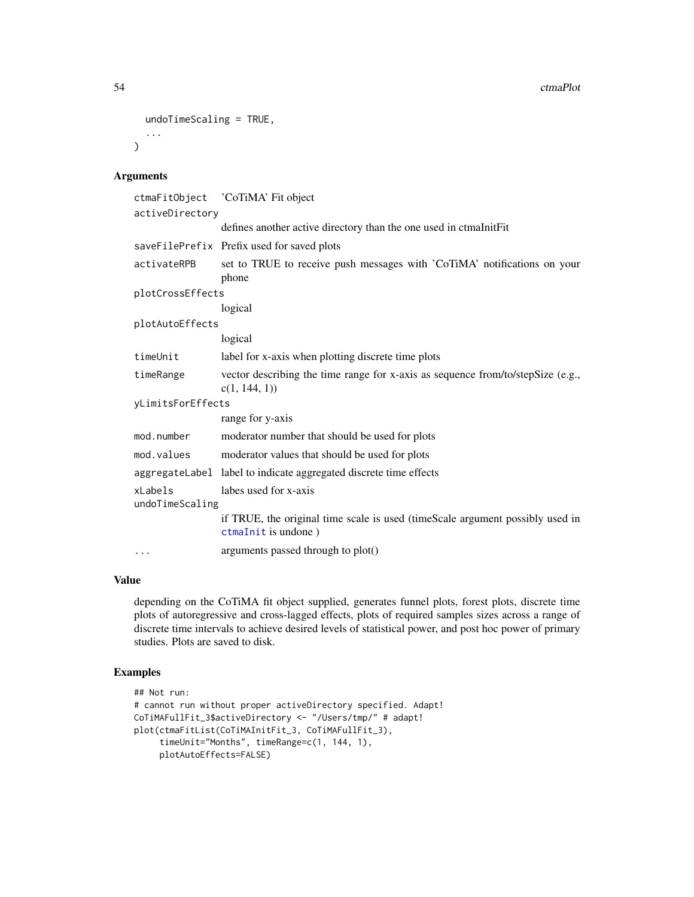```
  undoTimeScaling = TRUE,
  ...
)
```

## Arguments

| Argument | Description |
| --- | --- |
| ctmaFitObject | 'CoTiMA' Fit object |
| activeDirectory | defines another active directory than the one used in ctmaInitFit |
| saveFilePrefix | Prefix used for saved plots |
| activateRPB | set to TRUE to receive push messages with 'CoTiMA' notifications on your phone |
| plotCrossEffects | logical |
| plotAutoEffects | logical |
| timeUnit | label for x-axis when plotting discrete time plots |
| timeRange | vector describing the time range for x-axis as sequence from/to/stepSize (e.g., c(1, 144, 1)) |
| yLimitsForEffects | range for y-axis |
| mod.number | moderator number that should be used for plots |
| mod.values | moderator values that should be used for plots |
| aggregateLabel | label to indicate aggregated discrete time effects |
| xLabels | labes used for x-axis |
| undoTimeScaling | if TRUE, the original time scale is used (timeScale argument possibly used in ctmaInit is undone ) |
| ... | arguments passed through to plot() |

## Value

depending on the CoTiMA fit object supplied, generates funnel plots, forest plots, discrete time plots of autoregressive and cross-lagged effects, plots of required samples sizes across a range of discrete time intervals to achieve desired levels of statistical power, and post hoc power of primary studies. Plots are saved to disk.

## Examples

```
## Not run:
# cannot run without proper activeDirectory specified. Adapt!
CoTiMAFullFit_3$activeDirectory <- "/Users/tmp/" # adapt!
plot(ctmaFitList(CoTiMAInitFit_3, CoTiMAFullFit_3),
     timeUnit="Months", timeRange=c(1, 144, 1),
     plotAutoEffects=FALSE)
```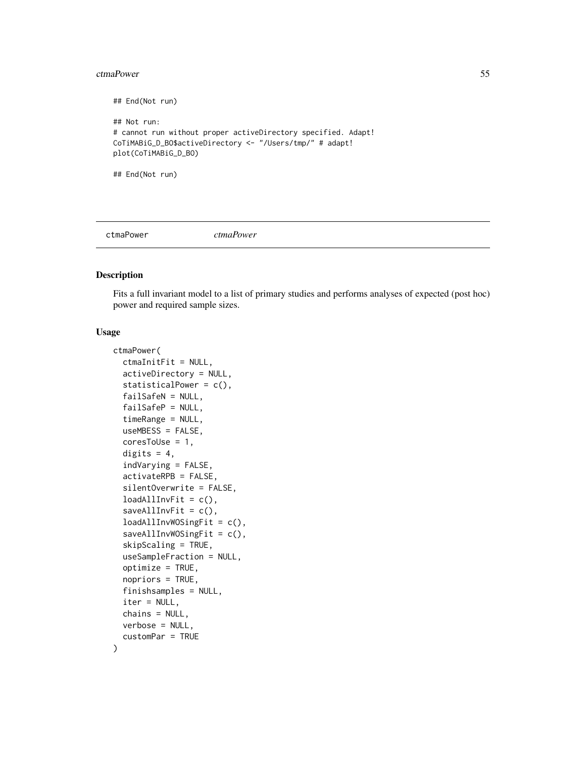```
## End(Not run)

## Not run:
# cannot run without proper activeDirectory specified. Adapt!
CoTiMABiG_D_BO$activeDirectory <- "/Users/tmp/" # adapt!
plot(CoTiMABiG_D_BO)

## End(Not run)
```

---

ctmaPower *ctmaPower*

---

### Description

Fits a full invariant model to a list of primary studies and performs analyses of expected (post hoc) power and required sample sizes.

### Usage

```
ctmaPower(
  ctmaInitFit = NULL,
  activeDirectory = NULL,
  statisticalPower = c(),
  failSafeN = NULL,
  failSafeP = NULL,
  timeRange = NULL,
  useMBESS = FALSE,
  coresToUse = 1,
  digits = 4,
  indVarying = FALSE,
  activateRPB = FALSE,
  silentOverwrite = FALSE,
  loadAllInvFit = c(),
  saveAllInvFit = c(),
  loadAllInvWOSingFit = c(),
  saveAllInvWOSingFit = c(),
  skipScaling = TRUE,
  useSampleFraction = NULL,
  optimize = TRUE,
  nopriors = TRUE,
  finishsamples = NULL,
  iter = NULL,
  chains = NULL,
  verbose = NULL,
  customPar = TRUE
)
```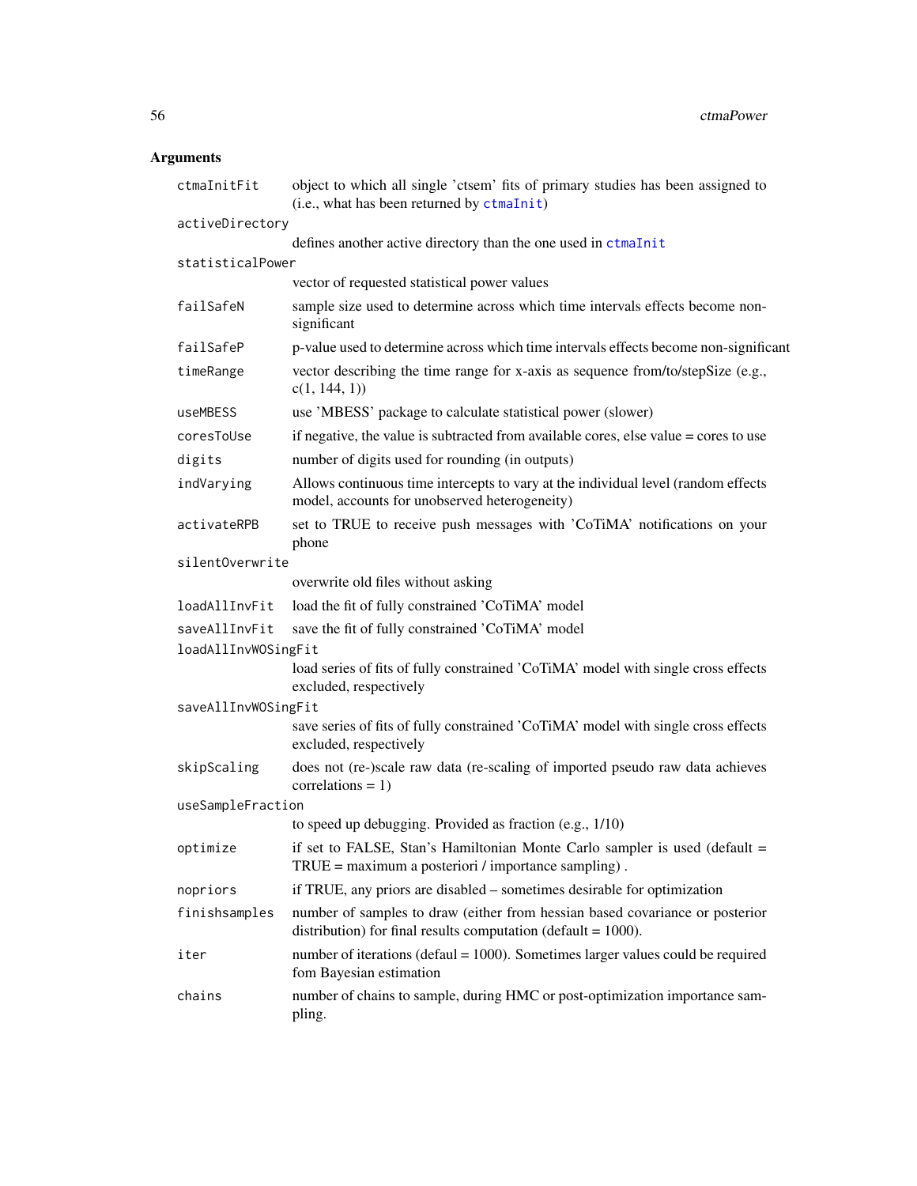## Arguments

| Argument | Description |
|---|---|
| `ctmaInitFit` | object to which all single 'ctsem' fits of primary studies has been assigned to (i.e., what has been returned by `ctmaInit`) |
| `activeDirectory` | defines another active directory than the one used in `ctmaInit` |
| `statisticalPower` | vector of requested statistical power values |
| `failSafeN` | sample size used to determine across which time intervals effects become non-significant |
| `failSafeP` | p-value used to determine across which time intervals effects become non-significant |
| `timeRange` | vector describing the time range for x-axis as sequence from/to/stepSize (e.g., c(1, 144, 1)) |
| `useMBESS` | use 'MBESS' package to calculate statistical power (slower) |
| `coresToUse` | if negative, the value is subtracted from available cores, else value = cores to use |
| `digits` | number of digits used for rounding (in outputs) |
| `indVarying` | Allows continuous time intercepts to vary at the individual level (random effects model, accounts for unobserved heterogeneity) |
| `activateRPB` | set to TRUE to receive push messages with 'CoTiMA' notifications on your phone |
| `silentOverwrite` | overwrite old files without asking |
| `loadAllInvFit` | load the fit of fully constrained 'CoTiMA' model |
| `saveAllInvFit` | save the fit of fully constrained 'CoTiMA' model |
| `loadAllInvWOSingFit` | load series of fits of fully constrained 'CoTiMA' model with single cross effects excluded, respectively |
| `saveAllInvWOSingFit` | save series of fits of fully constrained 'CoTiMA' model with single cross effects excluded, respectively |
| `skipScaling` | does not (re-)scale raw data (re-scaling of imported pseudo raw data achieves correlations = 1) |
| `useSampleFraction` | to speed up debugging. Provided as fraction (e.g., 1/10) |
| `optimize` | if set to FALSE, Stan's Hamiltonian Monte Carlo sampler is used (default = TRUE = maximum a posteriori / importance sampling) . |
| `nopriors` | if TRUE, any priors are disabled – sometimes desirable for optimization |
| `finishsamples` | number of samples to draw (either from hessian based covariance or posterior distribution) for final results computation (default = 1000). |
| `iter` | number of iterations (defaul = 1000). Sometimes larger values could be required fom Bayesian estimation |
| `chains` | number of chains to sample, during HMC or post-optimization importance sampling. |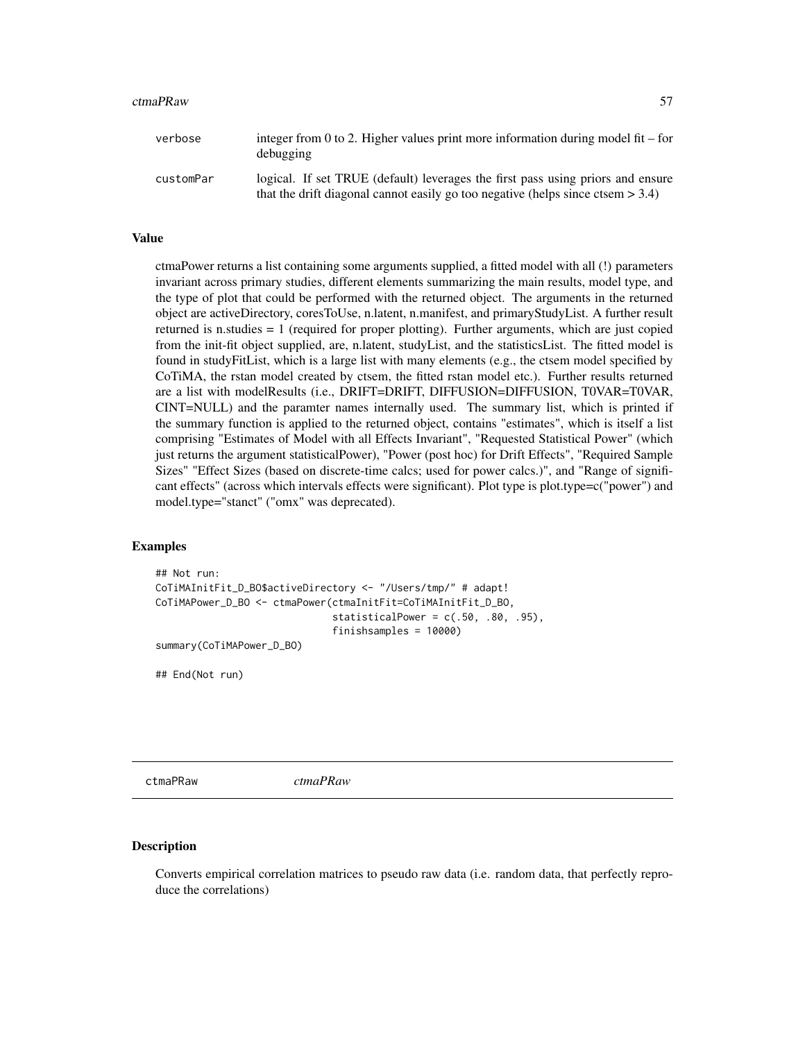| | |
|---|---|
| verbose | integer from 0 to 2. Higher values print more information during model fit – for debugging |
| customPar | logical. If set TRUE (default) leverages the first pass using priors and ensure that the drift diagonal cannot easily go too negative (helps since ctsem > 3.4) |

## Value

ctmaPower returns a list containing some arguments supplied, a fitted model with all (!) parameters invariant across primary studies, different elements summarizing the main results, model type, and the type of plot that could be performed with the returned object. The arguments in the returned object are activeDirectory, coresToUse, n.latent, n.manifest, and primaryStudyList. A further result returned is n.studies = 1 (required for proper plotting). Further arguments, which are just copied from the init-fit object supplied, are, n.latent, studyList, and the statisticsList. The fitted model is found in studyFitList, which is a large list with many elements (e.g., the ctsem model specified by CoTiMA, the rstan model created by ctsem, the fitted rstan model etc.). Further results returned are a list with modelResults (i.e., DRIFT=DRIFT, DIFFUSION=DIFFUSION, T0VAR=T0VAR, CINT=NULL) and the paramter names internally used. The summary list, which is printed if the summary function is applied to the returned object, contains "estimates", which is itself a list comprising "Estimates of Model with all Effects Invariant", "Requested Statistical Power" (which just returns the argument statisticalPower), "Power (post hoc) for Drift Effects", "Required Sample Sizes" "Effect Sizes (based on discrete-time calcs; used for power calcs.)", and "Range of significant effects" (across which intervals effects were significant). Plot type is plot.type=c("power") and model.type="stanct" ("omx" was deprecated).

## Examples

```
## Not run:
CoTiMAInitFit_D_BO$activeDirectory <- "/Users/tmp/" # adapt!
CoTiMAPower_D_BO <- ctmaPower(ctmaInitFit=CoTiMAInitFit_D_BO,
                              statisticalPower = c(.50, .80, .95),
                              finishsamples = 10000)
summary(CoTiMAPower_D_BO)

## End(Not run)
```

# ctmaPRaw *ctmaPRaw*

## Description

Converts empirical correlation matrices to pseudo raw data (i.e. random data, that perfectly reproduce the correlations)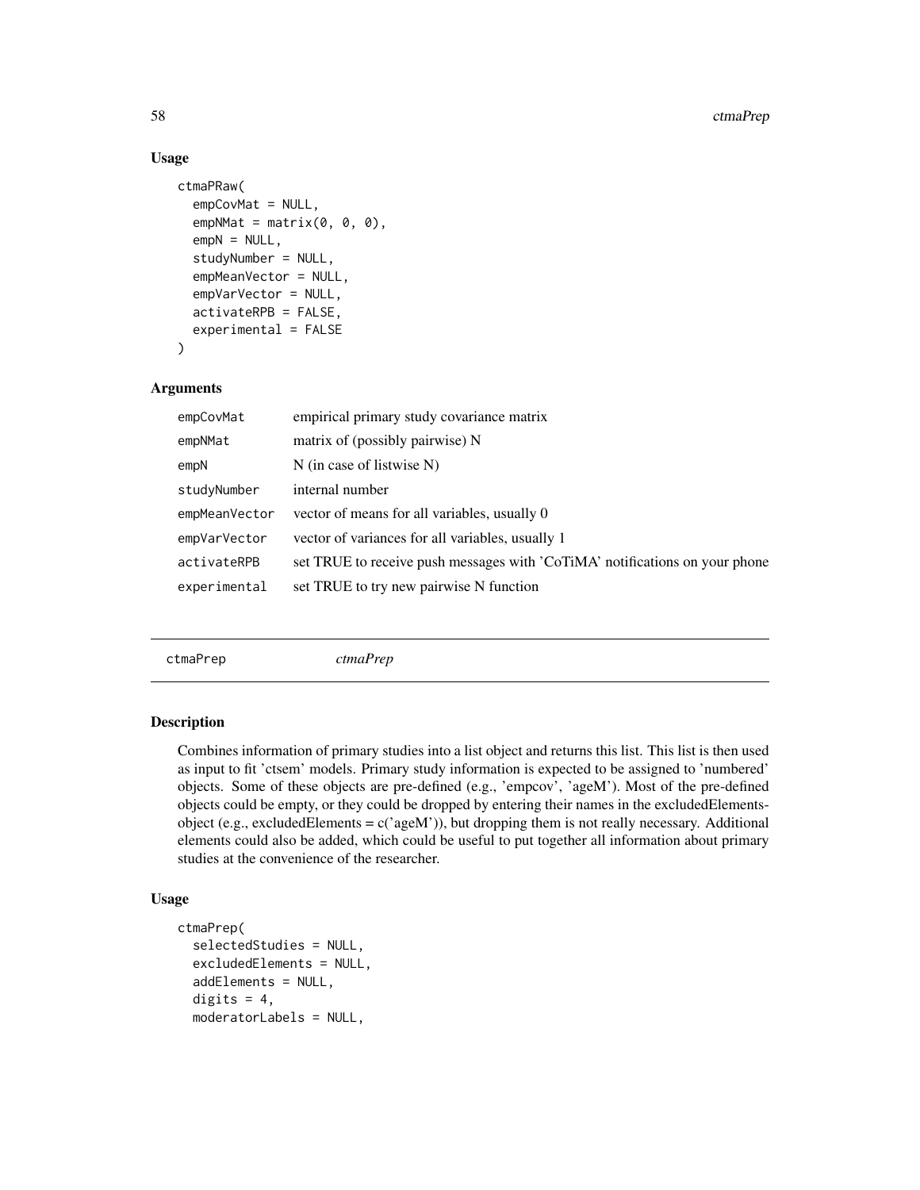### Usage

```
ctmaPRaw(
  empCovMat = NULL,
  empNMat = matrix(0, 0, 0),
  empN = NULL,
  studyNumber = NULL,
  empMeanVector = NULL,
  empVarVector = NULL,
  activateRPB = FALSE,
  experimental = FALSE
)
```

### Arguments

| | |
|---|---|
| empCovMat | empirical primary study covariance matrix |
| empNMat | matrix of (possibly pairwise) N |
| empN | N (in case of listwise N) |
| studyNumber | internal number |
| empMeanVector | vector of means for all variables, usually 0 |
| empVarVector | vector of variances for all variables, usually 1 |
| activateRPB | set TRUE to receive push messages with 'CoTiMA' notifications on your phone |
| experimental | set TRUE to try new pairwise N function |

---

## ctmaPrep *ctmaPrep*

### Description

Combines information of primary studies into a list object and returns this list. This list is then used as input to fit 'ctsem' models. Primary study information is expected to be assigned to 'numbered' objects. Some of these objects are pre-defined (e.g., 'empcov', 'ageM'). Most of the pre-defined objects could be empty, or they could be dropped by entering their names in the excludedElements-object (e.g., excludedElements = c('ageM')), but dropping them is not really necessary. Additional elements could also be added, which could be useful to put together all information about primary studies at the convenience of the researcher.

### Usage

```
ctmaPrep(
  selectedStudies = NULL,
  excludedElements = NULL,
  addElements = NULL,
  digits = 4,
  moderatorLabels = NULL,
```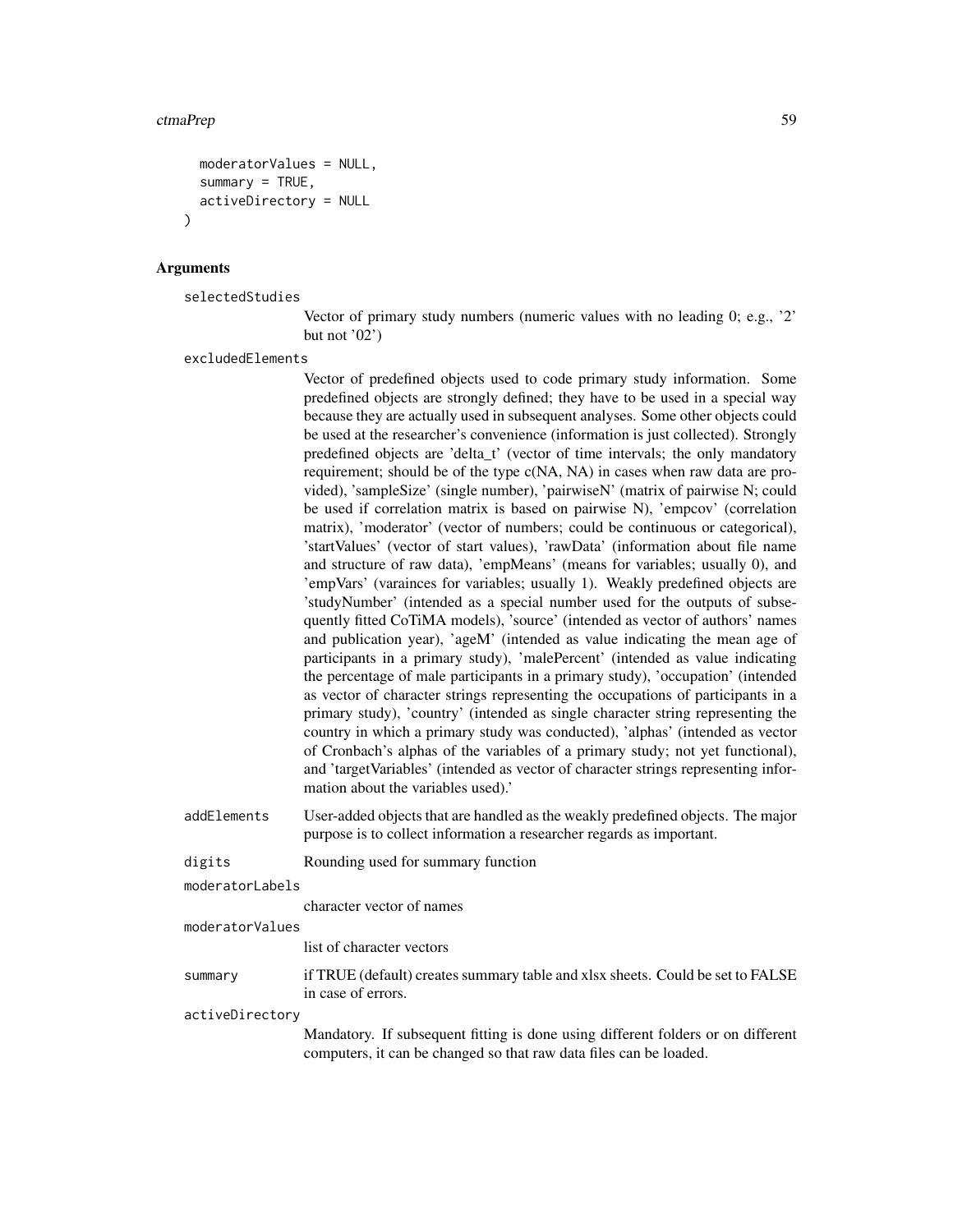```
  moderatorValues = NULL,
  summary = TRUE,
  activeDirectory = NULL
)
```

## Arguments

**selectedStudies**
Vector of primary study numbers (numeric values with no leading 0; e.g., '2' but not '02')

**excludedElements**
Vector of predefined objects used to code primary study information. Some predefined objects are strongly defined; they have to be used in a special way because they are actually used in subsequent analyses. Some other objects could be used at the researcher's convenience (information is just collected). Strongly predefined objects are 'delta_t' (vector of time intervals; the only mandatory requirement; should be of the type c(NA, NA) in cases when raw data are provided), 'sampleSize' (single number), 'pairwiseN' (matrix of pairwise N; could be used if correlation matrix is based on pairwise N), 'empcov' (correlation matrix), 'moderator' (vector of numbers; could be continuous or categorical), 'startValues' (vector of start values), 'rawData' (information about file name and structure of raw data), 'empMeans' (means for variables; usually 0), and 'empVars' (varainces for variables; usually 1). Weakly predefined objects are 'studyNumber' (intended as a special number used for the outputs of subsequently fitted CoTiMA models), 'source' (intended as vector of authors' names and publication year), 'ageM' (intended as value indicating the mean age of participants in a primary study), 'malePercent' (intended as value indicating the percentage of male participants in a primary study), 'occupation' (intended as vector of character strings representing the occupations of participants in a primary study), 'country' (intended as single character string representing the country in which a primary study was conducted), 'alphas' (intended as vector of Cronbach's alphas of the variables of a primary study; not yet functional), and 'targetVariables' (intended as vector of character strings representing information about the variables used).'

**addElements**
User-added objects that are handled as the weakly predefined objects. The major purpose is to collect information a researcher regards as important.

**digits**
Rounding used for summary function

**moderatorLabels**
character vector of names

**moderatorValues**
list of character vectors

**summary**
if TRUE (default) creates summary table and xlsx sheets. Could be set to FALSE in case of errors.

**activeDirectory**
Mandatory. If subsequent fitting is done using different folders or on different computers, it can be changed so that raw data files can be loaded.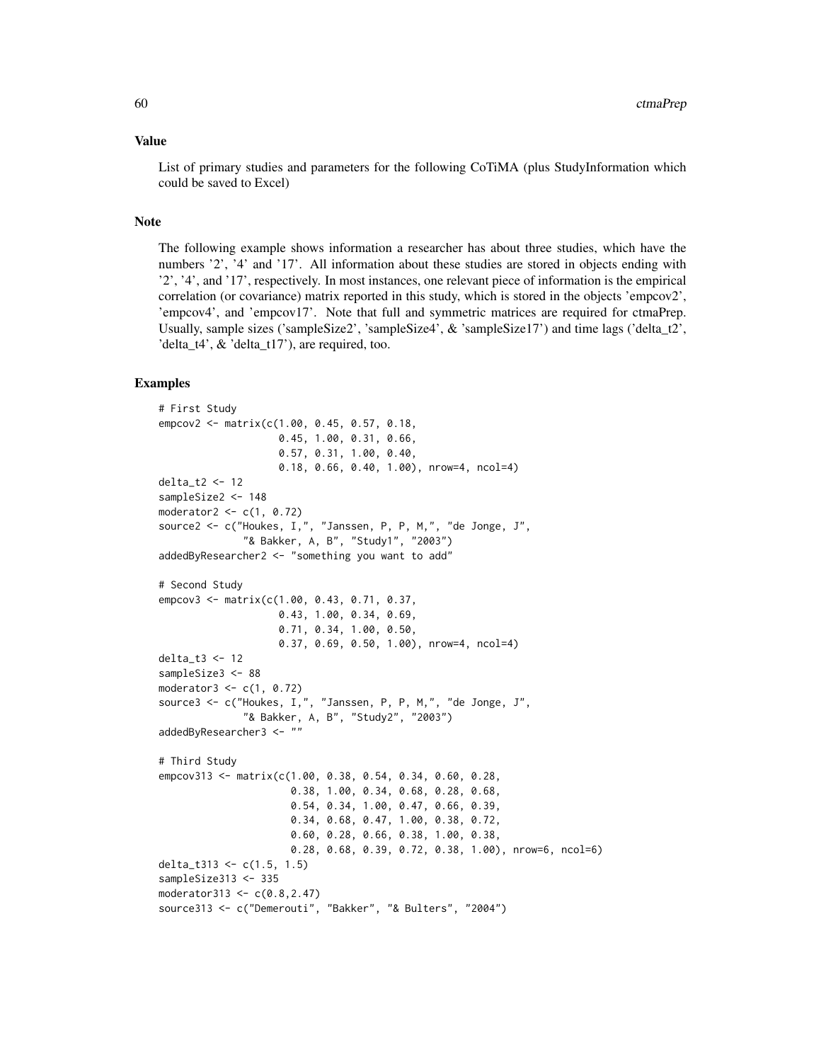## Value

List of primary studies and parameters for the following CoTiMA (plus StudyInformation which could be saved to Excel)

## Note

The following example shows information a researcher has about three studies, which have the numbers '2', '4' and '17'. All information about these studies are stored in objects ending with '2', '4', and '17', respectively. In most instances, one relevant piece of information is the empirical correlation (or covariance) matrix reported in this study, which is stored in the objects 'empcov2', 'empcov4', and 'empcov17'. Note that full and symmetric matrices are required for ctmaPrep. Usually, sample sizes ('sampleSize2', 'sampleSize4', & 'sampleSize17') and time lags ('delta_t2', 'delta_t4', & 'delta_t17'), are required, too.

## Examples

```
# First Study
empcov2 <- matrix(c(1.00, 0.45, 0.57, 0.18,
                    0.45, 1.00, 0.31, 0.66,
                    0.57, 0.31, 1.00, 0.40,
                    0.18, 0.66, 0.40, 1.00), nrow=4, ncol=4)
delta_t2 <- 12
sampleSize2 <- 148
moderator2 <- c(1, 0.72)
source2 <- c("Houkes, I,", "Janssen, P, P, M,", "de Jonge, J",
             "& Bakker, A, B", "Study1", "2003")
addedByResearcher2 <- "something you want to add"

# Second Study
empcov3 <- matrix(c(1.00, 0.43, 0.71, 0.37,
                    0.43, 1.00, 0.34, 0.69,
                    0.71, 0.34, 1.00, 0.50,
                    0.37, 0.69, 0.50, 1.00), nrow=4, ncol=4)
delta_t3 <- 12
sampleSize3 <- 88
moderator3 <- c(1, 0.72)
source3 <- c("Houkes, I,", "Janssen, P, P, M,", "de Jonge, J",
             "& Bakker, A, B", "Study2", "2003")
addedByResearcher3 <- ""

# Third Study
empcov313 <- matrix(c(1.00, 0.38, 0.54, 0.34, 0.60, 0.28,
                      0.38, 1.00, 0.34, 0.68, 0.28, 0.68,
                      0.54, 0.34, 1.00, 0.47, 0.66, 0.39,
                      0.34, 0.68, 0.47, 1.00, 0.38, 0.72,
                      0.60, 0.28, 0.66, 0.38, 1.00, 0.38,
                      0.28, 0.68, 0.39, 0.72, 0.38, 1.00), nrow=6, ncol=6)
delta_t313 <- c(1.5, 1.5)
sampleSize313 <- 335
moderator313 <- c(0.8,2.47)
source313 <- c("Demerouti", "Bakker", "& Bulters", "2004")
```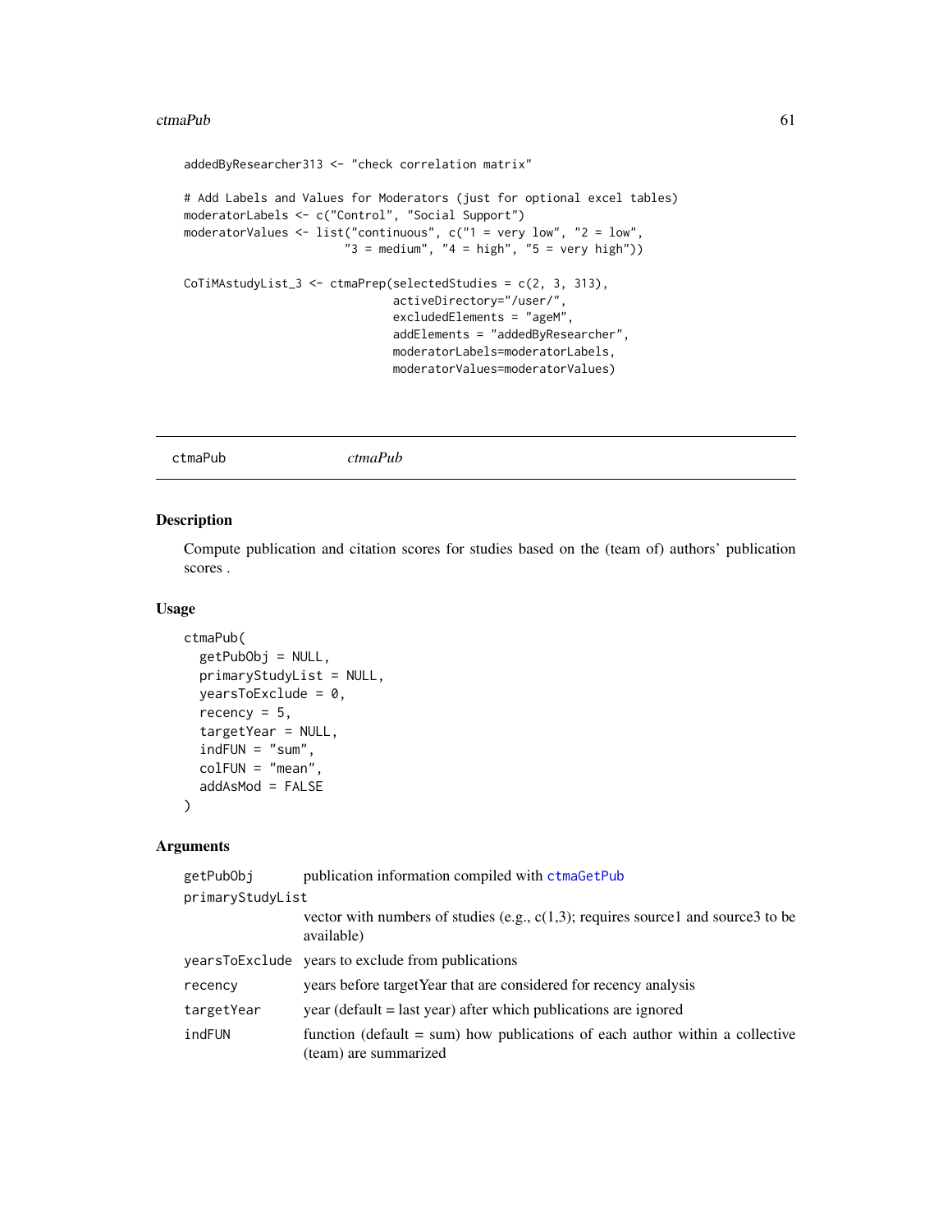```
addedByResearcher313 <- "check correlation matrix"

# Add Labels and Values for Moderators (just for optional excel tables)
moderatorLabels <- c("Control", "Social Support")
moderatorValues <- list("continuous", c("1 = very low", "2 = low",
                        "3 = medium", "4 = high", "5 = very high"))

CoTiMAstudyList_3 <- ctmaPrep(selectedStudies = c(2, 3, 313),
                              activeDirectory="/user/",
                              excludedElements = "ageM",
                              addElements = "addedByResearcher",
                              moderatorLabels=moderatorLabels,
                              moderatorValues=moderatorValues)
```

---

## ctmaPub *ctmaPub*

### Description

Compute publication and citation scores for studies based on the (team of) authors' publication scores .

### Usage

```
ctmaPub(
  getPubObj = NULL,
  primaryStudyList = NULL,
  yearsToExclude = 0,
  recency = 5,
  targetYear = NULL,
  indFUN = "sum",
  colFUN = "mean",
  addAsMod = FALSE
)
```

### Arguments

| | |
|---|---|
| getPubObj | publication information compiled with ctmaGetPub |
| primaryStudyList | vector with numbers of studies (e.g., c(1,3); requires source1 and source3 to be available) |
| yearsToExclude | years to exclude from publications |
| recency | years before targetYear that are considered for recency analysis |
| targetYear | year (default = last year) after which publications are ignored |
| indFUN | function (default = sum) how publications of each author within a collective (team) are summarized |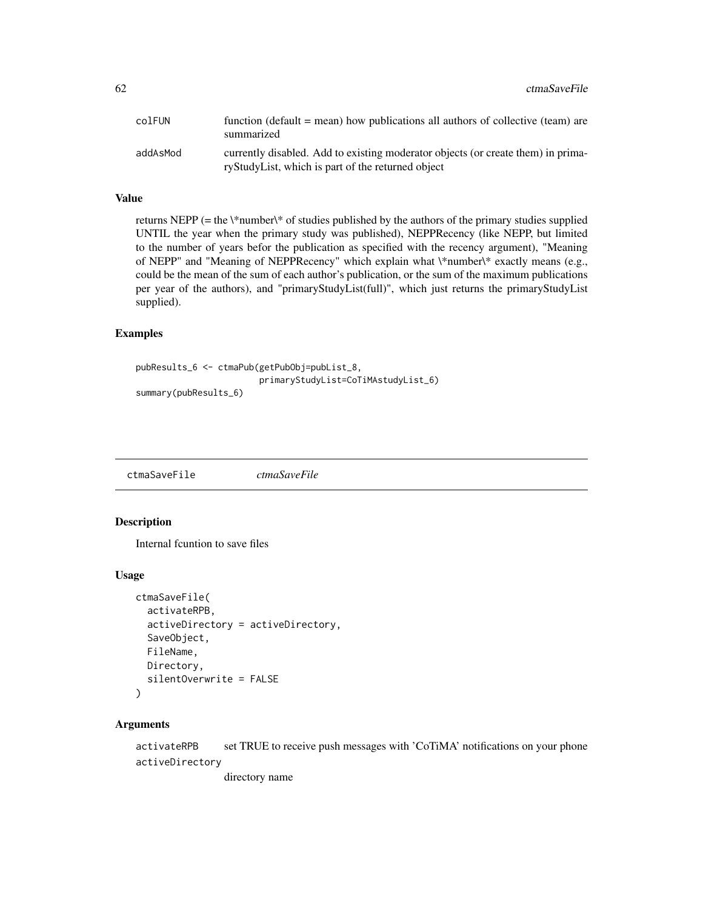| | |
|---|---|
| colFUN | function (default = mean) how publications all authors of collective (team) are summarized |
| addAsMod | currently disabled. Add to existing moderator objects (or create them) in primaryStudyList, which is part of the returned object |

### Value

returns NEPP (= the \*number\* of studies published by the authors of the primary studies supplied UNTIL the year when the primary study was published), NEPPRecency (like NEPP, but limited to the number of years befor the publication as specified with the recency argument), "Meaning of NEPP" and "Meaning of NEPPRecency" which explain what \*number\* exactly means (e.g., could be the mean of the sum of each author's publication, or the sum of the maximum publications per year of the authors), and "primaryStudyList(full)", which just returns the primaryStudyList supplied).

### Examples

```
pubResults_6 <- ctmaPub(getPubObj=pubList_8,
                        primaryStudyList=CoTiMAstudyList_6)
summary(pubResults_6)
```

## ctmaSaveFile *ctmaSaveFile*

### Description

Internal fcuntion to save files

### Usage

```
ctmaSaveFile(
  activateRPB,
  activeDirectory = activeDirectory,
  SaveObject,
  FileName,
  Directory,
  silentOverwrite = FALSE
)
```

### Arguments

| | |
|---|---|
| activateRPB | set TRUE to receive push messages with 'CoTiMA' notifications on your phone |
| activeDirectory | directory name |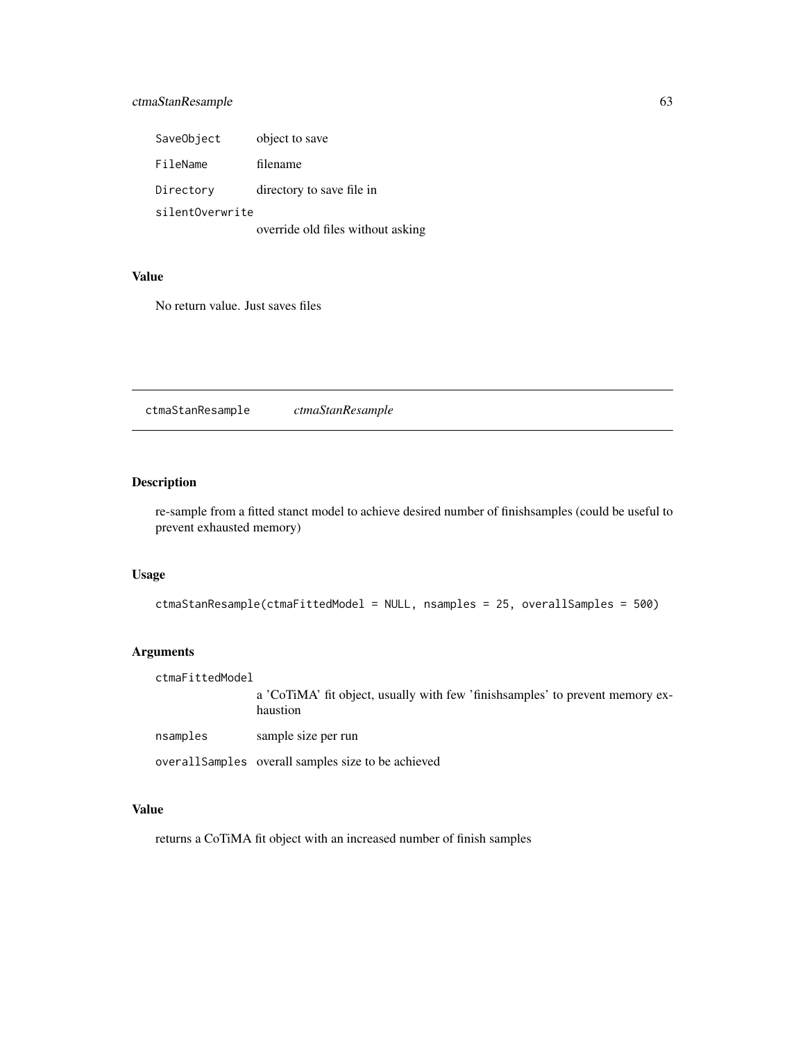| | |
|---|---|
| SaveObject | object to save |
| FileName | filename |
| Directory | directory to save file in |
| silentOverwrite | override old files without asking |

### Value

No return value. Just saves files

---

## ctmaStanResample *ctmaStanResample*

---

### Description

re-sample from a fitted stanct model to achieve desired number of finishsamples (could be useful to prevent exhausted memory)

### Usage

```
ctmaStanResample(ctmaFittedModel = NULL, nsamples = 25, overallSamples = 500)
```

### Arguments

| | |
|---|---|
| ctmaFittedModel | a 'CoTiMA' fit object, usually with few 'finishsamples' to prevent memory exhaustion |
| nsamples | sample size per run |
| overallSamples | overall samples size to be achieved |

### Value

returns a CoTiMA fit object with an increased number of finish samples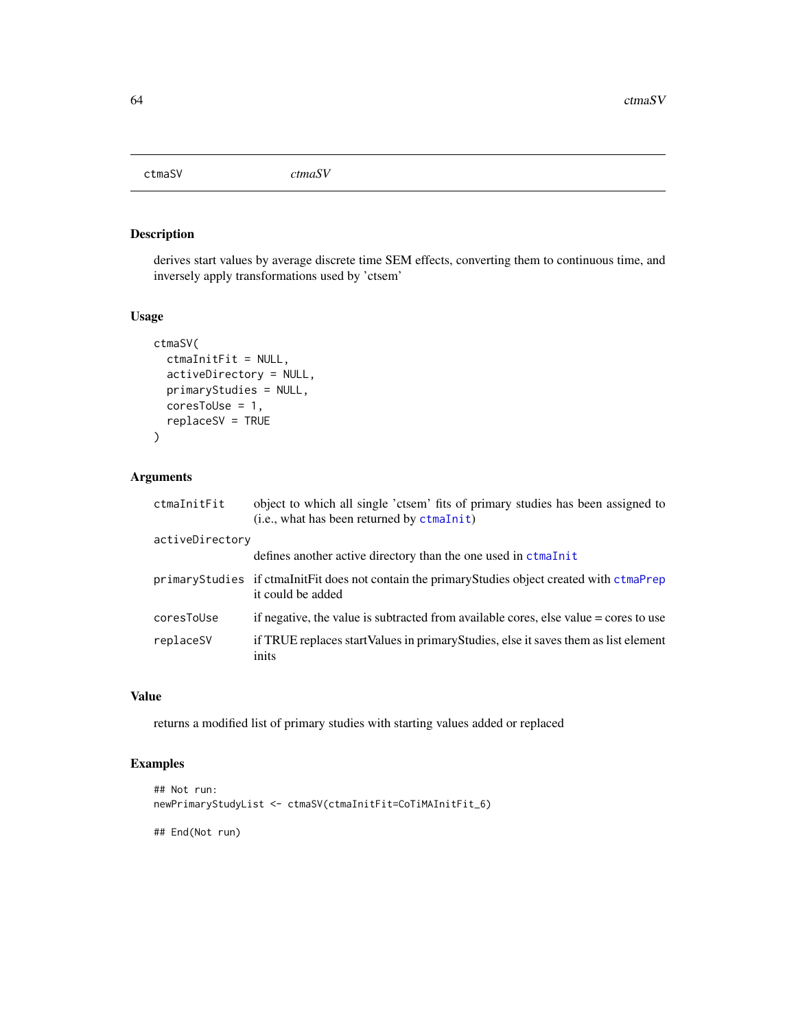## ctmaSV

*ctmaSV*

### Description

derives start values by average discrete time SEM effects, converting them to continuous time, and inversely apply transformations used by 'ctsem'

### Usage

```
ctmaSV(
  ctmaInitFit = NULL,
  activeDirectory = NULL,
  primaryStudies = NULL,
  coresToUse = 1,
  replaceSV = TRUE
)
```

### Arguments

| Argument | Description |
|---|---|
| `ctmaInitFit` | object to which all single 'ctsem' fits of primary studies has been assigned to (i.e., what has been returned by `ctmaInit`) |
| `activeDirectory` | defines another active directory than the one used in `ctmaInit` |
| `primaryStudies` | if ctmaInitFit does not contain the primaryStudies object created with `ctmaPrep` it could be added |
| `coresToUse` | if negative, the value is subtracted from available cores, else value = cores to use |
| `replaceSV` | if TRUE replaces startValues in primaryStudies, else it saves them as list element inits |

### Value

returns a modified list of primary studies with starting values added or replaced

### Examples

```
## Not run:
newPrimaryStudyList <- ctmaSV(ctmaInitFit=CoTiMAInitFit_6)

## End(Not run)
```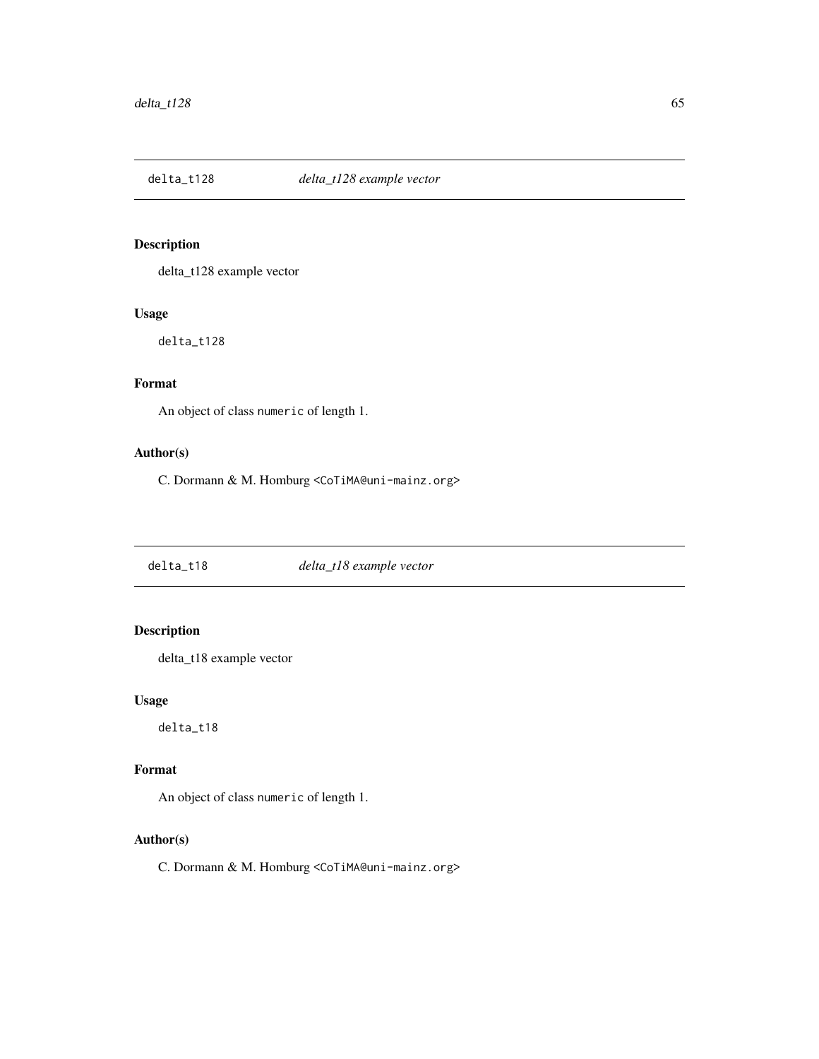## delta_t128 *delta_t128 example vector*

### Description

delta_t128 example vector

### Usage

```
delta_t128
```

### Format

An object of class `numeric` of length 1.

### Author(s)

C. Dormann & M. Homburg <CoTiMA@uni-mainz.org>

## delta_t18 *delta_t18 example vector*

### Description

delta_t18 example vector

### Usage

```
delta_t18
```

### Format

An object of class `numeric` of length 1.

### Author(s)

C. Dormann & M. Homburg <CoTiMA@uni-mainz.org>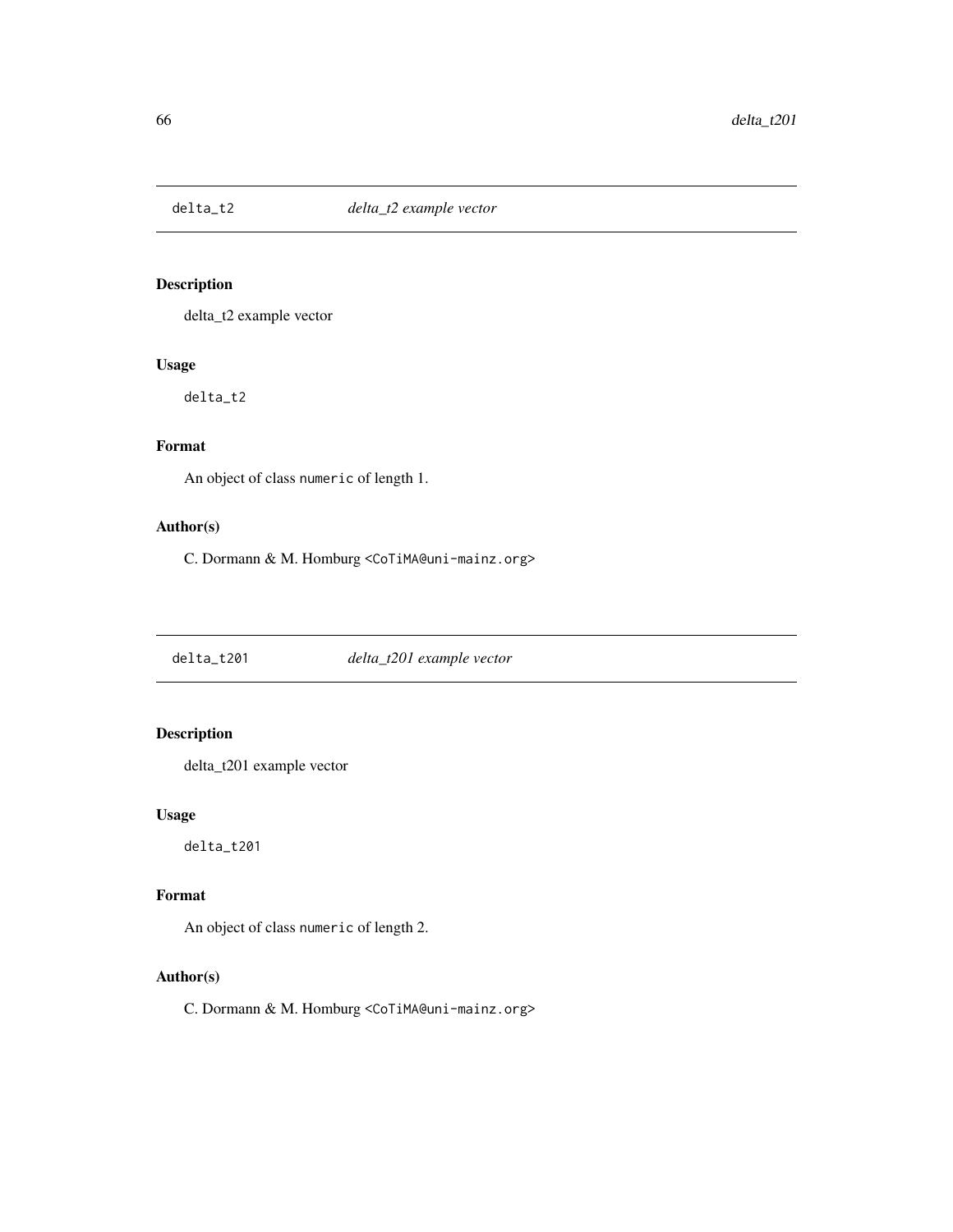## delta_t2 — *delta_t2 example vector*

### Description

delta_t2 example vector

### Usage

```
delta_t2
```

### Format

An object of class `numeric` of length 1.

### Author(s)

C. Dormann & M. Homburg <CoTiMA@uni-mainz.org>

## delta_t201 — *delta_t201 example vector*

### Description

delta_t201 example vector

### Usage

```
delta_t201
```

### Format

An object of class `numeric` of length 2.

### Author(s)

C. Dormann & M. Homburg <CoTiMA@uni-mainz.org>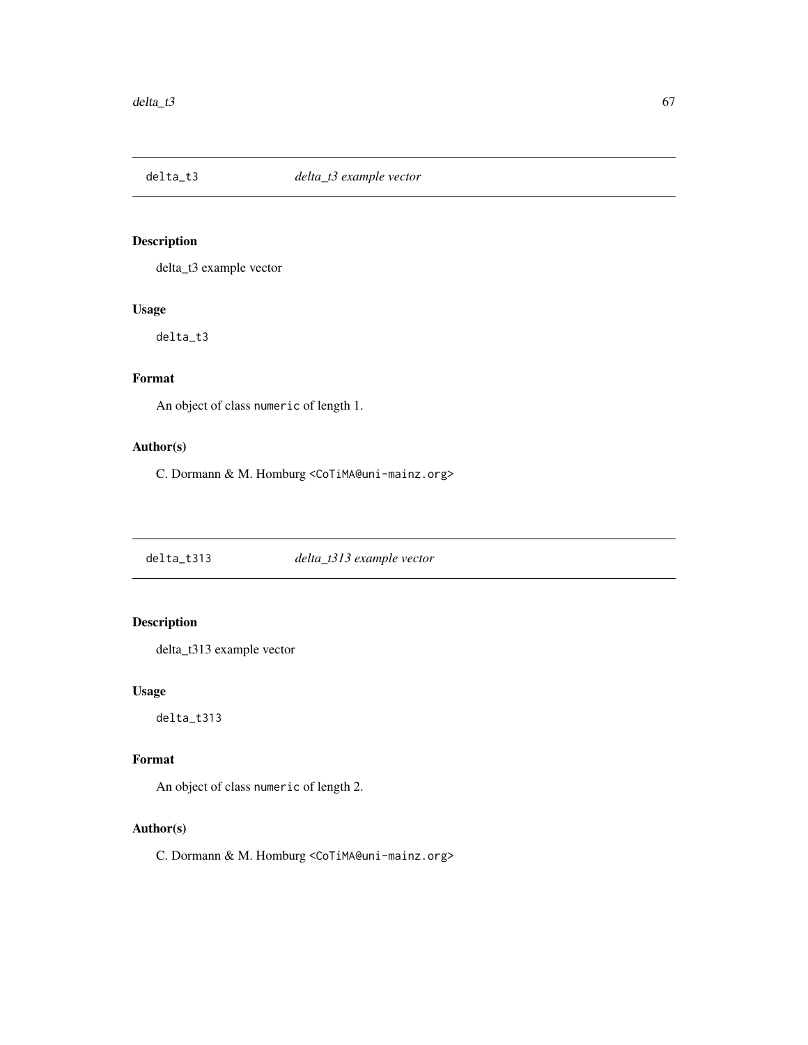## delta_t3 *delta_t3 example vector*

### Description

delta_t3 example vector

### Usage

```
delta_t3
```

### Format

An object of class `numeric` of length 1.

### Author(s)

C. Dormann & M. Homburg <CoTiMA@uni-mainz.org>

## delta_t313 *delta_t313 example vector*

### Description

delta_t313 example vector

### Usage

```
delta_t313
```

### Format

An object of class `numeric` of length 2.

### Author(s)

C. Dormann & M. Homburg <CoTiMA@uni-mainz.org>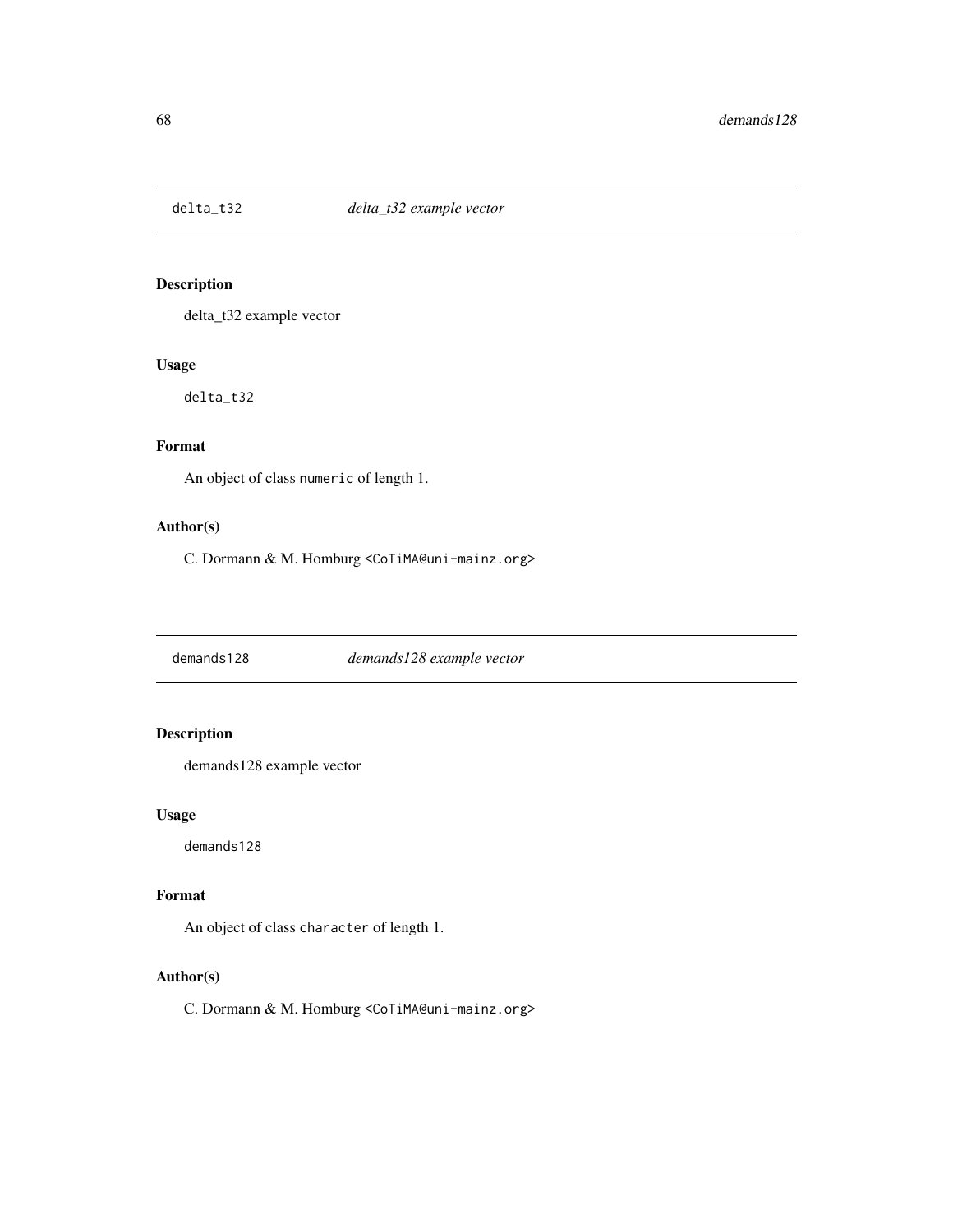## delta_t32 *delta_t32 example vector*

### Description

delta_t32 example vector

### Usage

```
delta_t32
```

### Format

An object of class `numeric` of length 1.

### Author(s)

C. Dormann & M. Homburg <CoTiMA@uni-mainz.org>

## demands128 *demands128 example vector*

### Description

demands128 example vector

### Usage

```
demands128
```

### Format

An object of class `character` of length 1.

### Author(s)

C. Dormann & M. Homburg <CoTiMA@uni-mainz.org>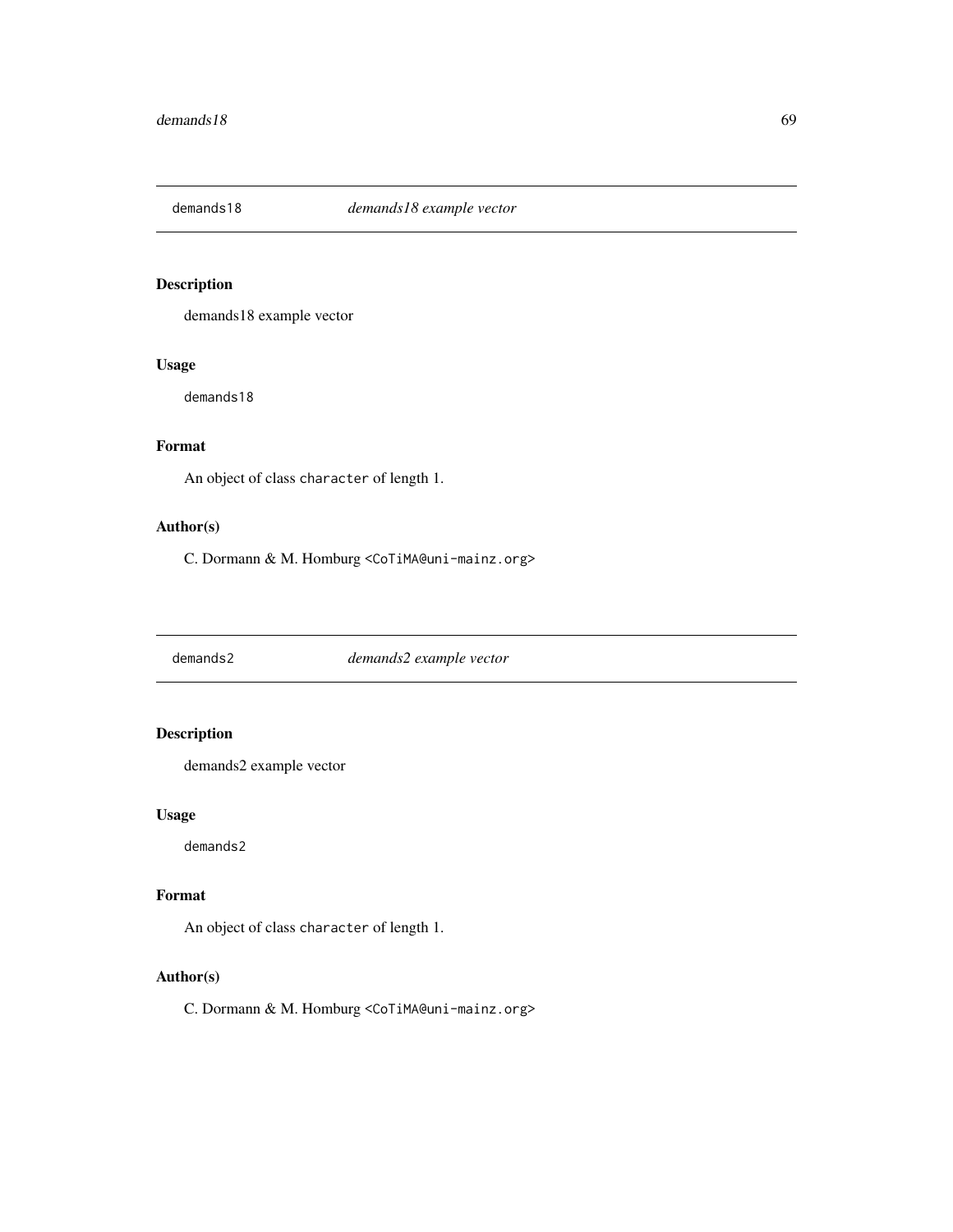## demands18 *demands18 example vector*

### Description

demands18 example vector

### Usage

```
demands18
```

### Format

An object of class `character` of length 1.

### Author(s)

C. Dormann & M. Homburg `<CoTiMA@uni-mainz.org>`

## demands2 *demands2 example vector*

### Description

demands2 example vector

### Usage

```
demands2
```

### Format

An object of class `character` of length 1.

### Author(s)

C. Dormann & M. Homburg `<CoTiMA@uni-mainz.org>`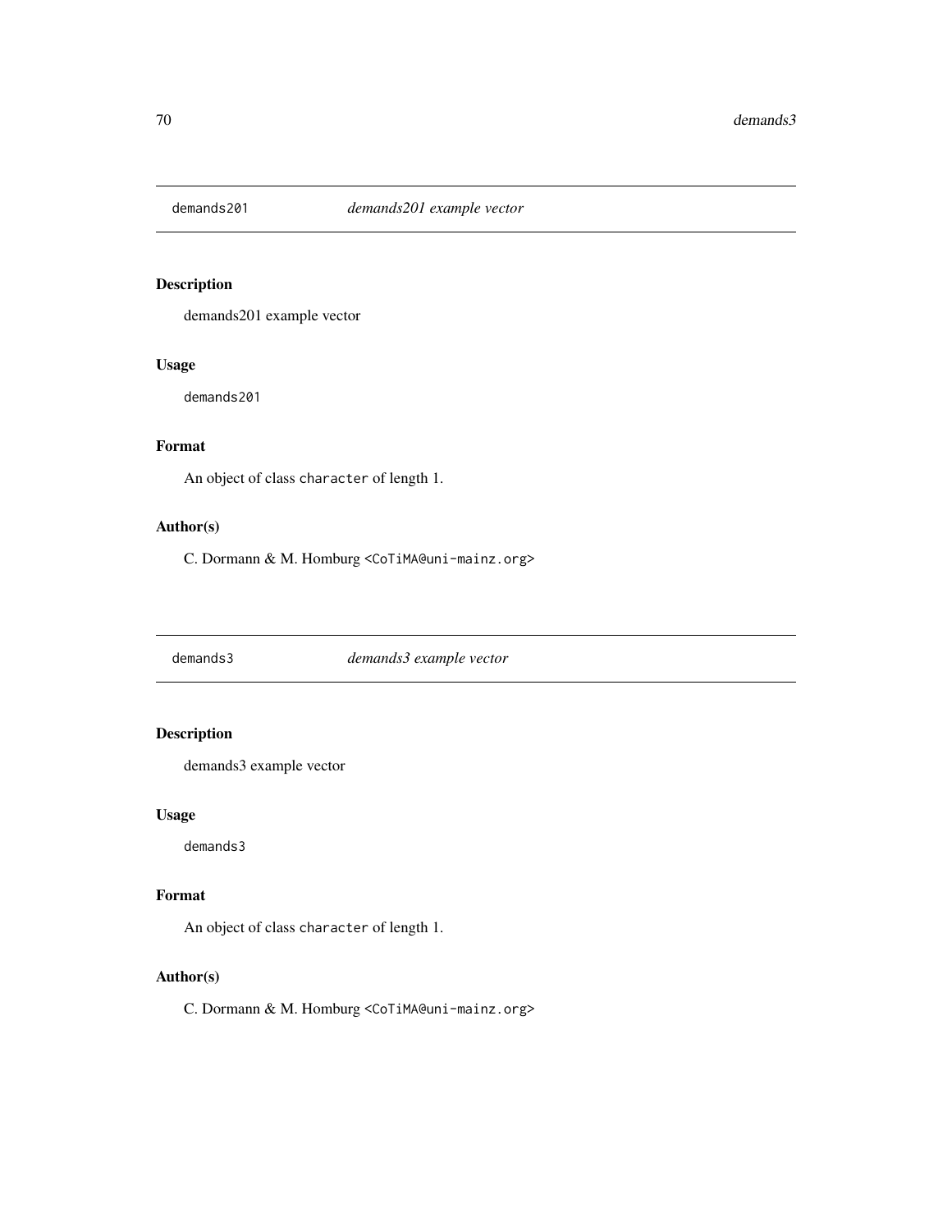## demands201 — *demands201 example vector*

### Description

demands201 example vector

### Usage

```
demands201
```

### Format

An object of class `character` of length 1.

### Author(s)

C. Dormann & M. Homburg <CoTiMA@uni-mainz.org>

## demands3 — *demands3 example vector*

### Description

demands3 example vector

### Usage

```
demands3
```

### Format

An object of class `character` of length 1.

### Author(s)

C. Dormann & M. Homburg <CoTiMA@uni-mainz.org>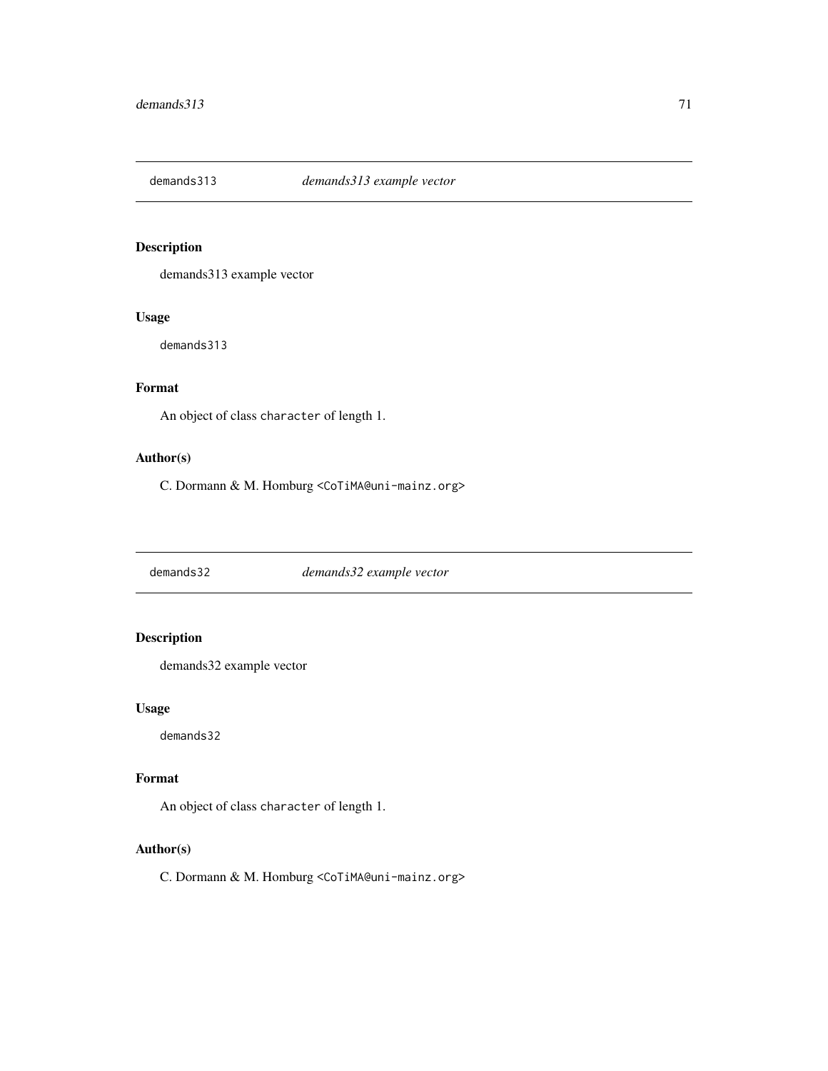## demands313 — *demands313 example vector*

### Description

demands313 example vector

### Usage

```
demands313
```

### Format

An object of class `character` of length 1.

### Author(s)

C. Dormann & M. Homburg <CoTiMA@uni-mainz.org>

## demands32 — *demands32 example vector*

### Description

demands32 example vector

### Usage

```
demands32
```

### Format

An object of class `character` of length 1.

### Author(s)

C. Dormann & M. Homburg <CoTiMA@uni-mainz.org>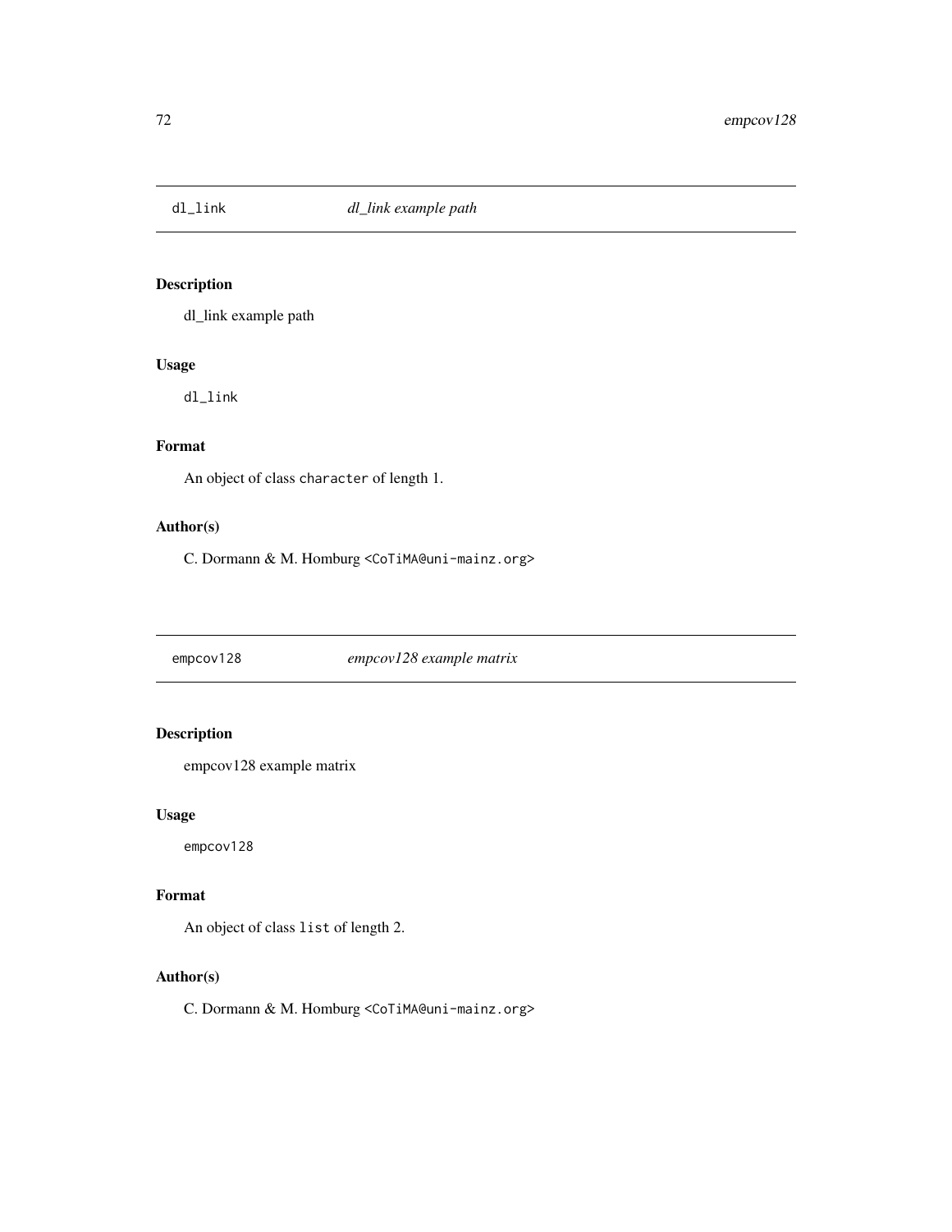## dl_link *dl_link example path*

### Description

dl_link example path

### Usage

```
dl_link
```

### Format

An object of class `character` of length 1.

### Author(s)

C. Dormann & M. Homburg <CoTiMA@uni-mainz.org>

## empcov128 *empcov128 example matrix*

### Description

empcov128 example matrix

### Usage

```
empcov128
```

### Format

An object of class `list` of length 2.

### Author(s)

C. Dormann & M. Homburg <CoTiMA@uni-mainz.org>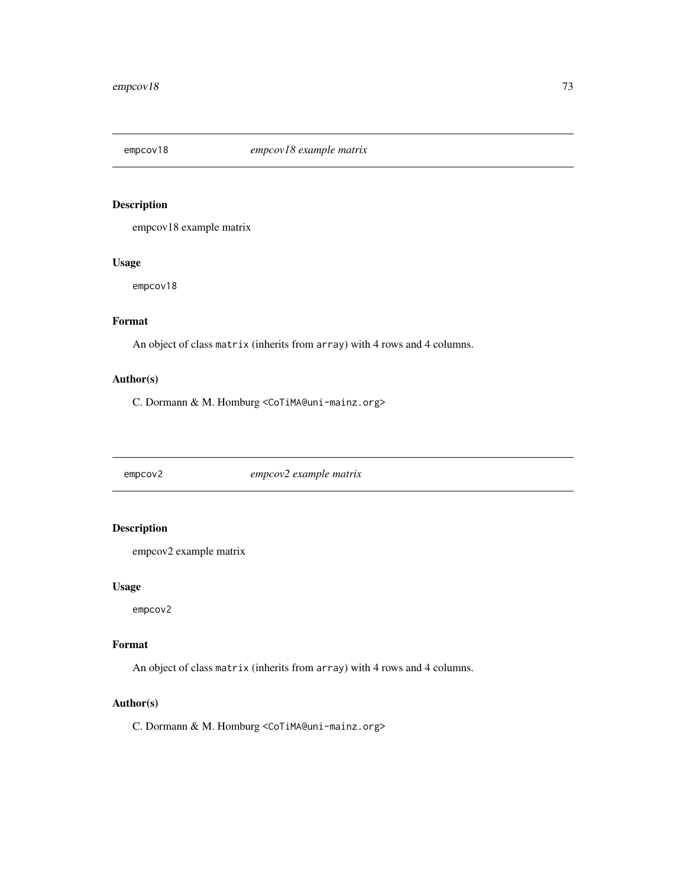## empcov18 — *empcov18 example matrix*

### Description

empcov18 example matrix

### Usage

```
empcov18
```

### Format

An object of class `matrix` (inherits from `array`) with 4 rows and 4 columns.

### Author(s)

C. Dormann & M. Homburg <CoTiMA@uni-mainz.org>

## empcov2 — *empcov2 example matrix*

### Description

empcov2 example matrix

### Usage

```
empcov2
```

### Format

An object of class `matrix` (inherits from `array`) with 4 rows and 4 columns.

### Author(s)

C. Dormann & M. Homburg <CoTiMA@uni-mainz.org>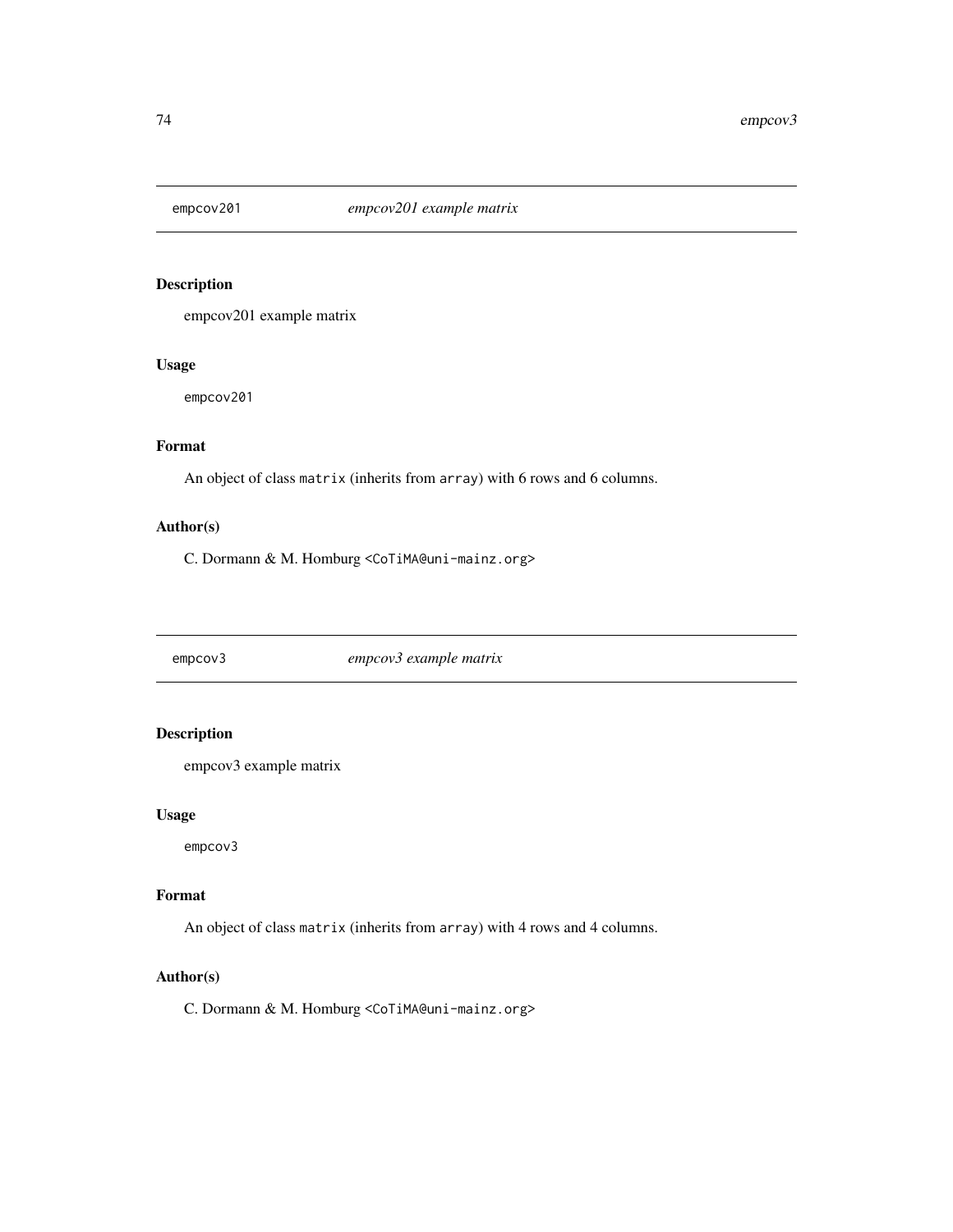## empcov201 *empcov201 example matrix*

### Description

empcov201 example matrix

### Usage

```
empcov201
```

### Format

An object of class `matrix` (inherits from `array`) with 6 rows and 6 columns.

### Author(s)

C. Dormann & M. Homburg <CoTiMA@uni-mainz.org>

## empcov3 *empcov3 example matrix*

### Description

empcov3 example matrix

### Usage

```
empcov3
```

### Format

An object of class `matrix` (inherits from `array`) with 4 rows and 4 columns.

### Author(s)

C. Dormann & M. Homburg <CoTiMA@uni-mainz.org>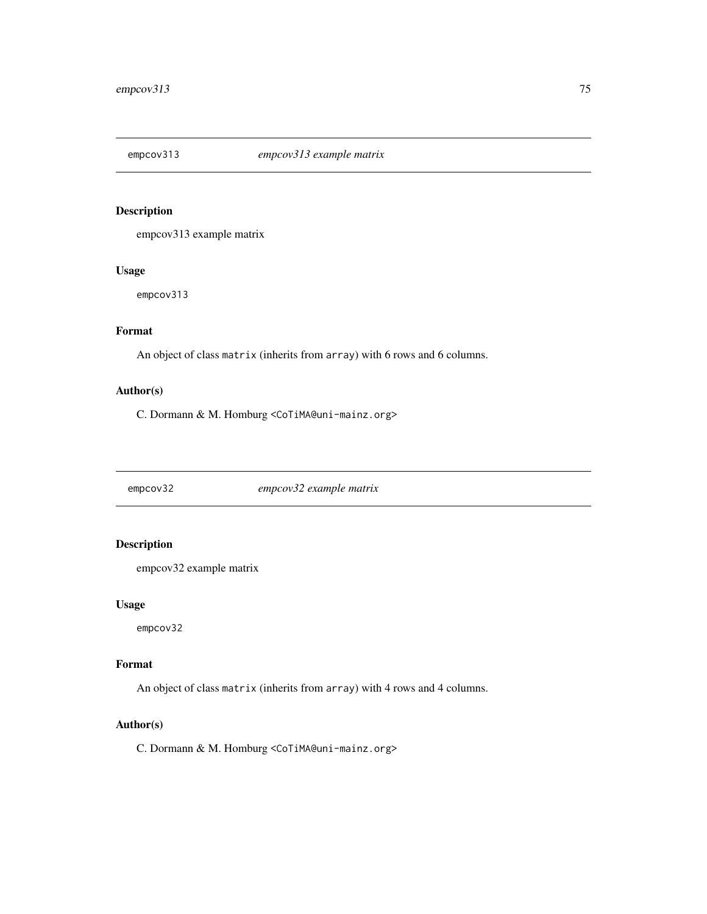## empcov313 — *empcov313 example matrix*

### Description

empcov313 example matrix

### Usage

```
empcov313
```

### Format

An object of class `matrix` (inherits from `array`) with 6 rows and 6 columns.

### Author(s)

C. Dormann & M. Homburg <CoTiMA@uni-mainz.org>

## empcov32 — *empcov32 example matrix*

### Description

empcov32 example matrix

### Usage

```
empcov32
```

### Format

An object of class `matrix` (inherits from `array`) with 4 rows and 4 columns.

### Author(s)

C. Dormann & M. Homburg <CoTiMA@uni-mainz.org>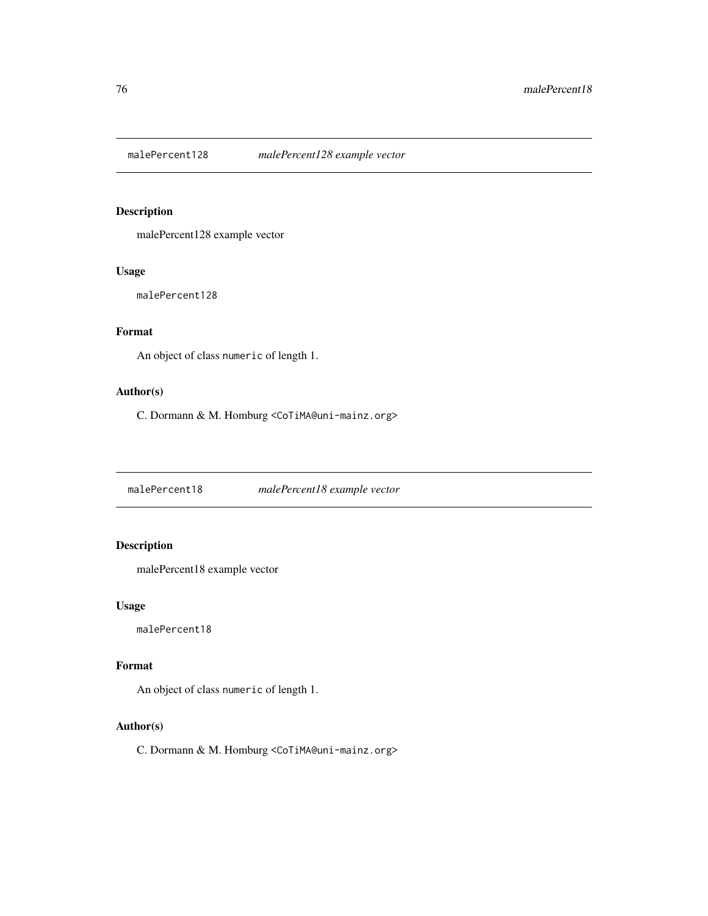## malePercent128 — *malePercent128 example vector*

### Description

malePercent128 example vector

### Usage

```
malePercent128
```

### Format

An object of class `numeric` of length 1.

### Author(s)

C. Dormann & M. Homburg <CoTiMA@uni-mainz.org>

## malePercent18 — *malePercent18 example vector*

### Description

malePercent18 example vector

### Usage

```
malePercent18
```

### Format

An object of class `numeric` of length 1.

### Author(s)

C. Dormann & M. Homburg <CoTiMA@uni-mainz.org>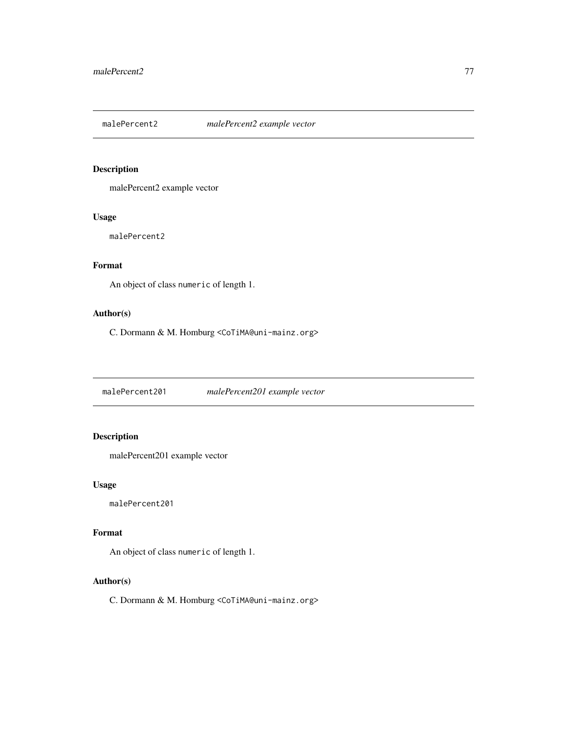## malePercent2 — *malePercent2 example vector*

### Description

malePercent2 example vector

### Usage

```
malePercent2
```

### Format

An object of class `numeric` of length 1.

### Author(s)

C. Dormann & M. Homburg <CoTiMA@uni-mainz.org>

## malePercent201 — *malePercent201 example vector*

### Description

malePercent201 example vector

### Usage

```
malePercent201
```

### Format

An object of class `numeric` of length 1.

### Author(s)

C. Dormann & M. Homburg <CoTiMA@uni-mainz.org>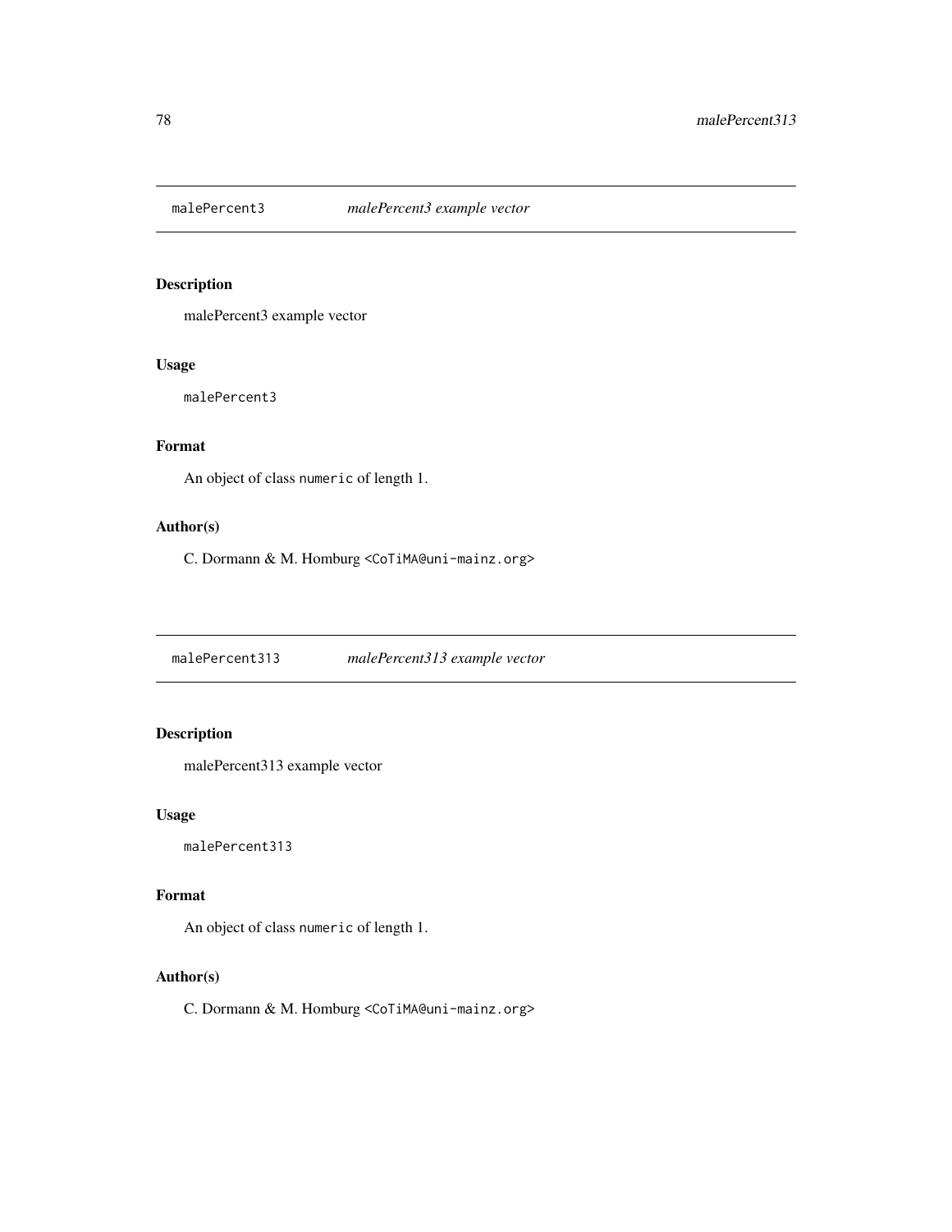## malePercent3 *malePercent3 example vector*

### Description

malePercent3 example vector

### Usage

```
malePercent3
```

### Format

An object of class `numeric` of length 1.

### Author(s)

C. Dormann & M. Homburg `<CoTiMA@uni-mainz.org>`

## malePercent313 *malePercent313 example vector*

### Description

malePercent313 example vector

### Usage

```
malePercent313
```

### Format

An object of class `numeric` of length 1.

### Author(s)

C. Dormann & M. Homburg `<CoTiMA@uni-mainz.org>`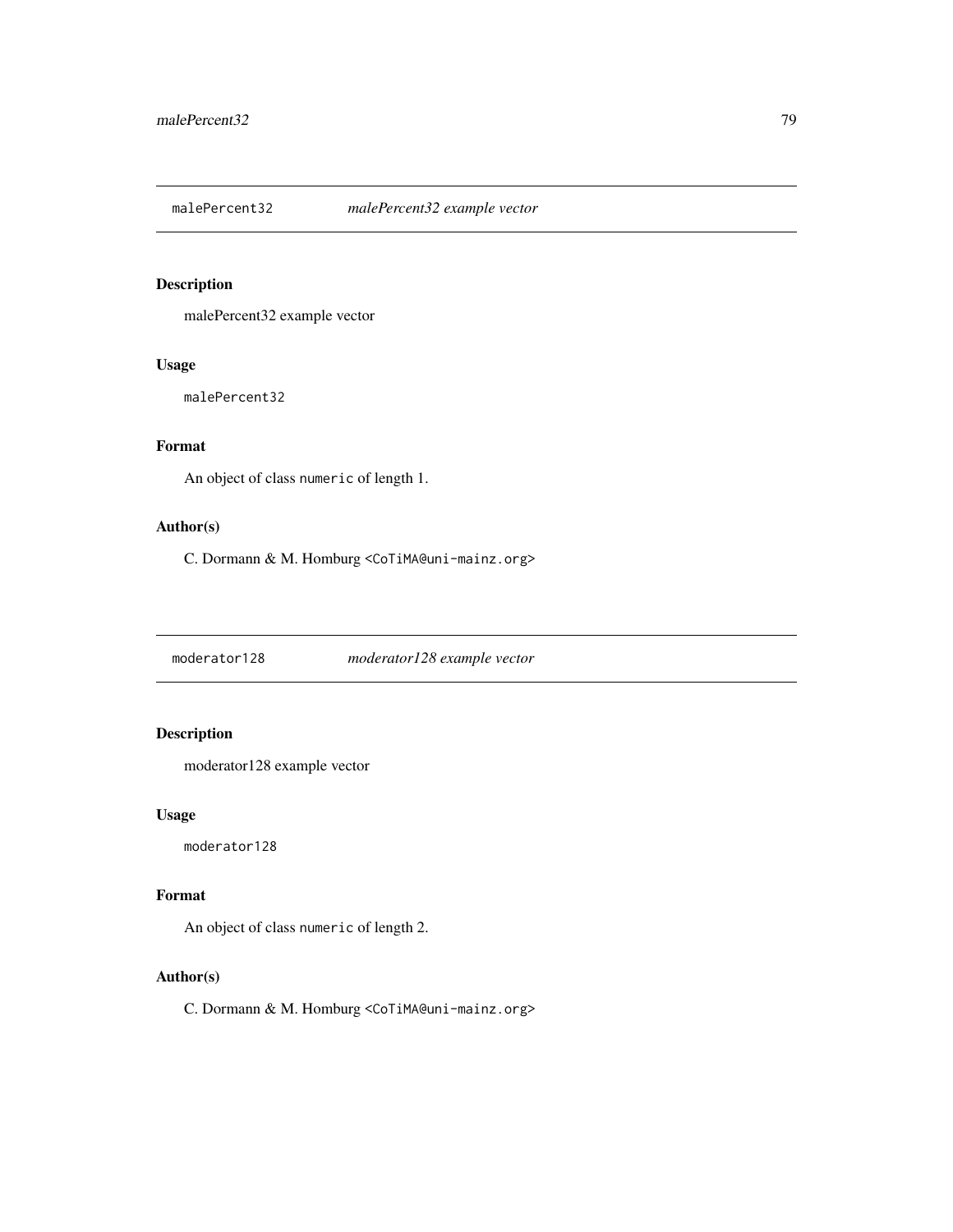## malePercent32 *malePercent32 example vector*

### Description

malePercent32 example vector

### Usage

```
malePercent32
```

### Format

An object of class `numeric` of length 1.

### Author(s)

C. Dormann & M. Homburg <CoTiMA@uni-mainz.org>

## moderator128 *moderator128 example vector*

### Description

moderator128 example vector

### Usage

```
moderator128
```

### Format

An object of class `numeric` of length 2.

### Author(s)

C. Dormann & M. Homburg <CoTiMA@uni-mainz.org>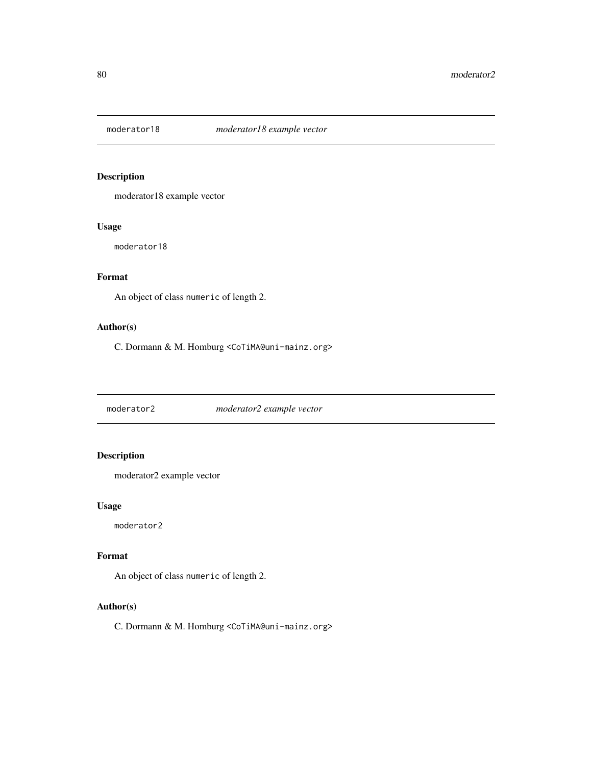## moderator18 — *moderator18 example vector*

### Description

moderator18 example vector

### Usage

```
moderator18
```

### Format

An object of class `numeric` of length 2.

### Author(s)

C. Dormann & M. Homburg <CoTiMA@uni-mainz.org>

## moderator2 — *moderator2 example vector*

### Description

moderator2 example vector

### Usage

```
moderator2
```

### Format

An object of class `numeric` of length 2.

### Author(s)

C. Dormann & M. Homburg <CoTiMA@uni-mainz.org>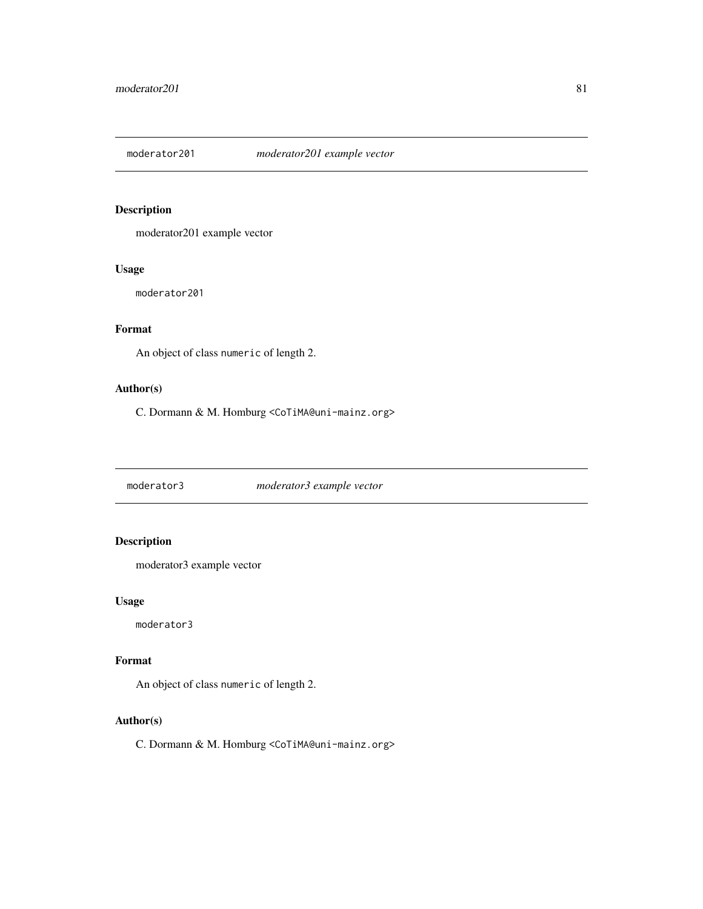## moderator201 — *moderator201 example vector*

### Description

moderator201 example vector

### Usage

```
moderator201
```

### Format

An object of class `numeric` of length 2.

### Author(s)

C. Dormann & M. Homburg <CoTiMA@uni-mainz.org>

## moderator3 — *moderator3 example vector*

### Description

moderator3 example vector

### Usage

```
moderator3
```

### Format

An object of class `numeric` of length 2.

### Author(s)

C. Dormann & M. Homburg <CoTiMA@uni-mainz.org>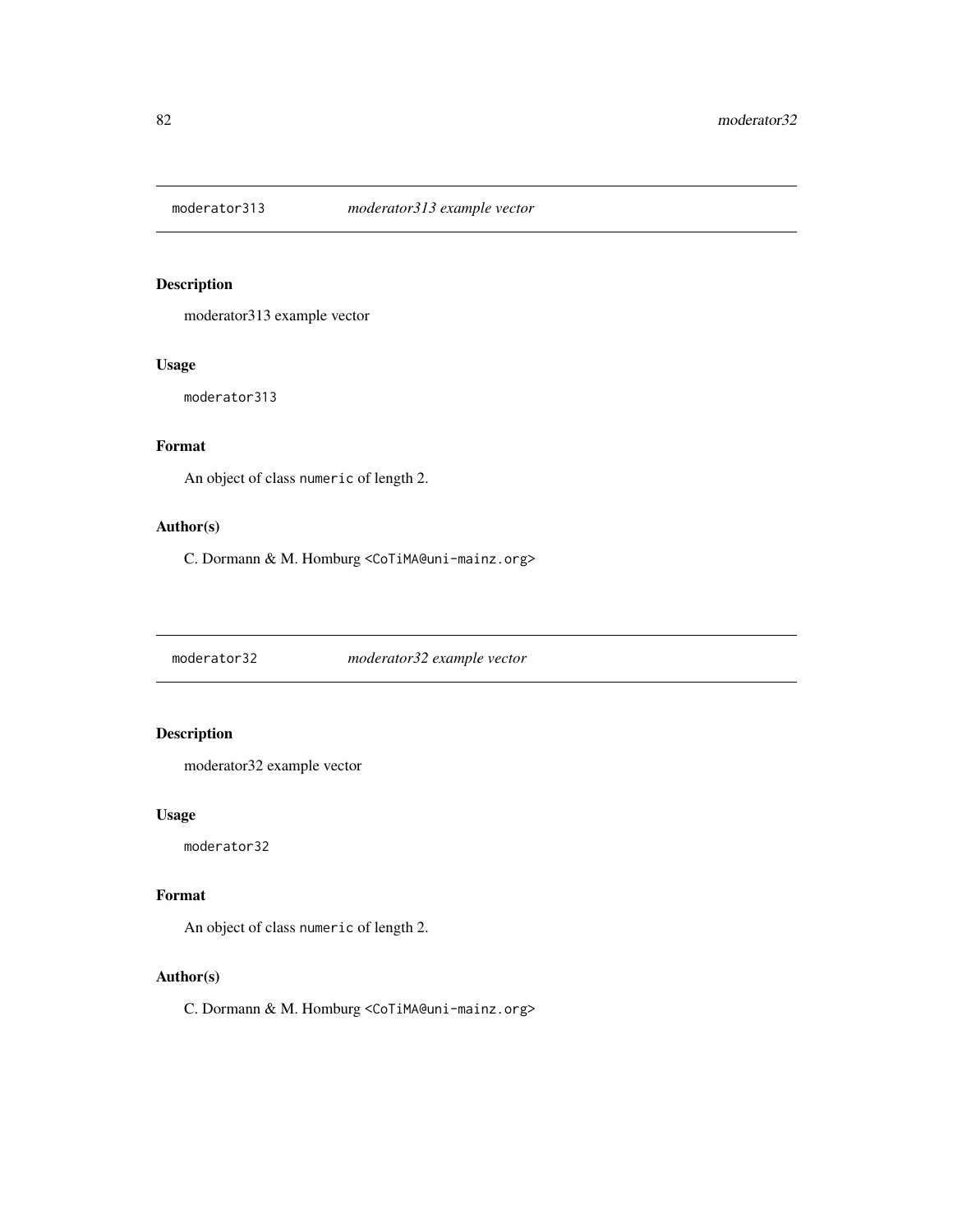## moderator313 *moderator313 example vector*

### Description

moderator313 example vector

### Usage

```
moderator313
```

### Format

An object of class `numeric` of length 2.

### Author(s)

C. Dormann & M. Homburg <CoTiMA@uni-mainz.org>

## moderator32 *moderator32 example vector*

### Description

moderator32 example vector

### Usage

```
moderator32
```

### Format

An object of class `numeric` of length 2.

### Author(s)

C. Dormann & M. Homburg <CoTiMA@uni-mainz.org>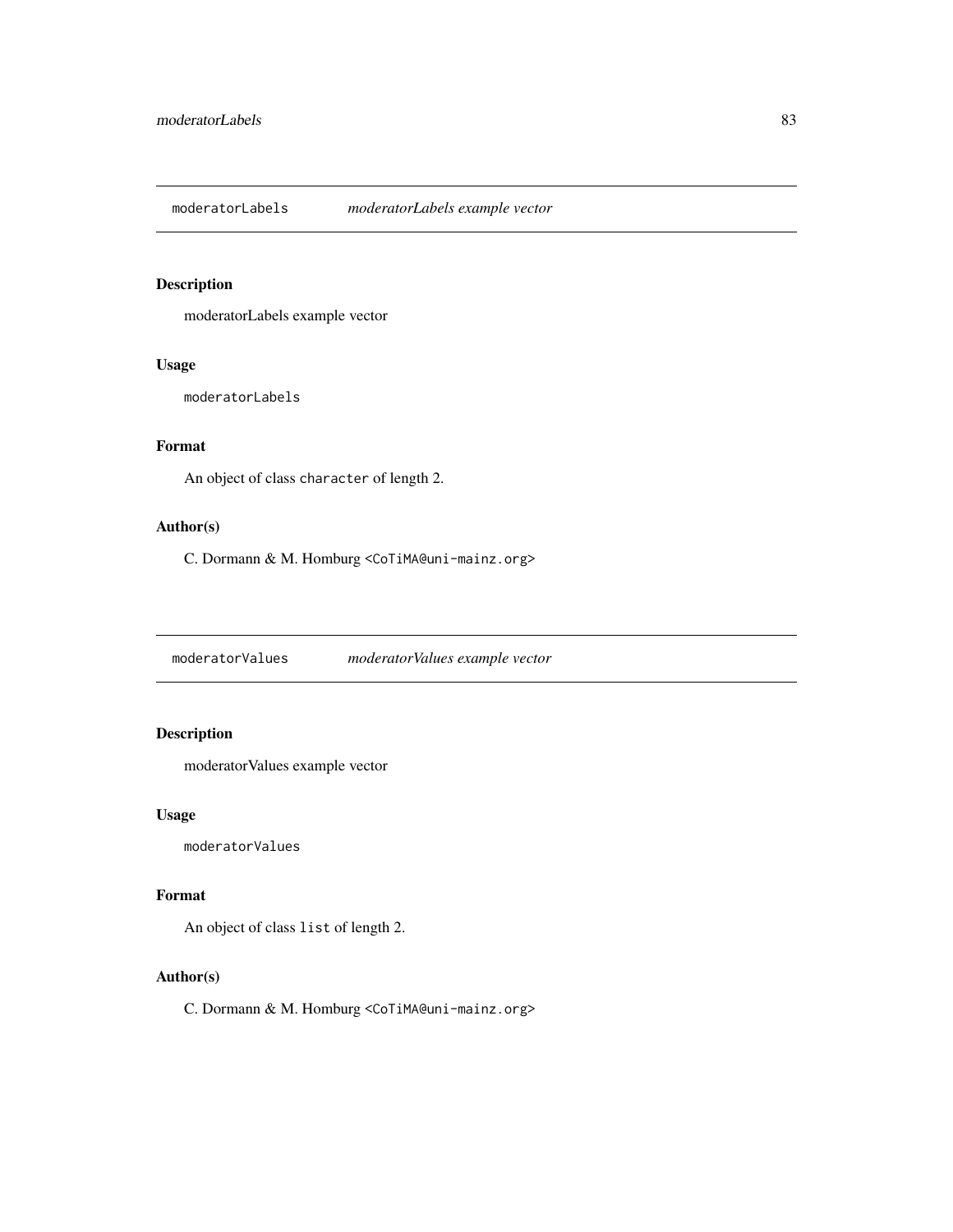## moderatorLabels *moderatorLabels example vector*

### Description

moderatorLabels example vector

### Usage

```
moderatorLabels
```

### Format

An object of class `character` of length 2.

### Author(s)

C. Dormann & M. Homburg <CoTiMA@uni-mainz.org>

## moderatorValues *moderatorValues example vector*

### Description

moderatorValues example vector

### Usage

```
moderatorValues
```

### Format

An object of class `list` of length 2.

### Author(s)

C. Dormann & M. Homburg <CoTiMA@uni-mainz.org>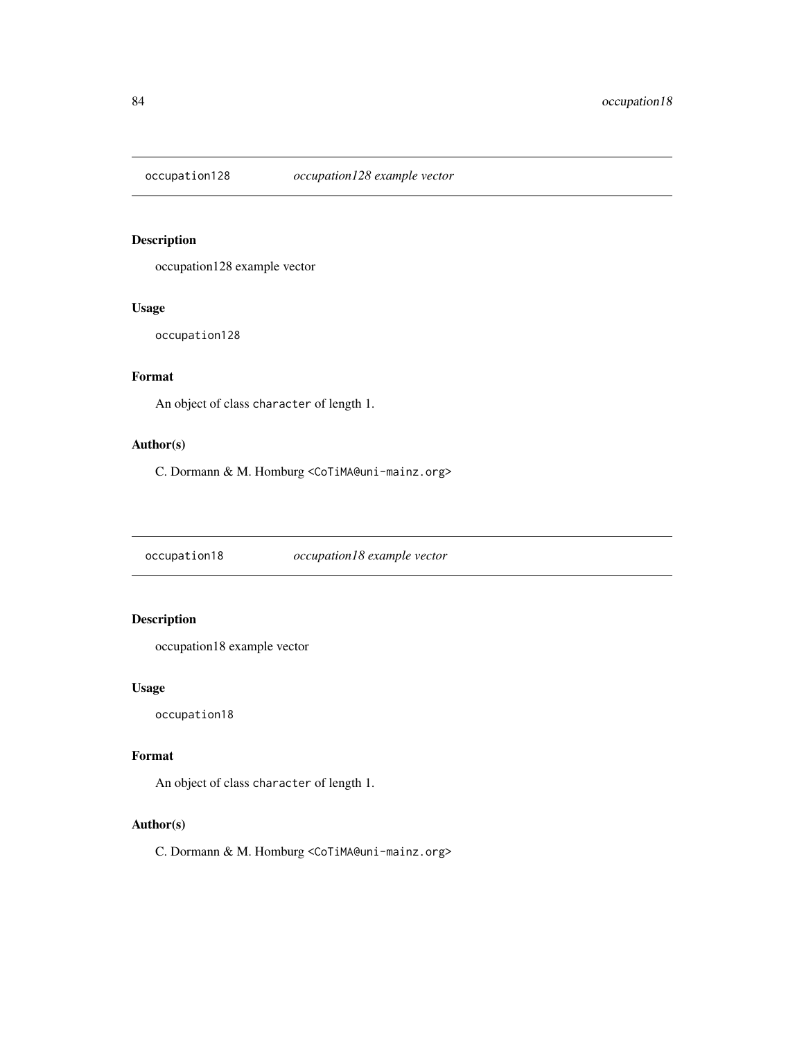## occupation128 — *occupation128 example vector*

### Description

occupation128 example vector

### Usage

```
occupation128
```

### Format

An object of class `character` of length 1.

### Author(s)

C. Dormann & M. Homburg `<CoTiMA@uni-mainz.org>`

## occupation18 — *occupation18 example vector*

### Description

occupation18 example vector

### Usage

```
occupation18
```

### Format

An object of class `character` of length 1.

### Author(s)

C. Dormann & M. Homburg `<CoTiMA@uni-mainz.org>`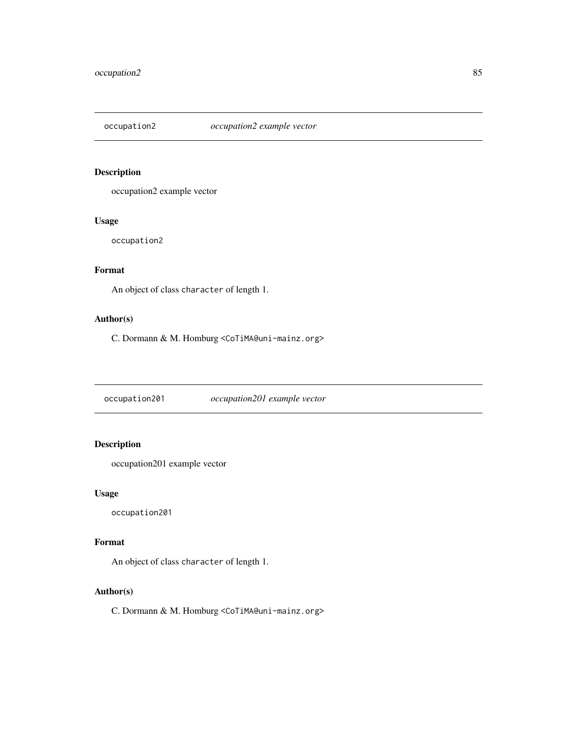## occupation2 — *occupation2 example vector*

### Description

occupation2 example vector

### Usage

```
occupation2
```

### Format

An object of class `character` of length 1.

### Author(s)

C. Dormann & M. Homburg `<CoTiMA@uni-mainz.org>`

## occupation201 — *occupation201 example vector*

### Description

occupation201 example vector

### Usage

```
occupation201
```

### Format

An object of class `character` of length 1.

### Author(s)

C. Dormann & M. Homburg `<CoTiMA@uni-mainz.org>`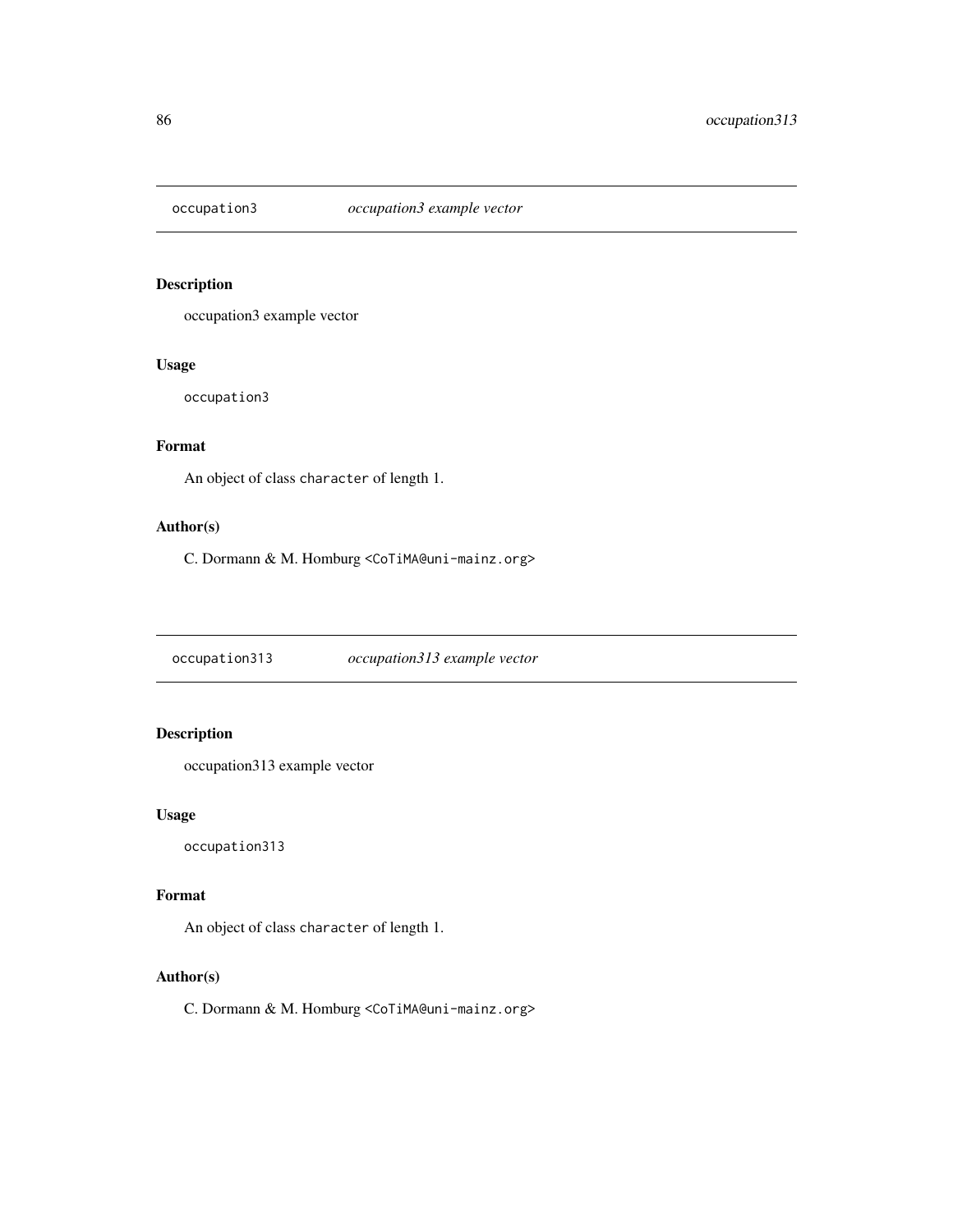## occupation3 — *occupation3 example vector*

### Description

occupation3 example vector

### Usage

```
occupation3
```

### Format

An object of class `character` of length 1.

### Author(s)

C. Dormann & M. Homburg <CoTiMA@uni-mainz.org>

## occupation313 — *occupation313 example vector*

### Description

occupation313 example vector

### Usage

```
occupation313
```

### Format

An object of class `character` of length 1.

### Author(s)

C. Dormann & M. Homburg <CoTiMA@uni-mainz.org>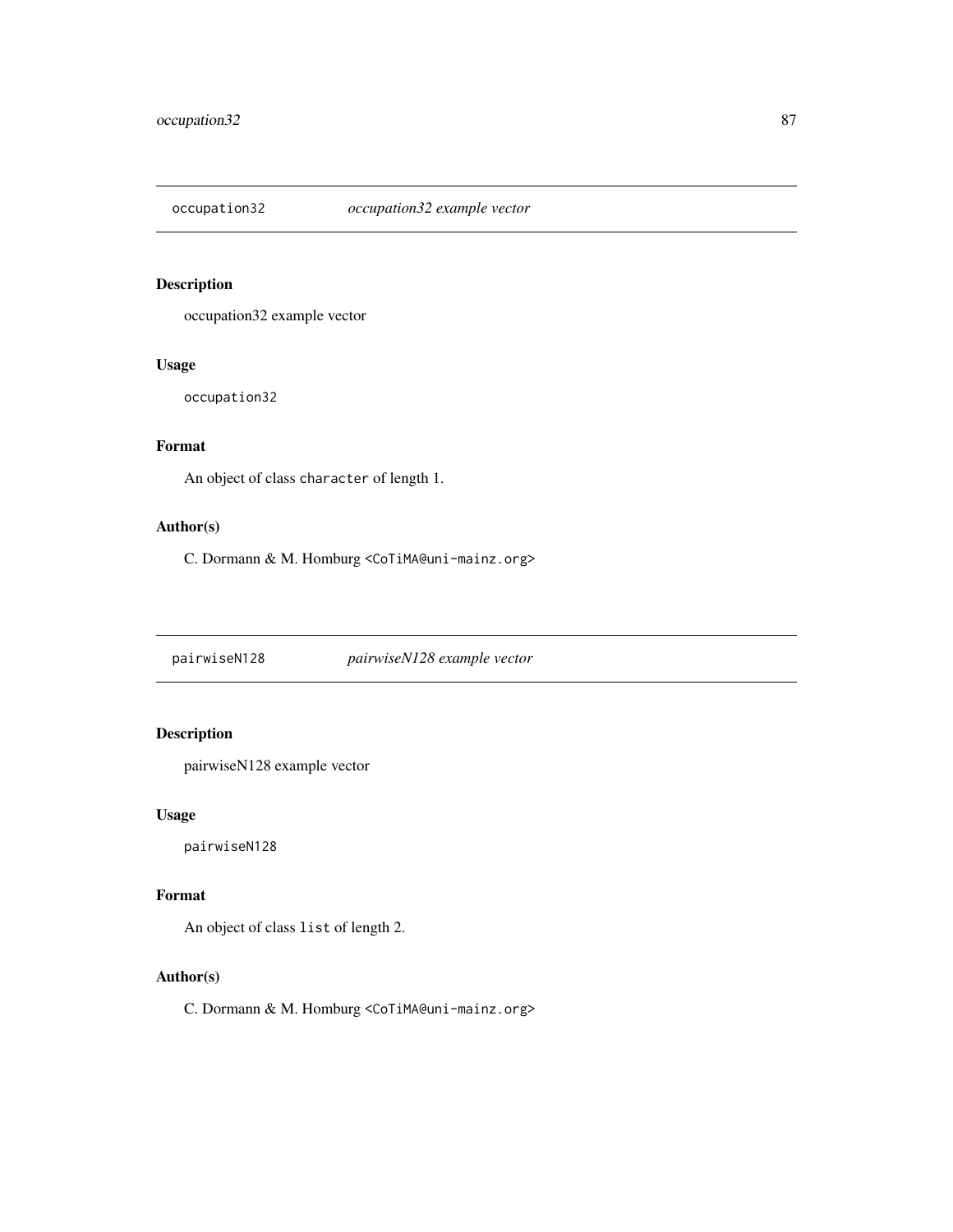## occupation32 *occupation32 example vector*

### Description

occupation32 example vector

### Usage

```
occupation32
```

### Format

An object of class `character` of length 1.

### Author(s)

C. Dormann & M. Homburg <CoTiMA@uni-mainz.org>

## pairwiseN128 *pairwiseN128 example vector*

### Description

pairwiseN128 example vector

### Usage

```
pairwiseN128
```

### Format

An object of class `list` of length 2.

### Author(s)

C. Dormann & M. Homburg <CoTiMA@uni-mainz.org>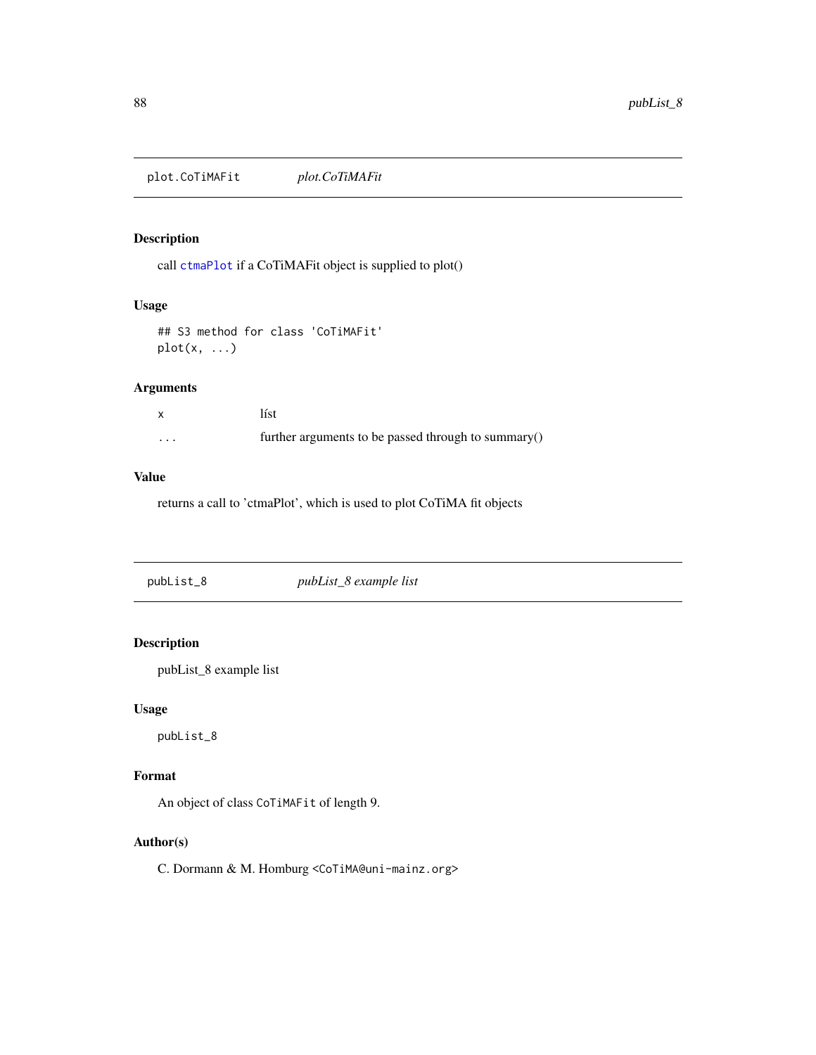## plot.CoTiMAFit *plot.CoTiMAFit*

### Description

call `ctmaPlot` if a CoTiMAFit object is supplied to plot()

### Usage

```
## S3 method for class 'CoTiMAFit'
plot(x, ...)
```

### Arguments

| | |
|---|---|
| x | líst |
| ... | further arguments to be passed through to summary() |

### Value

returns a call to 'ctmaPlot', which is used to plot CoTiMA fit objects

## pubList_8 *pubList_8 example list*

### Description

pubList_8 example list

### Usage

```
pubList_8
```

### Format

An object of class `CoTiMAFit` of length 9.

### Author(s)

C. Dormann & M. Homburg `<CoTiMA@uni-mainz.org>`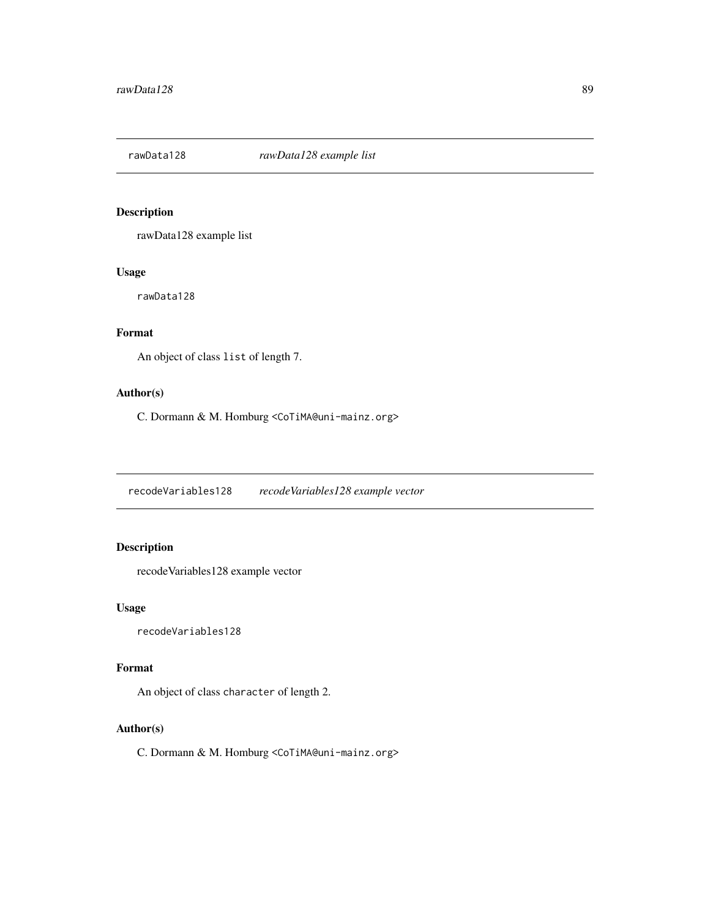## rawData128 — *rawData128 example list*

### Description

rawData128 example list

### Usage

```
rawData128
```

### Format

An object of class `list` of length 7.

### Author(s)

C. Dormann & M. Homburg <CoTiMA@uni-mainz.org>

## recodeVariables128 — *recodeVariables128 example vector*

### Description

recodeVariables128 example vector

### Usage

```
recodeVariables128
```

### Format

An object of class `character` of length 2.

### Author(s)

C. Dormann & M. Homburg <CoTiMA@uni-mainz.org>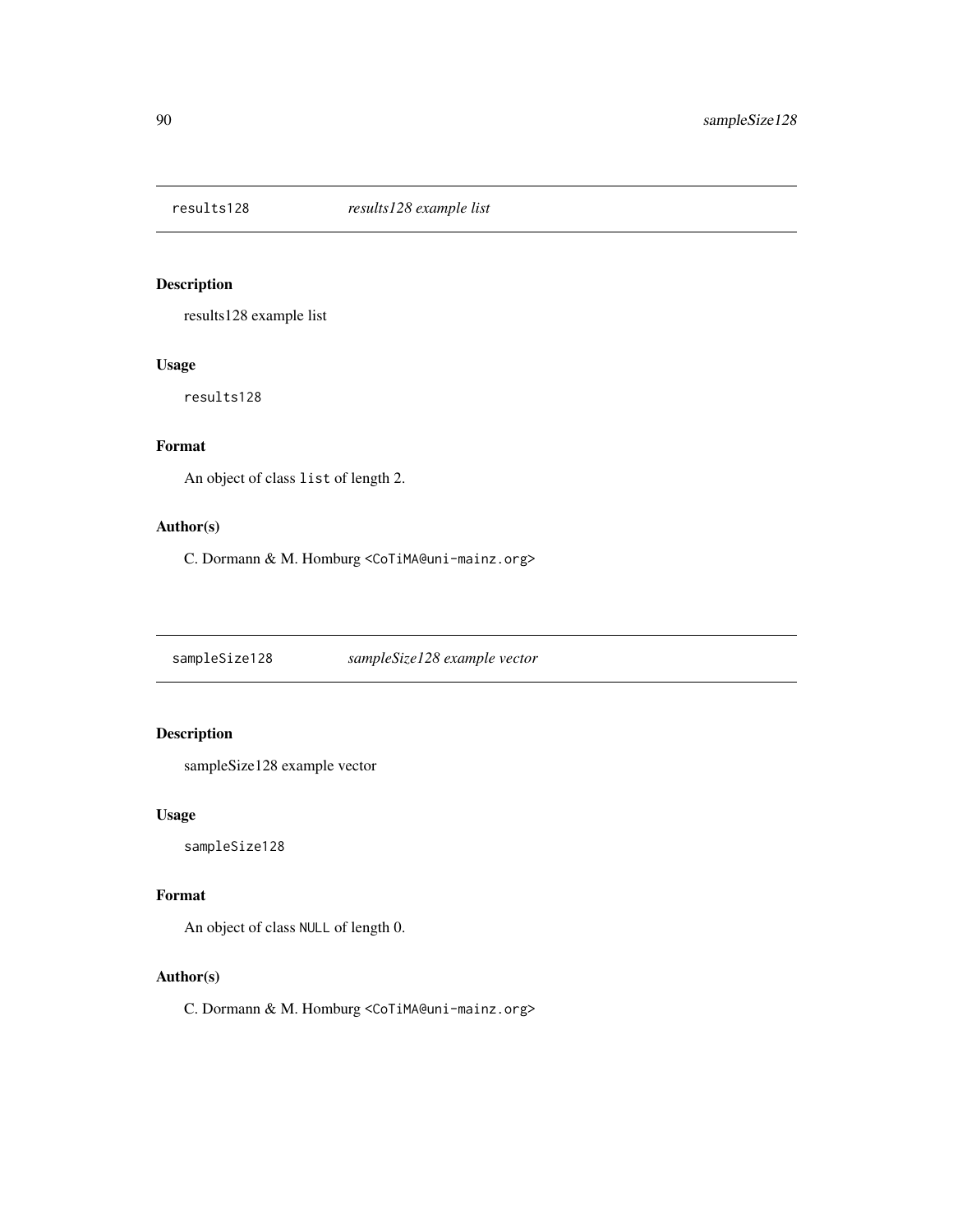## results128 *results128 example list*

### Description

results128 example list

### Usage

```
results128
```

### Format

An object of class `list` of length 2.

### Author(s)

C. Dormann & M. Homburg <CoTiMA@uni-mainz.org>

## sampleSize128 *sampleSize128 example vector*

### Description

sampleSize128 example vector

### Usage

```
sampleSize128
```

### Format

An object of class `NULL` of length 0.

### Author(s)

C. Dormann & M. Homburg <CoTiMA@uni-mainz.org>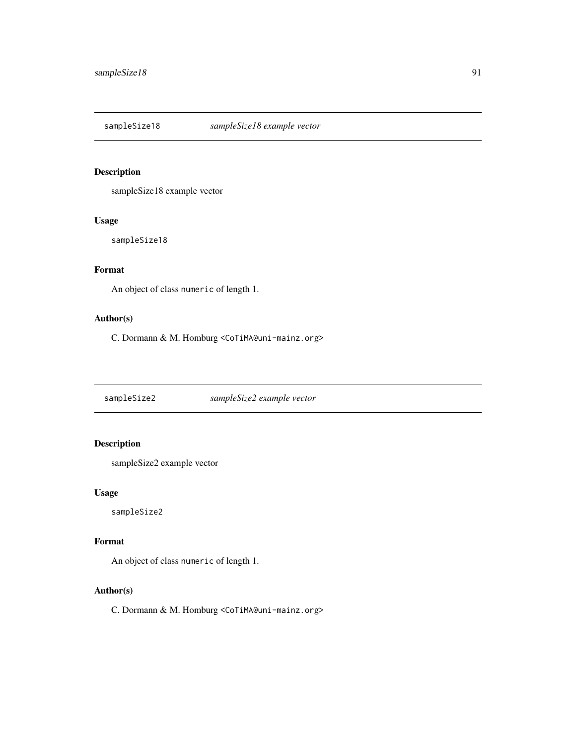## sampleSize18 *sampleSize18 example vector*

### Description

sampleSize18 example vector

### Usage

```
sampleSize18
```

### Format

An object of class `numeric` of length 1.

### Author(s)

C. Dormann & M. Homburg <CoTiMA@uni-mainz.org>

## sampleSize2 *sampleSize2 example vector*

### Description

sampleSize2 example vector

### Usage

```
sampleSize2
```

### Format

An object of class `numeric` of length 1.

### Author(s)

C. Dormann & M. Homburg <CoTiMA@uni-mainz.org>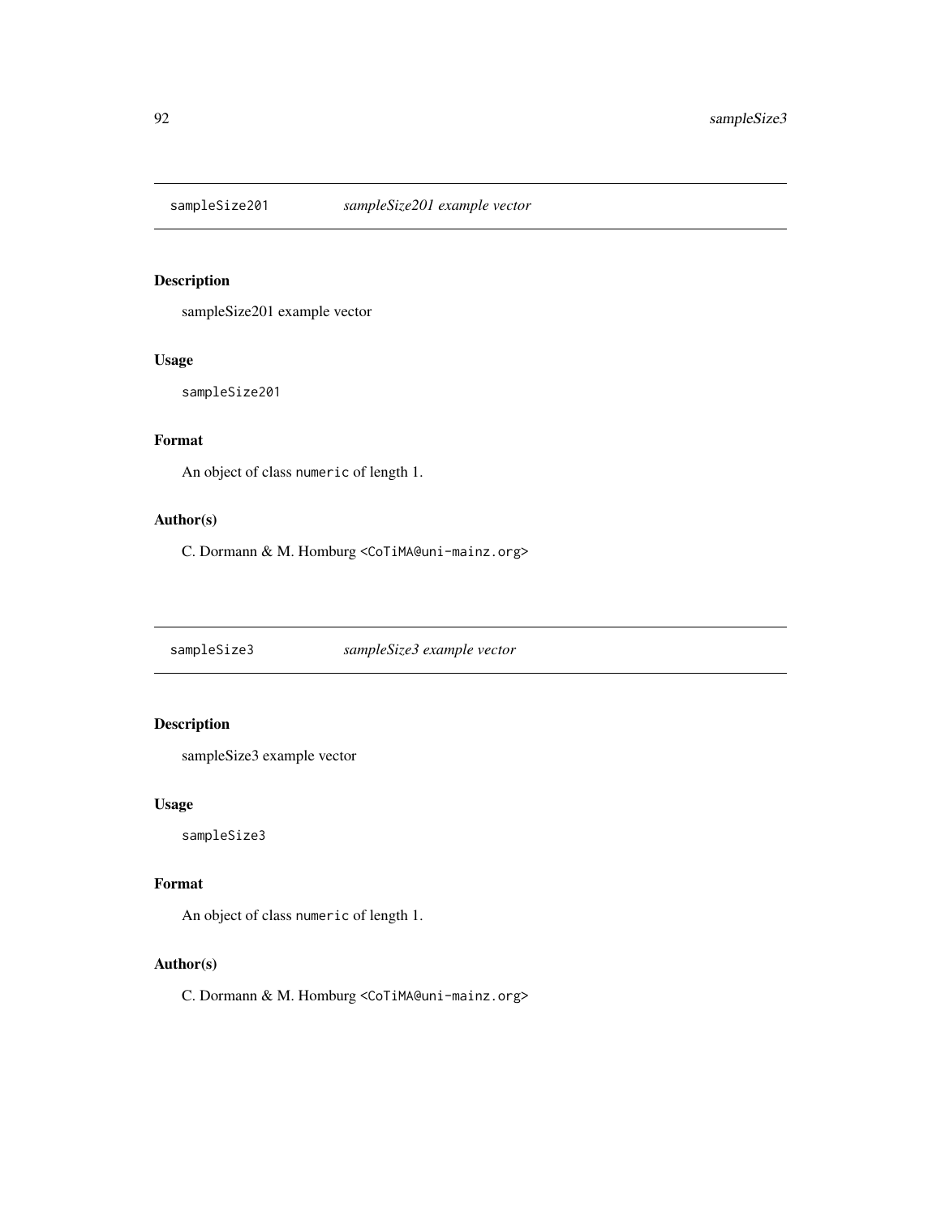## `sampleSize201` *sampleSize201 example vector*

### Description

sampleSize201 example vector

### Usage

```
sampleSize201
```

### Format

An object of class `numeric` of length 1.

### Author(s)

C. Dormann & M. Homburg <CoTiMA@uni-mainz.org>

## `sampleSize3` *sampleSize3 example vector*

### Description

sampleSize3 example vector

### Usage

```
sampleSize3
```

### Format

An object of class `numeric` of length 1.

### Author(s)

C. Dormann & M. Homburg <CoTiMA@uni-mainz.org>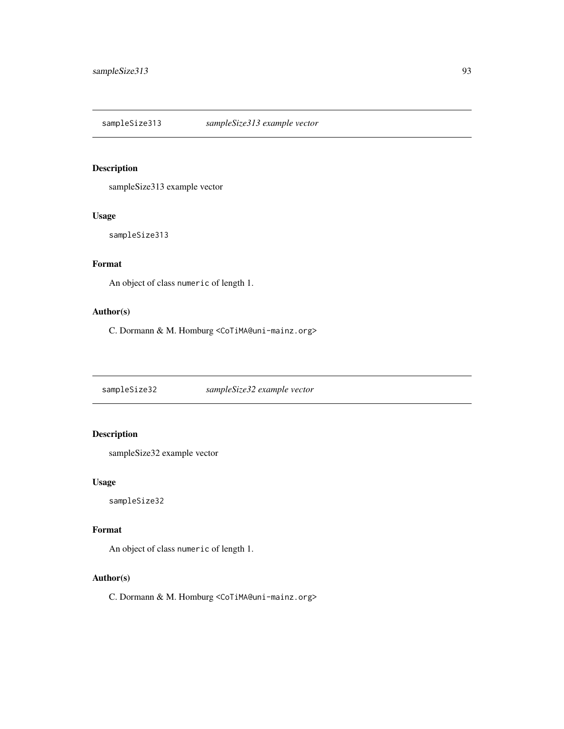## sampleSize313 *sampleSize313 example vector*

### Description

sampleSize313 example vector

### Usage

```
sampleSize313
```

### Format

An object of class `numeric` of length 1.

### Author(s)

C. Dormann & M. Homburg <CoTiMA@uni-mainz.org>

## sampleSize32 *sampleSize32 example vector*

### Description

sampleSize32 example vector

### Usage

```
sampleSize32
```

### Format

An object of class `numeric` of length 1.

### Author(s)

C. Dormann & M. Homburg <CoTiMA@uni-mainz.org>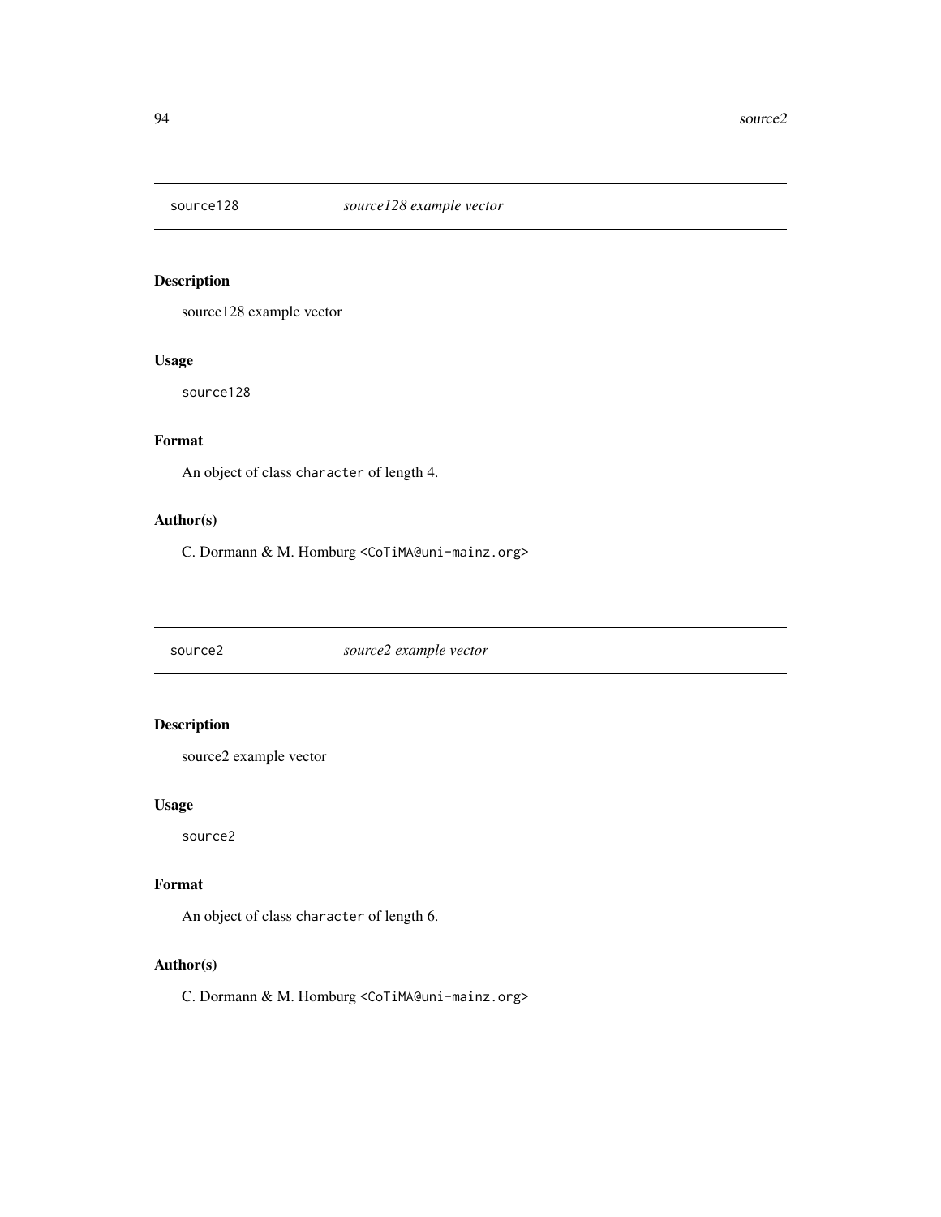## source128 — *source128 example vector*

### Description

source128 example vector

### Usage

```
source128
```

### Format

An object of class `character` of length 4.

### Author(s)

C. Dormann & M. Homburg <CoTiMA@uni-mainz.org>

## source2 — *source2 example vector*

### Description

source2 example vector

### Usage

```
source2
```

### Format

An object of class `character` of length 6.

### Author(s)

C. Dormann & M. Homburg <CoTiMA@uni-mainz.org>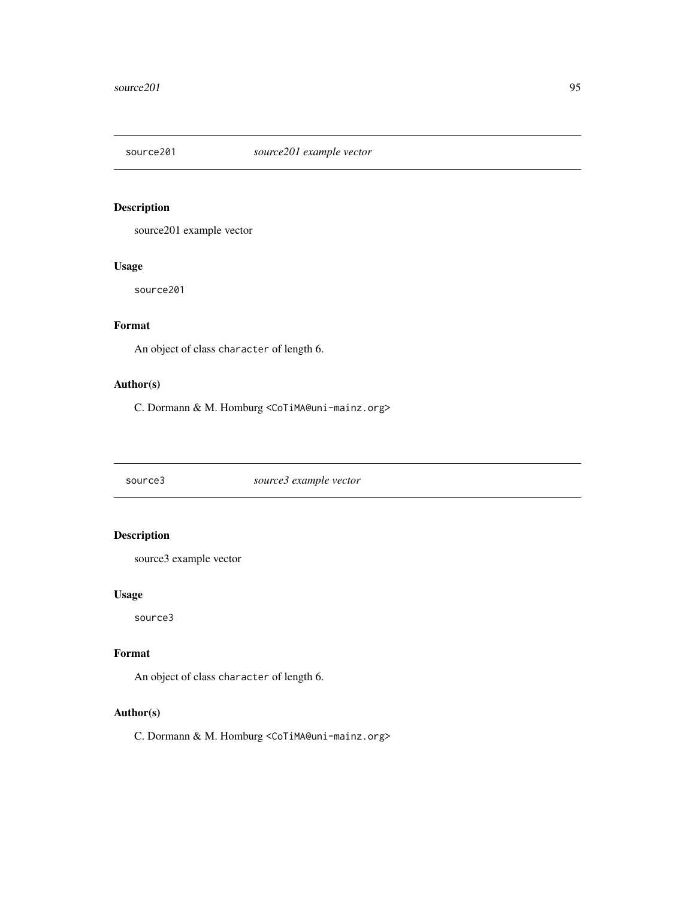## source201 — *source201 example vector*

### Description

source201 example vector

### Usage

```
source201
```

### Format

An object of class `character` of length 6.

### Author(s)

C. Dormann & M. Homburg <CoTiMA@uni-mainz.org>

## source3 — *source3 example vector*

### Description

source3 example vector

### Usage

```
source3
```

### Format

An object of class `character` of length 6.

### Author(s)

C. Dormann & M. Homburg <CoTiMA@uni-mainz.org>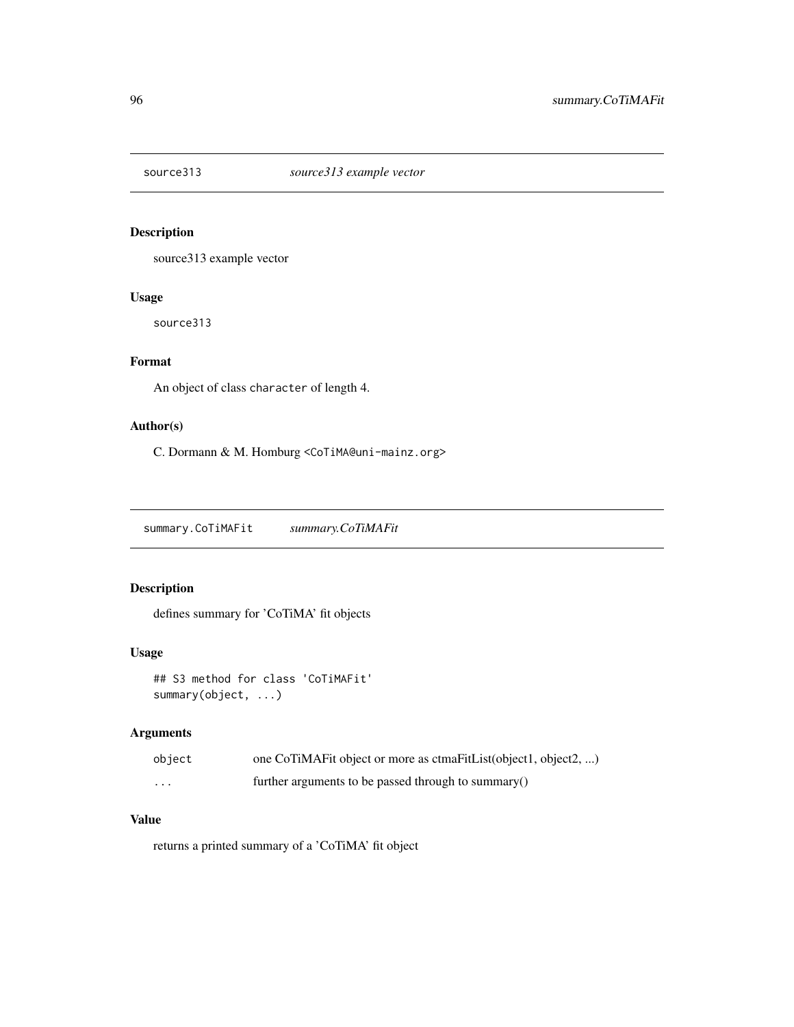## source313 *source313 example vector*

### Description

source313 example vector

### Usage

```
source313
```

### Format

An object of class `character` of length 4.

### Author(s)

C. Dormann & M. Homburg <CoTiMA@uni-mainz.org>

## summary.CoTiMAFit *summary.CoTiMAFit*

### Description

defines summary for 'CoTiMA' fit objects

### Usage

```
## S3 method for class 'CoTiMAFit'
summary(object, ...)
```

### Arguments

| | |
|---|---|
| object | one CoTiMAFit object or more as ctmaFitList(object1, object2, ...) |
| ... | further arguments to be passed through to summary() |

### Value

returns a printed summary of a 'CoTiMA' fit object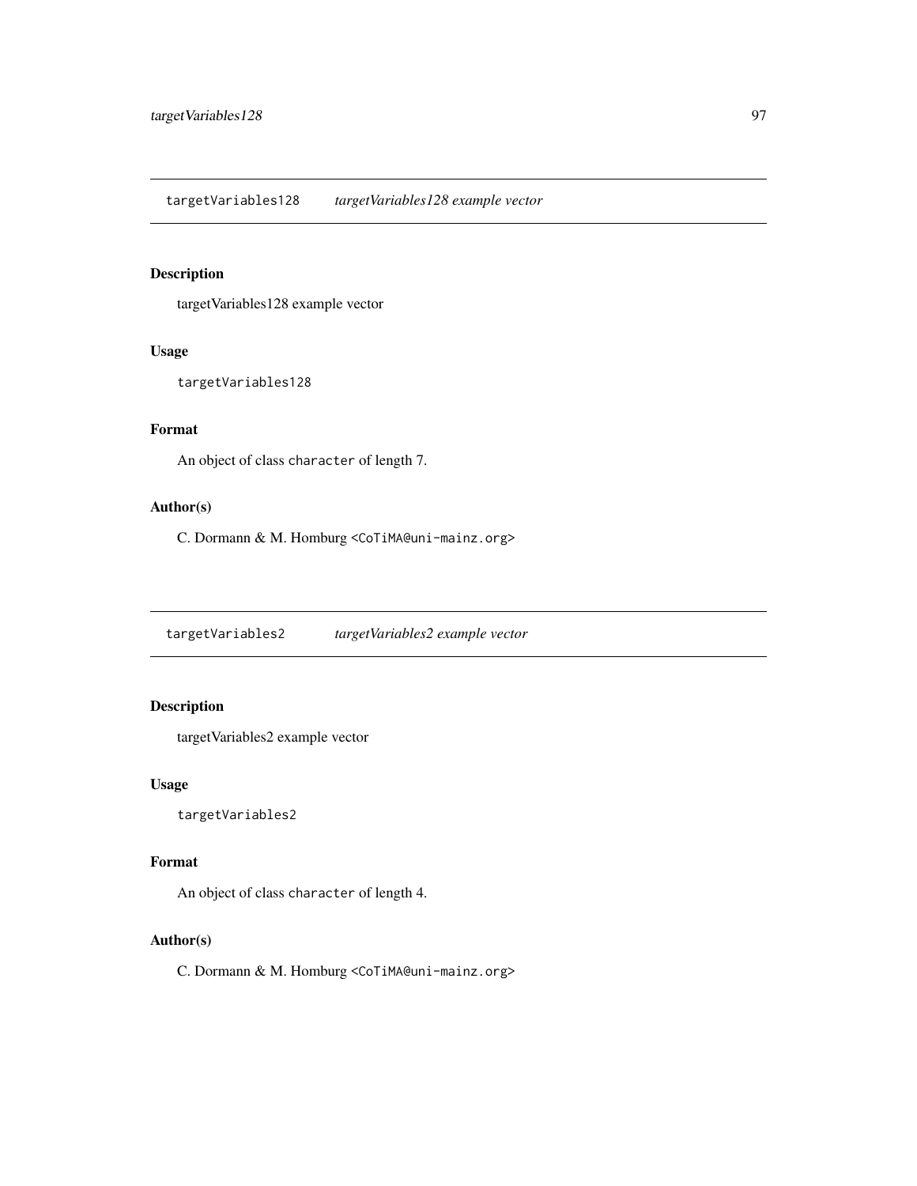## targetVariables128 *targetVariables128 example vector*

### Description

targetVariables128 example vector

### Usage

```
targetVariables128
```

### Format

An object of class `character` of length 7.

### Author(s)

C. Dormann & M. Homburg <CoTiMA@uni-mainz.org>

## targetVariables2 *targetVariables2 example vector*

### Description

targetVariables2 example vector

### Usage

```
targetVariables2
```

### Format

An object of class `character` of length 4.

### Author(s)

C. Dormann & M. Homburg <CoTiMA@uni-mainz.org>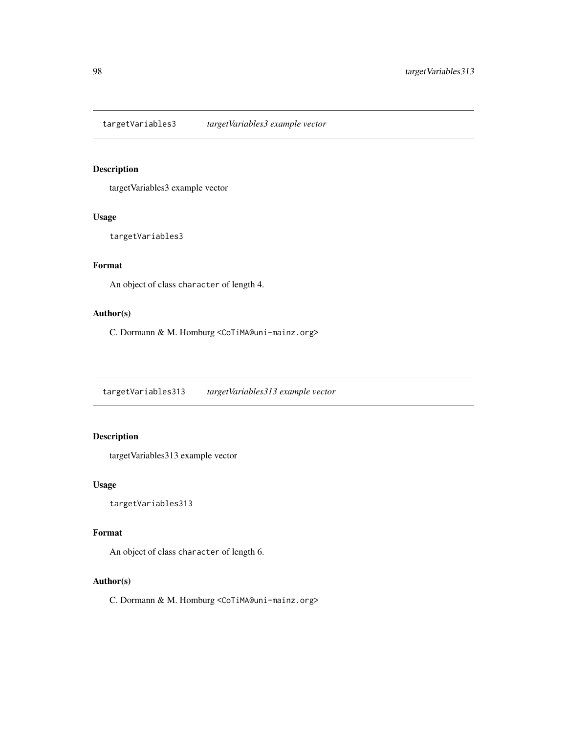## targetVariables3 — *targetVariables3 example vector*

### Description

targetVariables3 example vector

### Usage

```
targetVariables3
```

### Format

An object of class `character` of length 4.

### Author(s)

C. Dormann & M. Homburg <CoTiMA@uni-mainz.org>

## targetVariables313 — *targetVariables313 example vector*

### Description

targetVariables313 example vector

### Usage

```
targetVariables313
```

### Format

An object of class `character` of length 6.

### Author(s)

C. Dormann & M. Homburg <CoTiMA@uni-mainz.org>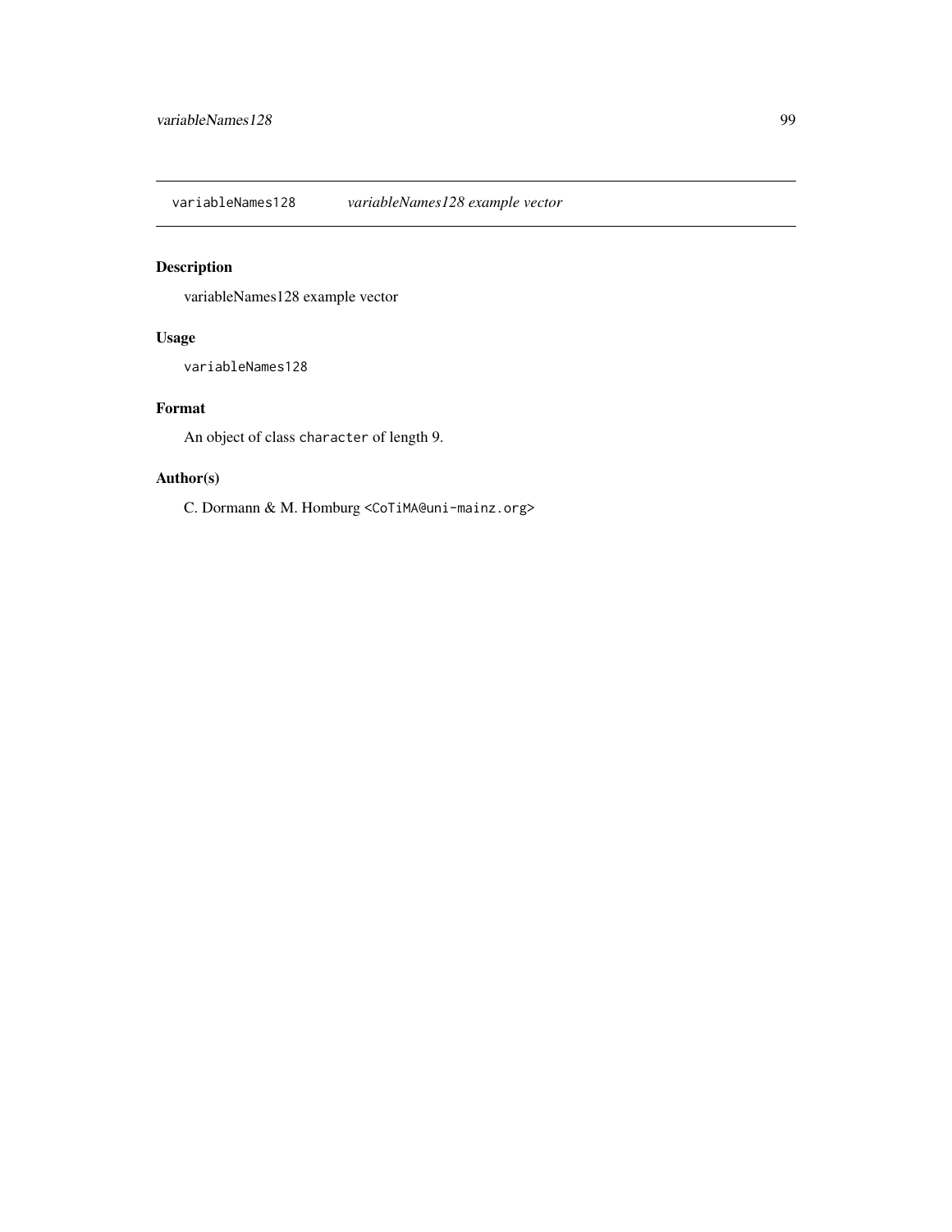## variableNames128 *variableNames128 example vector*

### Description

variableNames128 example vector

### Usage

```
variableNames128
```

### Format

An object of class `character` of length 9.

### Author(s)

C. Dormann & M. Homburg `<CoTiMA@uni-mainz.org>`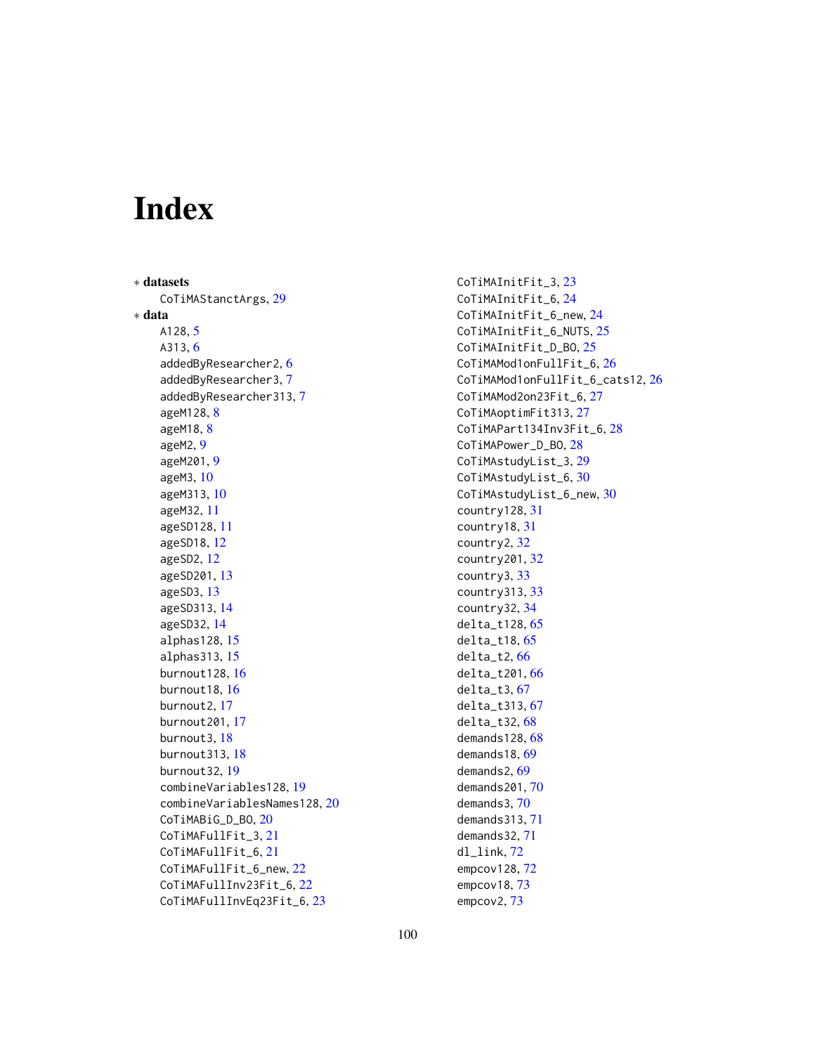# Index

* **datasets**
    - CoTiMAStanctArgs, 29
* **data**
    - A128, 5
    - A313, 6
    - addedByResearcher2, 6
    - addedByResearcher3, 7
    - addedByResearcher313, 7
    - ageM128, 8
    - ageM18, 8
    - ageM2, 9
    - ageM201, 9
    - ageM3, 10
    - ageM313, 10
    - ageM32, 11
    - ageSD128, 11
    - ageSD18, 12
    - ageSD2, 12
    - ageSD201, 13
    - ageSD3, 13
    - ageSD313, 14
    - ageSD32, 14
    - alphas128, 15
    - alphas313, 15
    - burnout128, 16
    - burnout18, 16
    - burnout2, 17
    - burnout201, 17
    - burnout3, 18
    - burnout313, 18
    - burnout32, 19
    - combineVariables128, 19
    - combineVariablesNames128, 20
    - CoTiMABiG_D_BO, 20
    - CoTiMAFullFit_3, 21
    - CoTiMAFullFit_6, 21
    - CoTiMAFullFit_6_new, 22
    - CoTiMAFullInv23Fit_6, 22
    - CoTiMAFullInvEq23Fit_6, 23
    - CoTiMAInitFit_3, 23
    - CoTiMAInitFit_6, 24
    - CoTiMAInitFit_6_new, 24
    - CoTiMAInitFit_6_NUTS, 25
    - CoTiMAInitFit_D_BO, 25
    - CoTiMAMod1onFullFit_6, 26
    - CoTiMAMod1onFullFit_6_cats12, 26
    - CoTiMAMod2on23Fit_6, 27
    - CoTiMAoptimFit313, 27
    - CoTiMAPart134Inv3Fit_6, 28
    - CoTiMAPower_D_BO, 28
    - CoTiMAstudyList_3, 29
    - CoTiMAstudyList_6, 30
    - CoTiMAstudyList_6_new, 30
    - country128, 31
    - country18, 31
    - country2, 32
    - country201, 32
    - country3, 33
    - country313, 33
    - country32, 34
    - delta_t128, 65
    - delta_t18, 65
    - delta_t2, 66
    - delta_t201, 66
    - delta_t3, 67
    - delta_t313, 67
    - delta_t32, 68
    - demands128, 68
    - demands18, 69
    - demands2, 69
    - demands201, 70
    - demands3, 70
    - demands313, 71
    - demands32, 71
    - dl_link, 72
    - empcov128, 72
    - empcov18, 73
    - empcov2, 73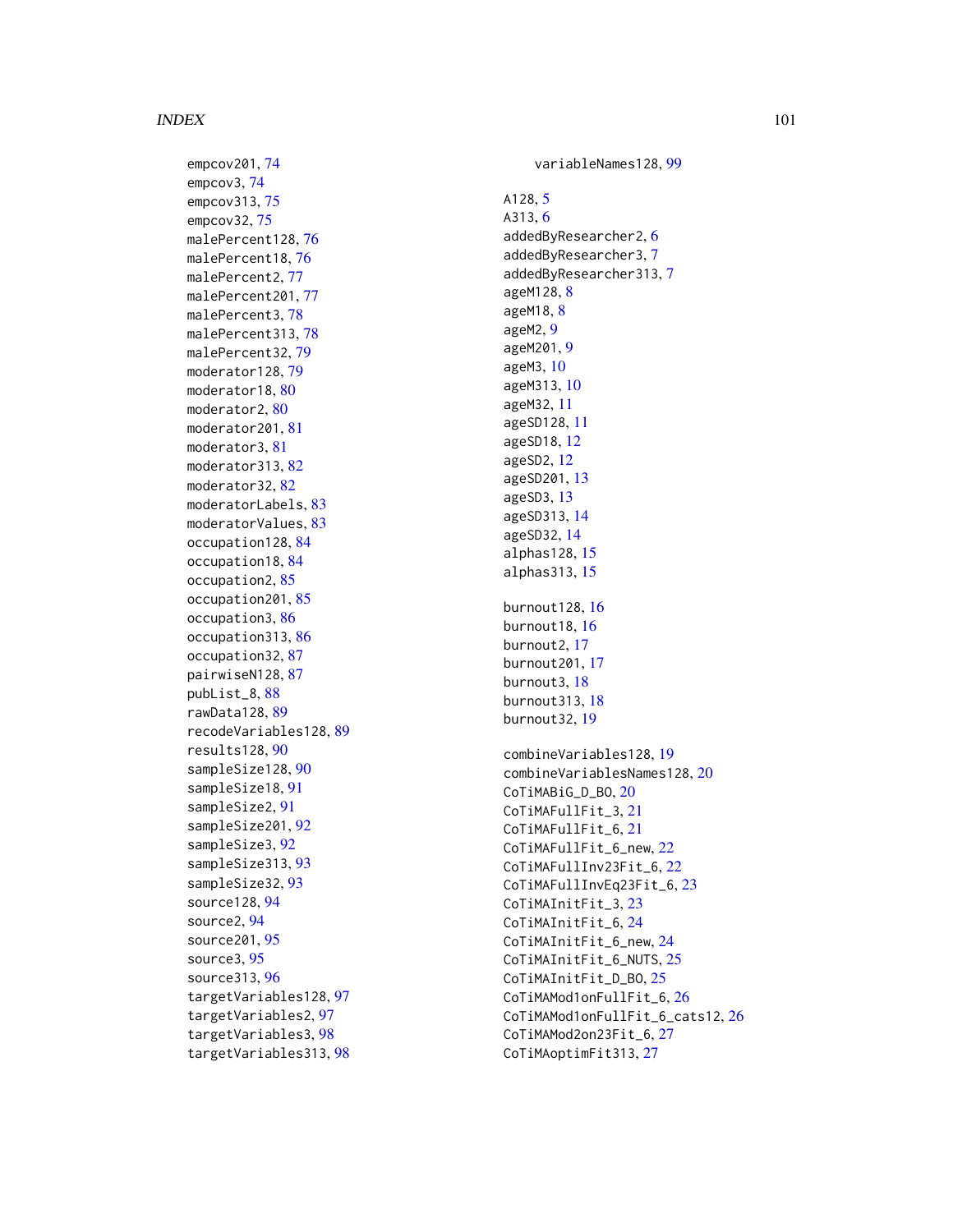empcov201, 74
empcov3, 74
empcov313, 75
empcov32, 75
malePercent128, 76
malePercent18, 76
malePercent2, 77
malePercent201, 77
malePercent3, 78
malePercent313, 78
malePercent32, 79
moderator128, 79
moderator18, 80
moderator2, 80
moderator201, 81
moderator3, 81
moderator313, 82
moderator32, 82
moderatorLabels, 83
moderatorValues, 83
occupation128, 84
occupation18, 84
occupation2, 85
occupation201, 85
occupation3, 86
occupation313, 86
occupation32, 87
pairwiseN128, 87
publist_8, 88
rawData128, 89
recodeVariables128, 89
results128, 90
sampleSize128, 90
sampleSize18, 91
sampleSize2, 91
sampleSize201, 92
sampleSize3, 92
sampleSize313, 93
sampleSize32, 93
source128, 94
source2, 94
source201, 95
source3, 95
source313, 96
targetVariables128, 97
targetVariables2, 97
targetVariables3, 98
targetVariables313, 98
variableNames128, 99

A128, 5
A313, 6
addedByResearcher2, 6
addedByResearcher3, 7
addedByResearcher313, 7
ageM128, 8
ageM18, 8
ageM2, 9
ageM201, 9
ageM3, 10
ageM313, 10
ageM32, 11
ageSD128, 11
ageSD18, 12
ageSD2, 12
ageSD201, 13
ageSD3, 13
ageSD313, 14
ageSD32, 14
alphas128, 15
alphas313, 15

burnout128, 16
burnout18, 16
burnout2, 17
burnout201, 17
burnout3, 18
burnout313, 18
burnout32, 19

combineVariables128, 19
combineVariablesNames128, 20
CoTiMABiG_D_BO, 20
CoTiMAFullFit_3, 21
CoTiMAFullFit_6, 21
CoTiMAFullFit_6_new, 22
CoTiMAFullInv23Fit_6, 22
CoTiMAFullInvEq23Fit_6, 23
CoTiMAInitFit_3, 23
CoTiMAInitFit_6, 24
CoTiMAInitFit_6_new, 24
CoTiMAInitFit_6_NUTS, 25
CoTiMAInitFit_D_BO, 25
CoTiMAMod1onFullFit_6, 26
CoTiMAMod1onFullFit_6_cats12, 26
CoTiMAMod2on23Fit_6, 27
CoTiMAoptimFit313, 27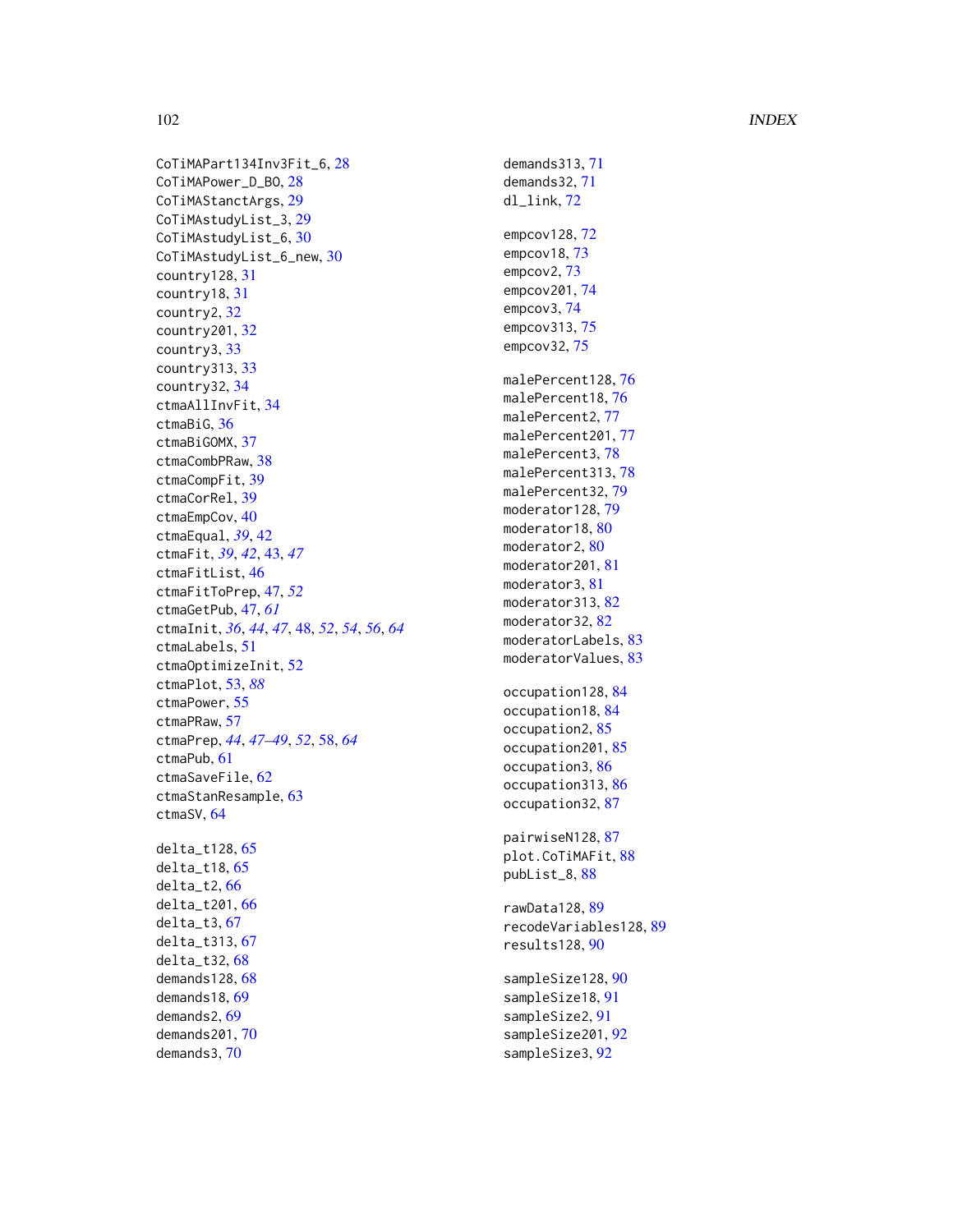CoTiMAPart134Inv3Fit_6, 28
CoTiMAPower_D_BO, 28
CoTiMAStanctArgs, 29
CoTiMAstudyList_3, 29
CoTiMAstudyList_6, 30
CoTiMAstudyList_6_new, 30
country128, 31
country18, 31
country2, 32
country201, 32
country3, 33
country313, 33
country32, 34
ctmaAllInvFit, 34
ctmaBiG, 36
ctmaBiGOMX, 37
ctmaCombPRaw, 38
ctmaCompFit, 39
ctmaCorRel, 39
ctmaEmpCov, 40
ctmaEqual, *39*, 42
ctmaFit, *39*, *42*, 43, *47*
ctmaFitList, 46
ctmaFitToPrep, 47, *52*
ctmaGetPub, 47, *61*
ctmaInit, *36*, *44*, *47*, 48, *52*, *54*, *56*, *64*
ctmaLabels, 51
ctmaOptimizeInit, 52
ctmaPlot, 53, *88*
ctmaPower, 55
ctmaPRaw, 57
ctmaPrep, *44*, *47–49*, *52*, 58, *64*
ctmaPub, 61
ctmaSaveFile, 62
ctmaStanResample, 63
ctmaSV, 64

delta_t128, 65
delta_t18, 65
delta_t2, 66
delta_t201, 66
delta_t3, 67
delta_t313, 67
delta_t32, 68
demands128, 68
demands18, 69
demands2, 69
demands201, 70
demands3, 70
demands313, 71
demands32, 71
dl_link, 72

empcov128, 72
empcov18, 73
empcov2, 73
empcov201, 74
empcov3, 74
empcov313, 75
empcov32, 75

malePercent128, 76
malePercent18, 76
malePercent2, 77
malePercent201, 77
malePercent3, 78
malePercent313, 78
malePercent32, 79
moderator128, 79
moderator18, 80
moderator2, 80
moderator201, 81
moderator3, 81
moderator313, 82
moderator32, 82
moderatorLabels, 83
moderatorValues, 83

occupation128, 84
occupation18, 84
occupation2, 85
occupation201, 85
occupation3, 86
occupation313, 86
occupation32, 87

pairwiseN128, 87
plot.CoTiMAFit, 88
publist_8, 88

rawData128, 89
recodeVariables128, 89
results128, 90

sampleSize128, 90
sampleSize18, 91
sampleSize2, 91
sampleSize201, 92
sampleSize3, 92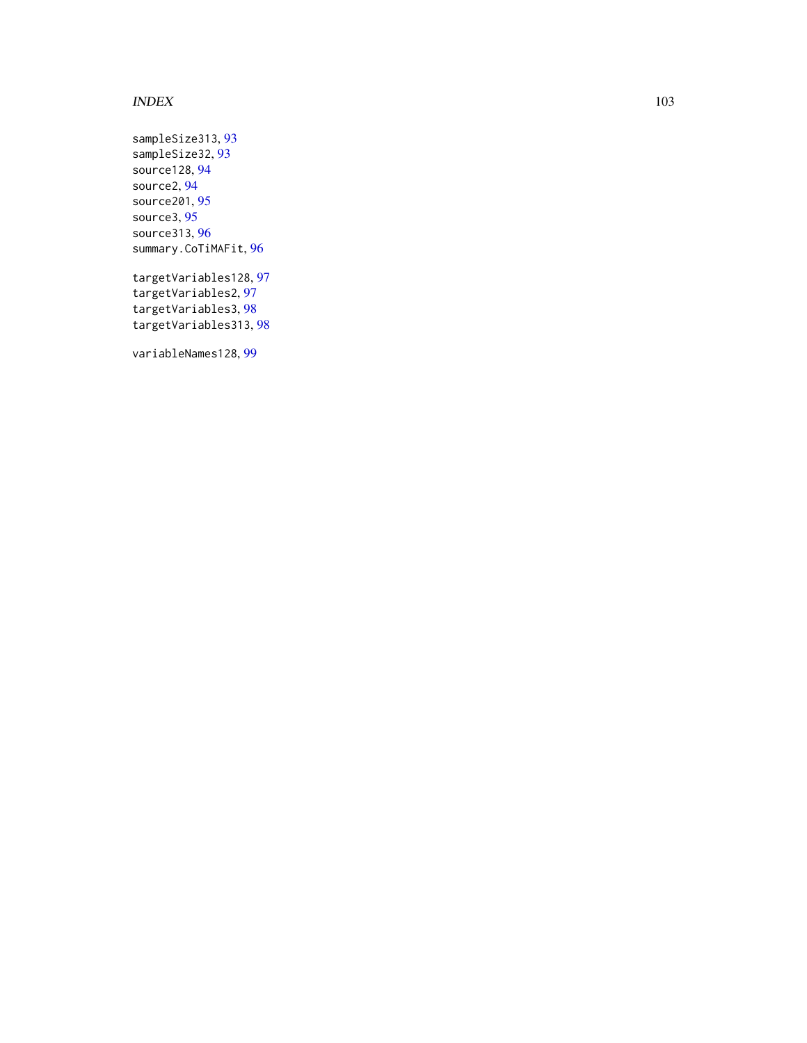sampleSize313, 93  
sampleSize32, 93  
source128, 94  
source2, 94  
source201, 95  
source3, 95  
source313, 96  
summary.CoTiMAFit, 96

targetVariables128, 97  
targetVariables2, 97  
targetVariables3, 98  
targetVariables313, 98

variableNames128, 99